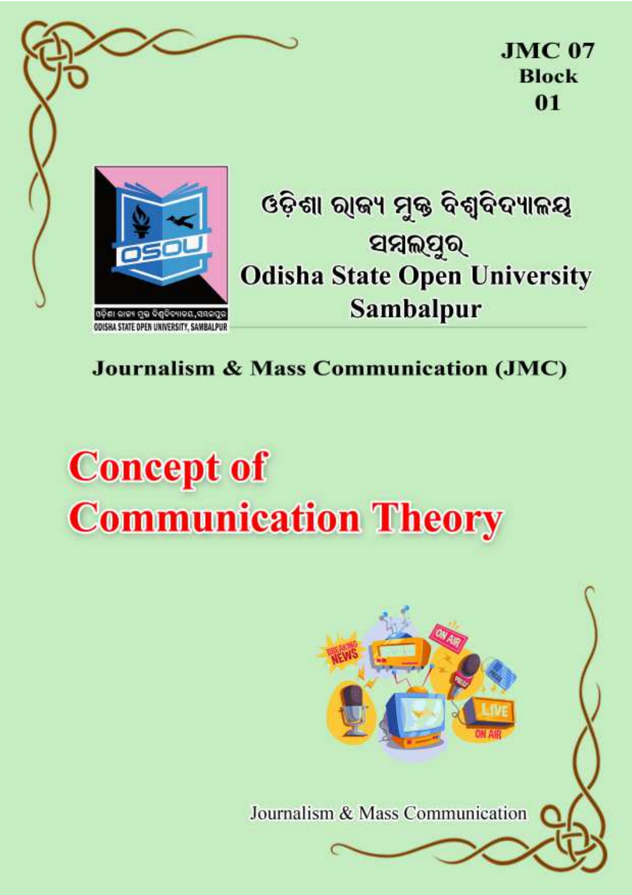**JMC 07**
**Block**
**01**

ଓଡ଼ିଶା ରାଜ୍ୟ ମୁକ୍ତ ବିଶ୍ୱବିଦ୍ୟାଳୟ
ସମ୍ବଲପୁର
**Odisha State Open University**
**Sambalpur**

**Journalism & Mass Communication (JMC)**

# Concept of Communication Theory

Journalism & Mass Communication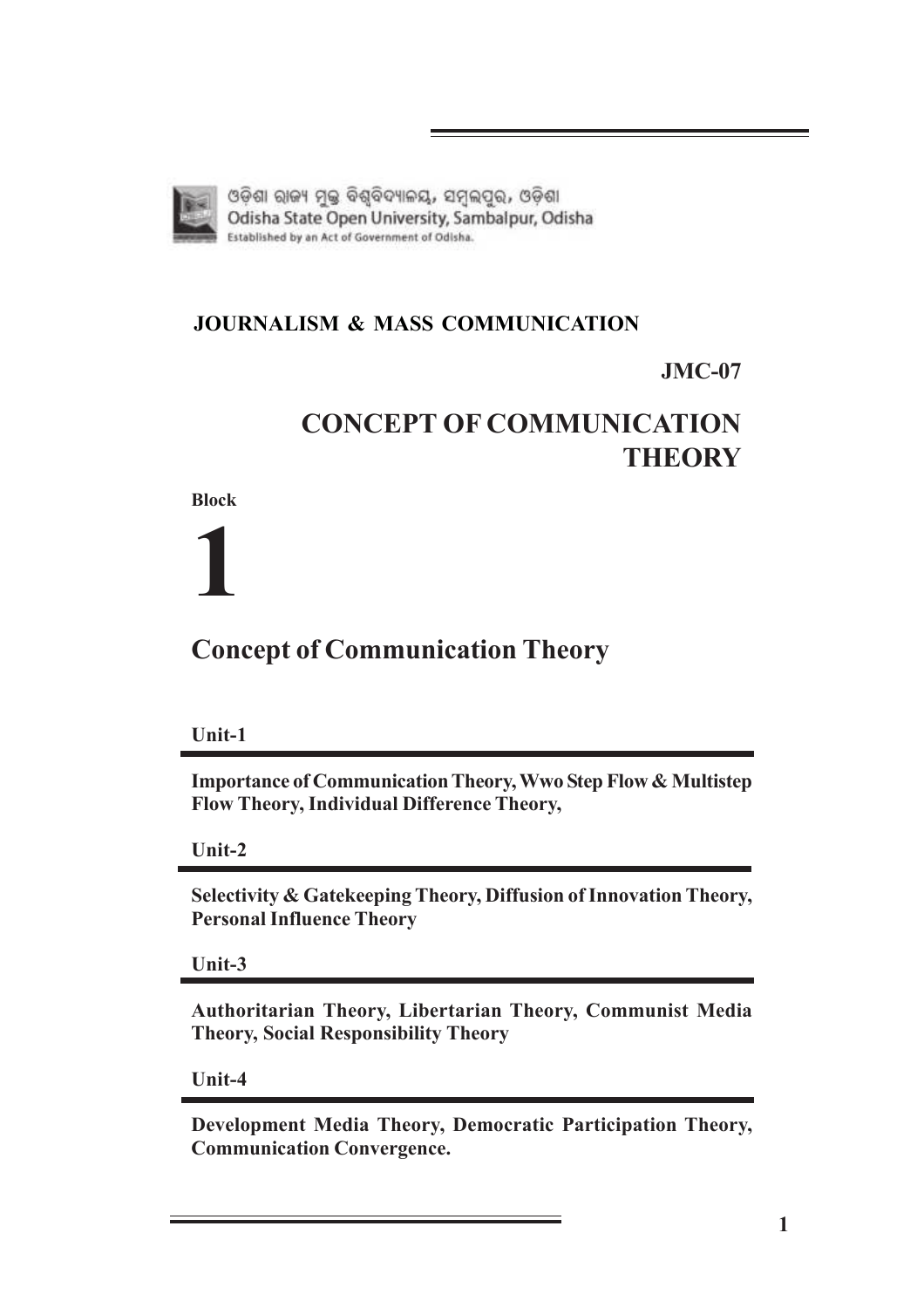ଓଡ଼ିଶା ରାଜ୍ୟ ମୁକ୍ତ ବିଶ୍ୱବିଦ୍ୟାଳୟ, ସମ୍ବଲପୁର, ଓଡ଼ିଶା
Odisha State Open University, Sambalpur, Odisha
Established by an Act of Government of Odisha.

**JOURNALISM & MASS COMMUNICATION**

**JMC-07**

# CONCEPT OF COMMUNICATION THEORY

**Block**

# 1

## Concept of Communication Theory

**Unit-1**

**Importance of Communication Theory, Wwo Step Flow & Multistep Flow Theory, Individual Difference Theory,**

**Unit-2**

**Selectivity & Gatekeeping Theory, Diffusion of Innovation Theory, Personal Influence Theory**

**Unit-3**

**Authoritarian Theory, Libertarian Theory, Communist Media Theory, Social Responsibility Theory**

**Unit-4**

**Development Media Theory, Democratic Participation Theory, Communication Convergence.**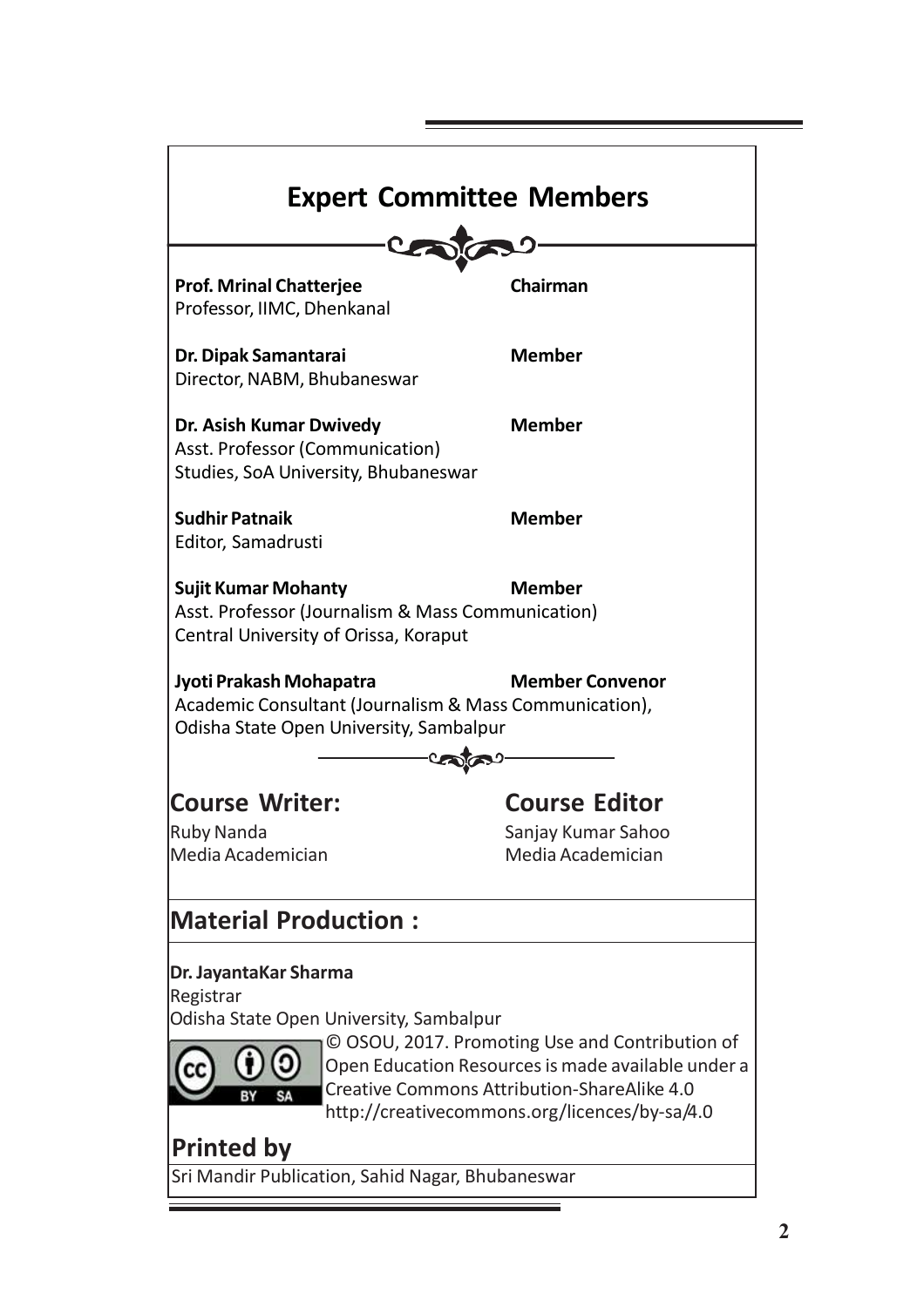# Expert Committee Members

**Prof. Mrinal Chatterjee** — **Chairman**
Professor, IIMC, Dhenkanal

**Dr. Dipak Samantarai** — **Member**
Director, NABM, Bhubaneswar

**Dr. Asish Kumar Dwivedy** — **Member**
Asst. Professor (Communication)
Studies, SoA University, Bhubaneswar

**Sudhir Patnaik** — **Member**
Editor, Samadrusti

**Sujit Kumar Mohanty** — **Member**
Asst. Professor (Journalism & Mass Communication)
Central University of Orissa, Koraput

**Jyoti Prakash Mohapatra** — **Member Convenor**
Academic Consultant (Journalism & Mass Communication),
Odisha State Open University, Sambalpur

## Course Writer:

Ruby Nanda
Media Academician

## Course Editor

Sanjay Kumar Sahoo
Media Academician

## Material Production :

**Dr. JayantaKar Sharma**
Registrar
Odisha State Open University, Sambalpur

© OSOU, 2017. Promoting Use and Contribution of Open Education Resources is made available under a Creative Commons Attribution-ShareAlike 4.0 http://creativecommons.org/licences/by-sa/4.0

## Printed by

Sri Mandir Publication, Sahid Nagar, Bhubaneswar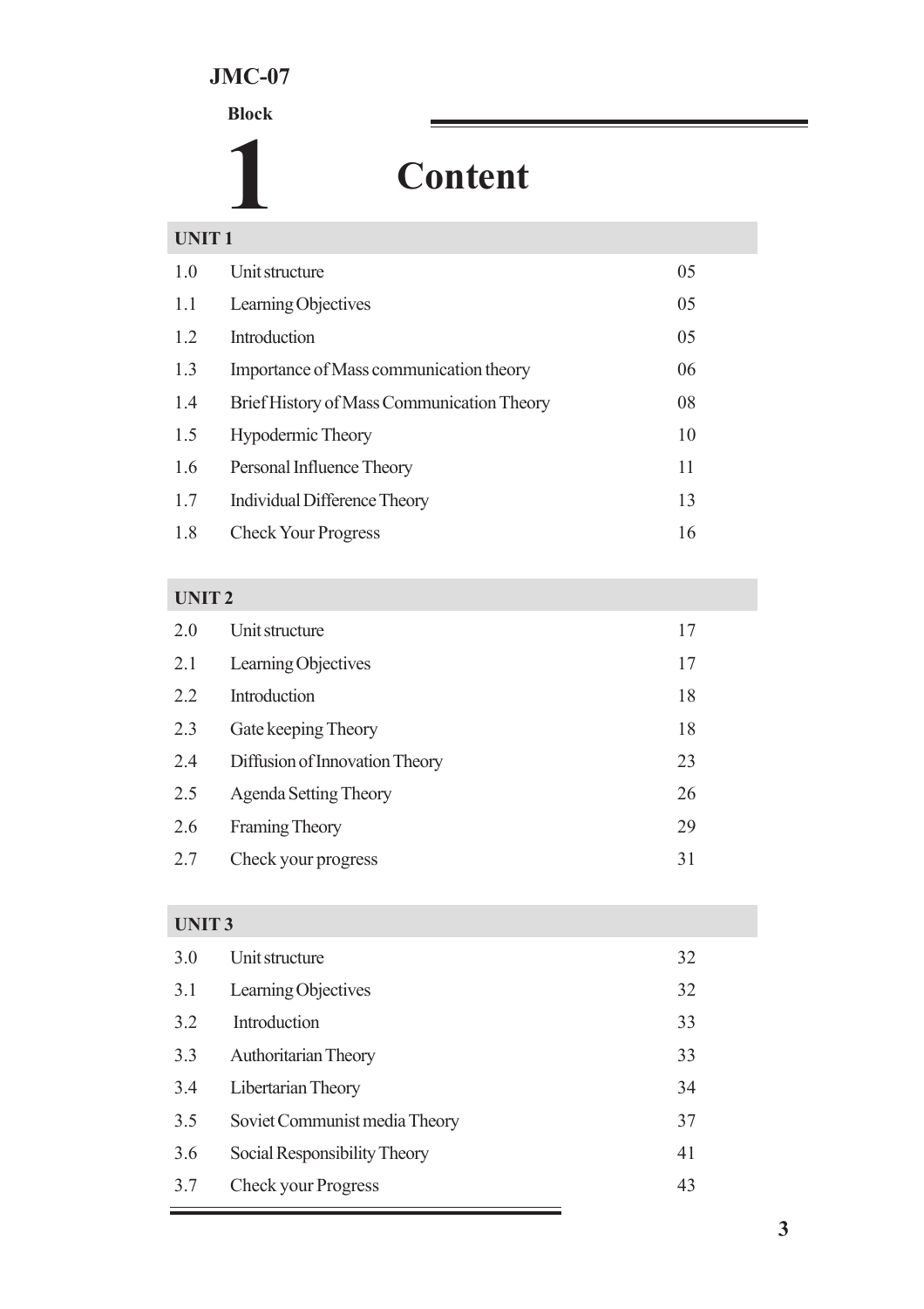**JMC-07**

**Block**

# 1 Content

| **UNIT 1** | | |
|---|---|---|
| 1.0 | Unit structure | 05 |
| 1.1 | Learning Objectives | 05 |
| 1.2 | Introduction | 05 |
| 1.3 | Importance of Mass communication theory | 06 |
| 1.4 | Brief History of Mass Communication Theory | 08 |
| 1.5 | Hypodermic Theory | 10 |
| 1.6 | Personal Influence Theory | 11 |
| 1.7 | Individual Difference Theory | 13 |
| 1.8 | Check Your Progress | 16 |

| **UNIT 2** | | |
|---|---|---|
| 2.0 | Unit structure | 17 |
| 2.1 | Learning Objectives | 17 |
| 2.2 | Introduction | 18 |
| 2.3 | Gate keeping Theory | 18 |
| 2.4 | Diffusion of Innovation Theory | 23 |
| 2.5 | Agenda Setting Theory | 26 |
| 2.6 | Framing Theory | 29 |
| 2.7 | Check your progress | 31 |

| **UNIT 3** | | |
|---|---|---|
| 3.0 | Unit structure | 32 |
| 3.1 | Learning Objectives | 32 |
| 3.2 | Introduction | 33 |
| 3.3 | Authoritarian Theory | 33 |
| 3.4 | Libertarian Theory | 34 |
| 3.5 | Soviet Communist media Theory | 37 |
| 3.6 | Social Responsibility Theory | 41 |
| 3.7 | Check your Progress | 43 |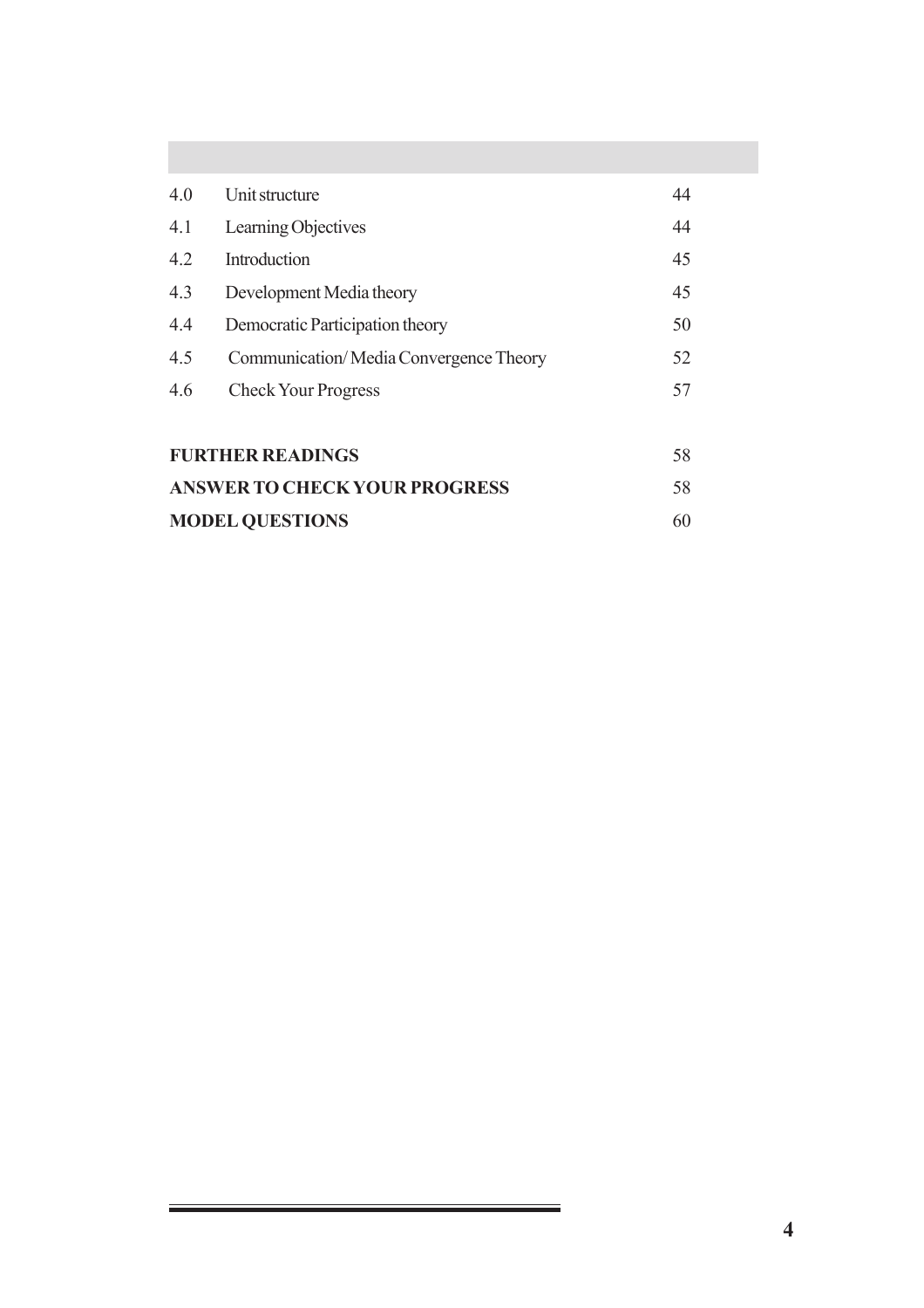| | | |
|---|---|---|
| 4.0 | Unit structure | 44 |
| 4.1 | Learning Objectives | 44 |
| 4.2 | Introduction | 45 |
| 4.3 | Development Media theory | 45 |
| 4.4 | Democratic Participation theory | 50 |
| 4.5 | Communication/ Media Convergence Theory | 52 |
| 4.6 | Check Your Progress | 57 |

| | |
|---|---|
| **FURTHER READINGS** | 58 |
| **ANSWER TO CHECK YOUR PROGRESS** | 58 |
| **MODEL QUESTIONS** | 60 |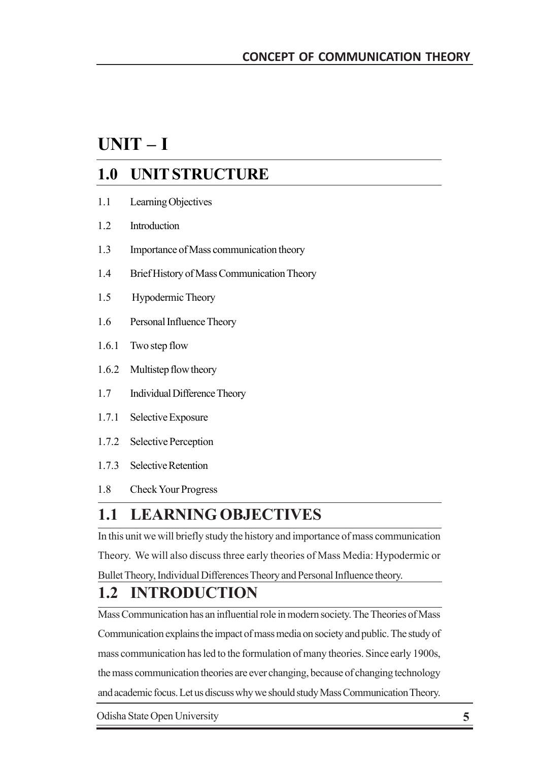# UNIT – I

## 1.0 UNIT STRUCTURE

1.1 Learning Objectives

1.2 Introduction

1.3 Importance of Mass communication theory

1.4 Brief History of Mass Communication Theory

1.5 Hypodermic Theory

1.6 Personal Influence Theory

1.6.1 Two step flow

1.6.2 Multistep flow theory

1.7 Individual Difference Theory

1.7.1 Selective Exposure

1.7.2 Selective Perception

1.7.3 Selective Retention

1.8 Check Your Progress

## 1.1 LEARNING OBJECTIVES

In this unit we will briefly study the history and importance of mass communication Theory. We will also discuss three early theories of Mass Media: Hypodermic or Bullet Theory, Individual Differences Theory and Personal Influence theory.

## 1.2 INTRODUCTION

Mass Communication has an influential role in modern society. The Theories of Mass Communication explains the impact of mass media on society and public. The study of mass communication has led to the formulation of many theories. Since early 1900s, the mass communication theories are ever changing, because of changing technology and academic focus. Let us discuss why we should study Mass Communication Theory.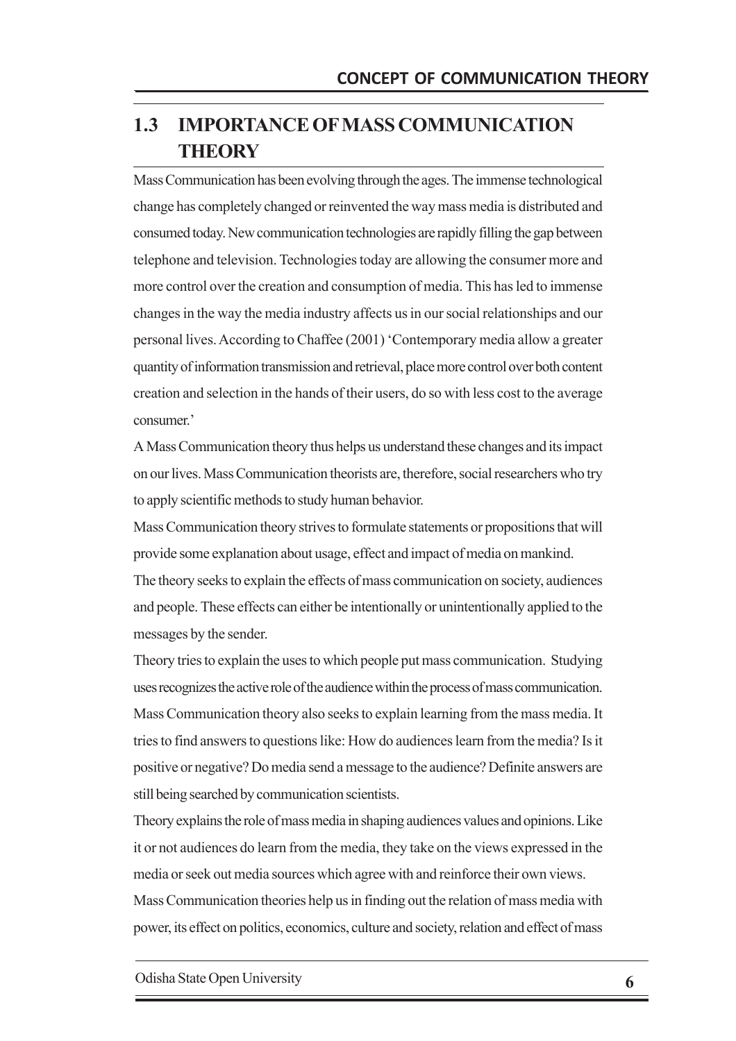## 1.3 IMPORTANCE OF MASS COMMUNICATION THEORY

Mass Communication has been evolving through the ages. The immense technological change has completely changed or reinvented the way mass media is distributed and consumed today. New communication technologies are rapidly filling the gap between telephone and television. Technologies today are allowing the consumer more and more control over the creation and consumption of media. This has led to immense changes in the way the media industry affects us in our social relationships and our personal lives. According to Chaffee (2001) 'Contemporary media allow a greater quantity of information transmission and retrieval, place more control over both content creation and selection in the hands of their users, do so with less cost to the average consumer.'

A Mass Communication theory thus helps us understand these changes and its impact on our lives. Mass Communication theorists are, therefore, social researchers who try to apply scientific methods to study human behavior.

Mass Communication theory strives to formulate statements or propositions that will provide some explanation about usage, effect and impact of media on mankind.

The theory seeks to explain the effects of mass communication on society, audiences and people. These effects can either be intentionally or unintentionally applied to the messages by the sender.

Theory tries to explain the uses to which people put mass communication. Studying uses recognizes the active role of the audience within the process of mass communication.

Mass Communication theory also seeks to explain learning from the mass media. It tries to find answers to questions like: How do audiences learn from the media? Is it positive or negative? Do media send a message to the audience? Definite answers are still being searched by communication scientists.

Theory explains the role of mass media in shaping audiences values and opinions. Like it or not audiences do learn from the media, they take on the views expressed in the media or seek out media sources which agree with and reinforce their own views.

Mass Communication theories help us in finding out the relation of mass media with power, its effect on politics, economics, culture and society, relation and effect of mass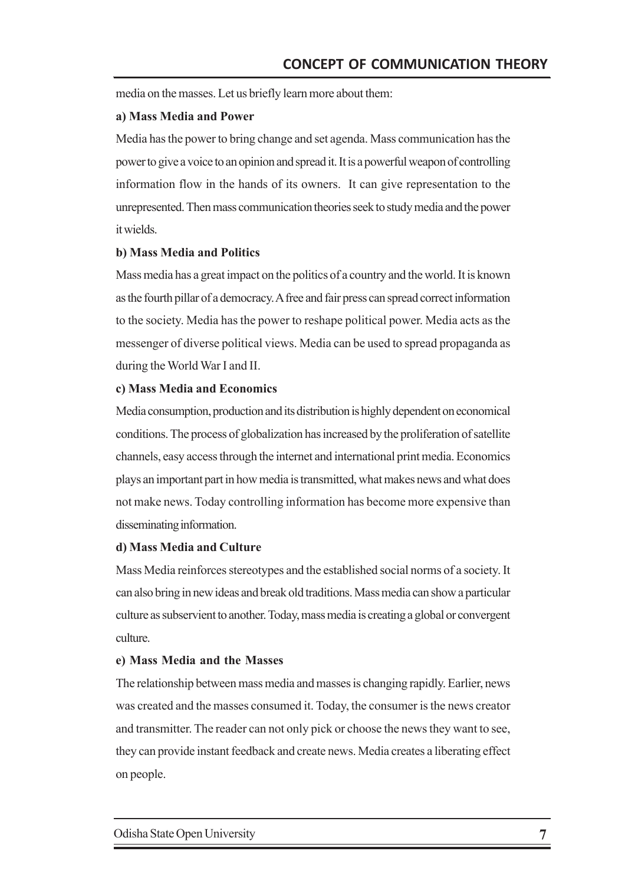media on the masses. Let us briefly learn more about them:

**a) Mass Media and Power**

Media has the power to bring change and set agenda. Mass communication has the power to give a voice to an opinion and spread it. It is a powerful weapon of controlling information flow in the hands of its owners. It can give representation to the unrepresented. Then mass communication theories seek to study media and the power it wields.

**b) Mass Media and Politics**

Mass media has a great impact on the politics of a country and the world. It is known as the fourth pillar of a democracy. A free and fair press can spread correct information to the society. Media has the power to reshape political power. Media acts as the messenger of diverse political views. Media can be used to spread propaganda as during the World War I and II.

**c) Mass Media and Economics**

Media consumption, production and its distribution is highly dependent on economical conditions. The process of globalization has increased by the proliferation of satellite channels, easy access through the internet and international print media. Economics plays an important part in how media is transmitted, what makes news and what does not make news. Today controlling information has become more expensive than disseminating information.

**d) Mass Media and Culture**

Mass Media reinforces stereotypes and the established social norms of a society. It can also bring in new ideas and break old traditions. Mass media can show a particular culture as subservient to another. Today, mass media is creating a global or convergent culture.

**e) Mass Media and the Masses**

The relationship between mass media and masses is changing rapidly. Earlier, news was created and the masses consumed it. Today, the consumer is the news creator and transmitter. The reader can not only pick or choose the news they want to see, they can provide instant feedback and create news. Media creates a liberating effect on people.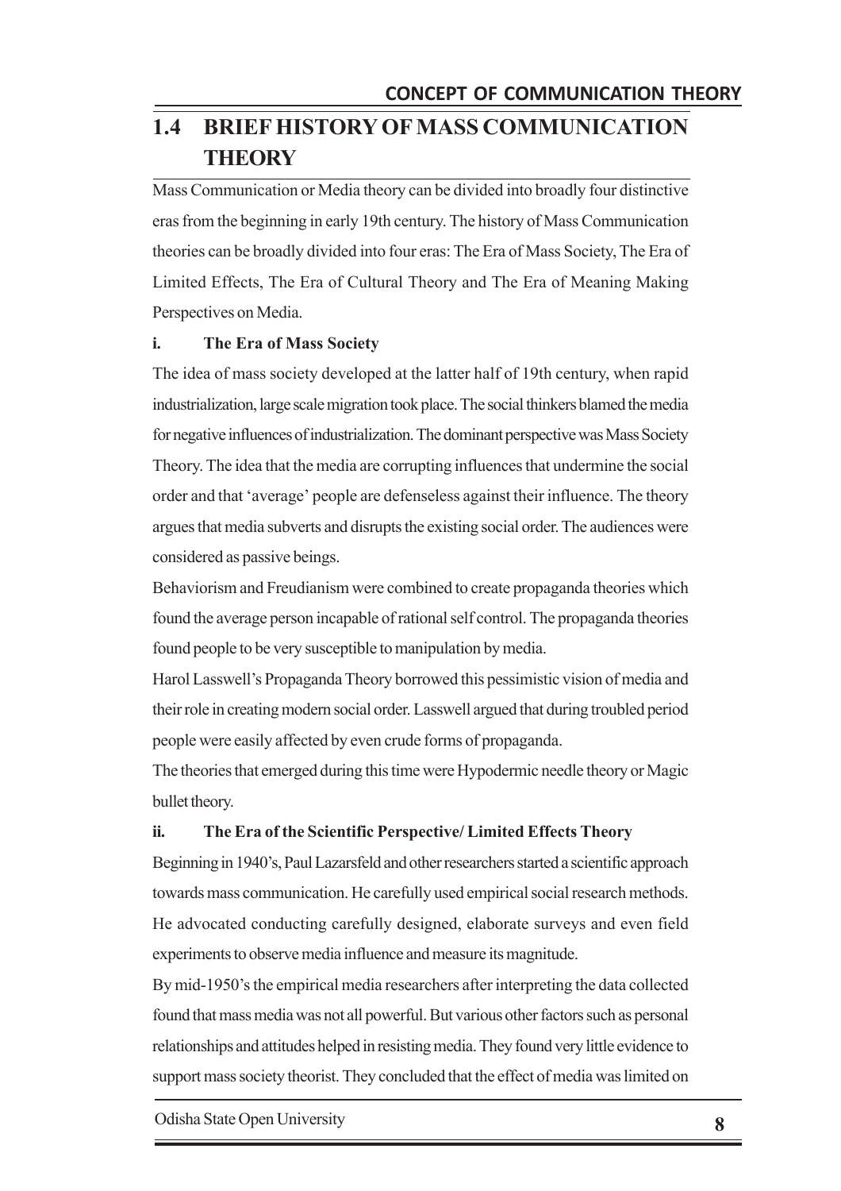## 1.4 BRIEF HISTORY OF MASS COMMUNICATION THEORY

Mass Communication or Media theory can be divided into broadly four distinctive eras from the beginning in early 19th century. The history of Mass Communication theories can be broadly divided into four eras: The Era of Mass Society, The Era of Limited Effects, The Era of Cultural Theory and The Era of Meaning Making Perspectives on Media.

**i. The Era of Mass Society**

The idea of mass society developed at the latter half of 19th century, when rapid industrialization, large scale migration took place. The social thinkers blamed the media for negative influences of industrialization. The dominant perspective was Mass Society Theory. The idea that the media are corrupting influences that undermine the social order and that 'average' people are defenseless against their influence. The theory argues that media subverts and disrupts the existing social order. The audiences were considered as passive beings.

Behaviorism and Freudianism were combined to create propaganda theories which found the average person incapable of rational self control. The propaganda theories found people to be very susceptible to manipulation by media.

Harol Lasswell's Propaganda Theory borrowed this pessimistic vision of media and their role in creating modern social order. Lasswell argued that during troubled period people were easily affected by even crude forms of propaganda.

The theories that emerged during this time were Hypodermic needle theory or Magic bullet theory.

**ii. The Era of the Scientific Perspective/ Limited Effects Theory**

Beginning in 1940's, Paul Lazarsfeld and other researchers started a scientific approach towards mass communication. He carefully used empirical social research methods. He advocated conducting carefully designed, elaborate surveys and even field experiments to observe media influence and measure its magnitude.

By mid-1950's the empirical media researchers after interpreting the data collected found that mass media was not all powerful. But various other factors such as personal relationships and attitudes helped in resisting media. They found very little evidence to support mass society theorist. They concluded that the effect of media was limited on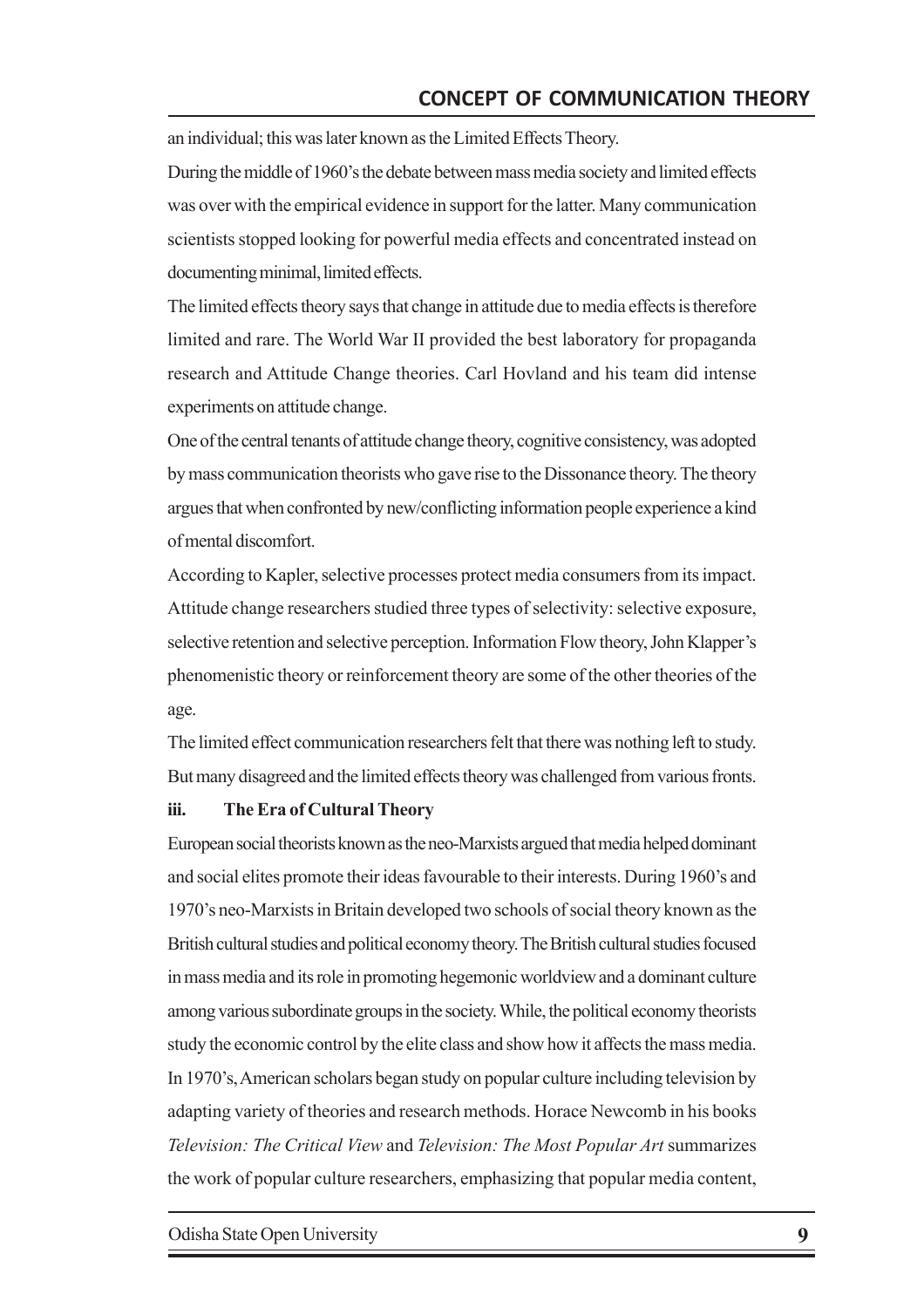an individual; this was later known as the Limited Effects Theory.

During the middle of 1960's the debate between mass media society and limited effects was over with the empirical evidence in support for the latter. Many communication scientists stopped looking for powerful media effects and concentrated instead on documenting minimal, limited effects.

The limited effects theory says that change in attitude due to media effects is therefore limited and rare. The World War II provided the best laboratory for propaganda research and Attitude Change theories. Carl Hovland and his team did intense experiments on attitude change.

One of the central tenants of attitude change theory, cognitive consistency, was adopted by mass communication theorists who gave rise to the Dissonance theory. The theory argues that when confronted by new/conflicting information people experience a kind of mental discomfort.

According to Kapler, selective processes protect media consumers from its impact. Attitude change researchers studied three types of selectivity: selective exposure, selective retention and selective perception. Information Flow theory, John Klapper's phenomenistic theory or reinforcement theory are some of the other theories of the age.

The limited effect communication researchers felt that there was nothing left to study. But many disagreed and the limited effects theory was challenged from various fronts.

**iii. The Era of Cultural Theory**

European social theorists known as the neo-Marxists argued that media helped dominant and social elites promote their ideas favourable to their interests. During 1960's and 1970's neo-Marxists in Britain developed two schools of social theory known as the British cultural studies and political economy theory. The British cultural studies focused in mass media and its role in promoting hegemonic worldview and a dominant culture among various subordinate groups in the society. While, the political economy theorists study the economic control by the elite class and show how it affects the mass media. In 1970's, American scholars began study on popular culture including television by adapting variety of theories and research methods. Horace Newcomb in his books *Television: The Critical View* and *Television: The Most Popular Art* summarizes the work of popular culture researchers, emphasizing that popular media content,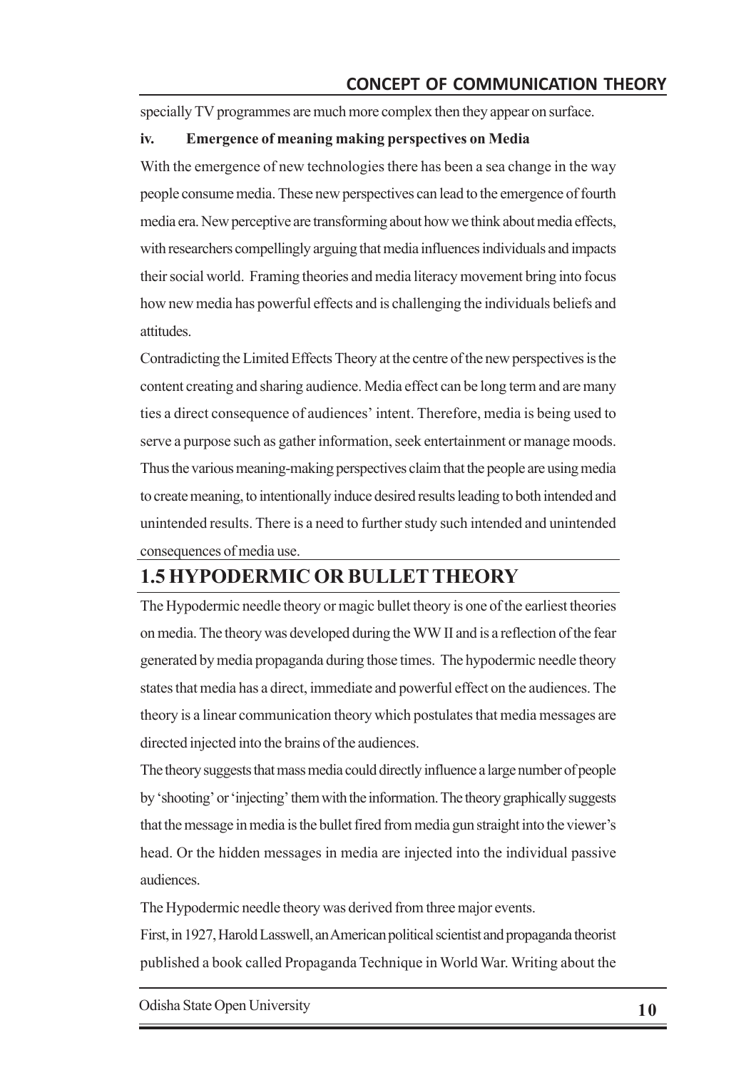specially TV programmes are much more complex then they appear on surface.

**iv. Emergence of meaning making perspectives on Media**

With the emergence of new technologies there has been a sea change in the way people consume media. These new perspectives can lead to the emergence of fourth media era. New perceptive are transforming about how we think about media effects, with researchers compellingly arguing that media influences individuals and impacts their social world. Framing theories and media literacy movement bring into focus how new media has powerful effects and is challenging the individuals beliefs and attitudes.

Contradicting the Limited Effects Theory at the centre of the new perspectives is the content creating and sharing audience. Media effect can be long term and are many ties a direct consequence of audiences' intent. Therefore, media is being used to serve a purpose such as gather information, seek entertainment or manage moods. Thus the various meaning-making perspectives claim that the people are using media to create meaning, to intentionally induce desired results leading to both intended and unintended results. There is a need to further study such intended and unintended consequences of media use.

## 1.5 HYPODERMIC OR BULLET THEORY

The Hypodermic needle theory or magic bullet theory is one of the earliest theories on media. The theory was developed during the WW II and is a reflection of the fear generated by media propaganda during those times. The hypodermic needle theory states that media has a direct, immediate and powerful effect on the audiences. The theory is a linear communication theory which postulates that media messages are directed injected into the brains of the audiences.

The theory suggests that mass media could directly influence a large number of people by 'shooting' or 'injecting' them with the information. The theory graphically suggests that the message in media is the bullet fired from media gun straight into the viewer's head. Or the hidden messages in media are injected into the individual passive audiences.

The Hypodermic needle theory was derived from three major events.

First, in 1927, Harold Lasswell, an American political scientist and propaganda theorist published a book called Propaganda Technique in World War. Writing about the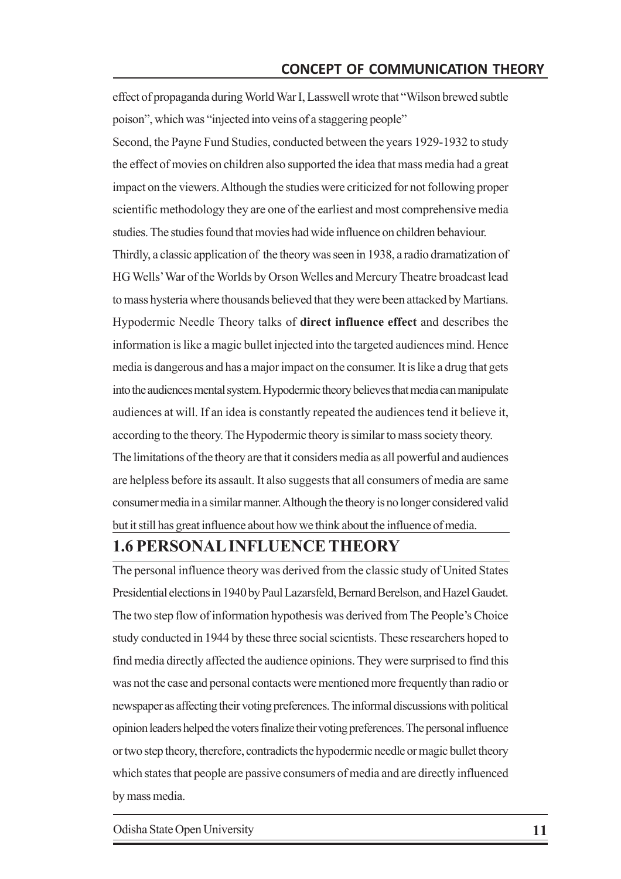effect of propaganda during World War I, Lasswell wrote that "Wilson brewed subtle poison", which was "injected into veins of a staggering people"

Second, the Payne Fund Studies, conducted between the years 1929-1932 to study the effect of movies on children also supported the idea that mass media had a great impact on the viewers. Although the studies were criticized for not following proper scientific methodology they are one of the earliest and most comprehensive media studies. The studies found that movies had wide influence on children behaviour.

Thirdly, a classic application of the theory was seen in 1938, a radio dramatization of HG Wells' War of the Worlds by Orson Welles and Mercury Theatre broadcast lead to mass hysteria where thousands believed that they were been attacked by Martians.

Hypodermic Needle Theory talks of **direct influence effect** and describes the information is like a magic bullet injected into the targeted audiences mind. Hence media is dangerous and has a major impact on the consumer. It is like a drug that gets into the audiences mental system. Hypodermic theory believes that media can manipulate audiences at will. If an idea is constantly repeated the audiences tend it believe it, according to the theory. The Hypodermic theory is similar to mass society theory.

The limitations of the theory are that it considers media as all powerful and audiences are helpless before its assault. It also suggests that all consumers of media are same consumer media in a similar manner. Although the theory is no longer considered valid but it still has great influence about how we think about the influence of media.

## 1.6 PERSONAL INFLUENCE THEORY

The personal influence theory was derived from the classic study of United States Presidential elections in 1940 by Paul Lazarsfeld, Bernard Berelson, and Hazel Gaudet. The two step flow of information hypothesis was derived from The People's Choice study conducted in 1944 by these three social scientists. These researchers hoped to find media directly affected the audience opinions. They were surprised to find this was not the case and personal contacts were mentioned more frequently than radio or newspaper as affecting their voting preferences. The informal discussions with political opinion leaders helped the voters finalize their voting preferences. The personal influence or two step theory, therefore, contradicts the hypodermic needle or magic bullet theory which states that people are passive consumers of media and are directly influenced by mass media.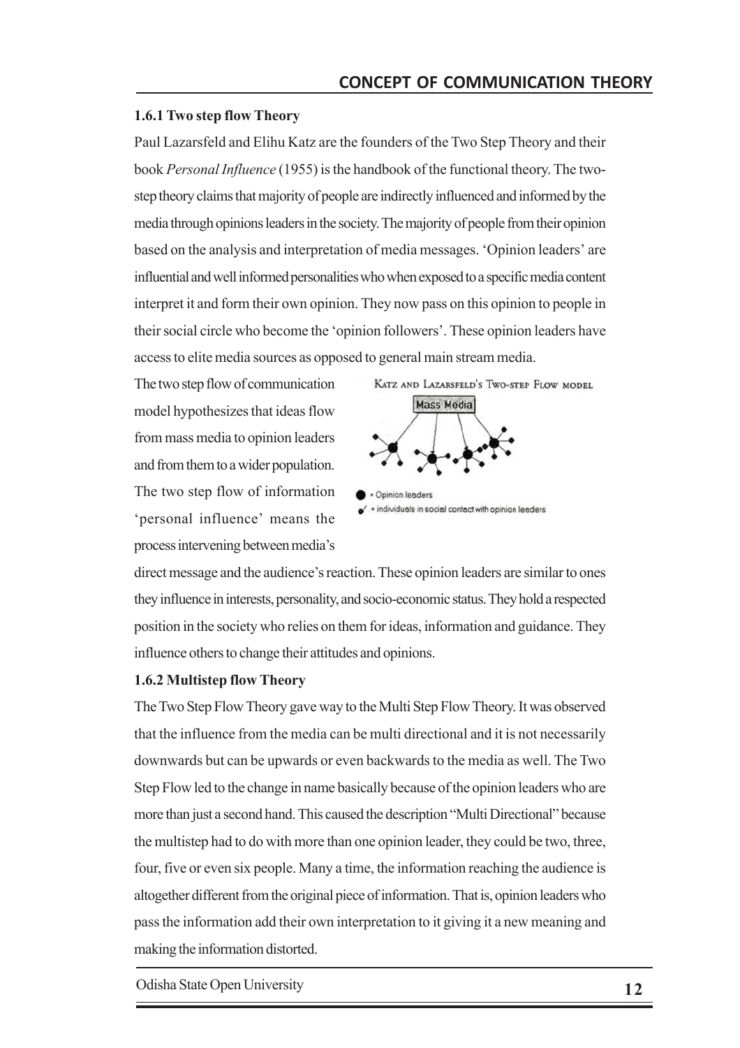### 1.6.1 Two step flow Theory

Paul Lazarsfeld and Elihu Katz are the founders of the Two Step Theory and their book *Personal Influence* (1955) is the handbook of the functional theory. The two-step theory claims that majority of people are indirectly influenced and informed by the media through opinions leaders in the society. The majority of people from their opinion based on the analysis and interpretation of media messages. 'Opinion leaders' are influential and well informed personalities who when exposed to a specific media content interpret it and form their own opinion. They now pass on this opinion to people in their social circle who become the 'opinion followers'. These opinion leaders have access to elite media sources as opposed to general main stream media.

The two step flow of communication model hypothesizes that ideas flow from mass media to opinion leaders and from them to a wider population. The two step flow of information 'personal influence' means the process intervening between media's direct message and the audience's reaction. These opinion leaders are similar to ones they influence in interests, personality, and socio-economic status. They hold a respected position in the society who relies on them for ideas, information and guidance. They influence others to change their attitudes and opinions.

KATZ AND LAZARSFELD'S TWO-STEP FLOW MODEL

Mass Media

● = Opinion leaders

= individuals in social contact with opinion leaders

### 1.6.2 Multistep flow Theory

The Two Step Flow Theory gave way to the Multi Step Flow Theory. It was observed that the influence from the media can be multi directional and it is not necessarily downwards but can be upwards or even backwards to the media as well. The Two Step Flow led to the change in name basically because of the opinion leaders who are more than just a second hand. This caused the description "Multi Directional" because the multistep had to do with more than one opinion leader, they could be two, three, four, five or even six people. Many a time, the information reaching the audience is altogether different from the original piece of information. That is, opinion leaders who pass the information add their own interpretation to it giving it a new meaning and making the information distorted.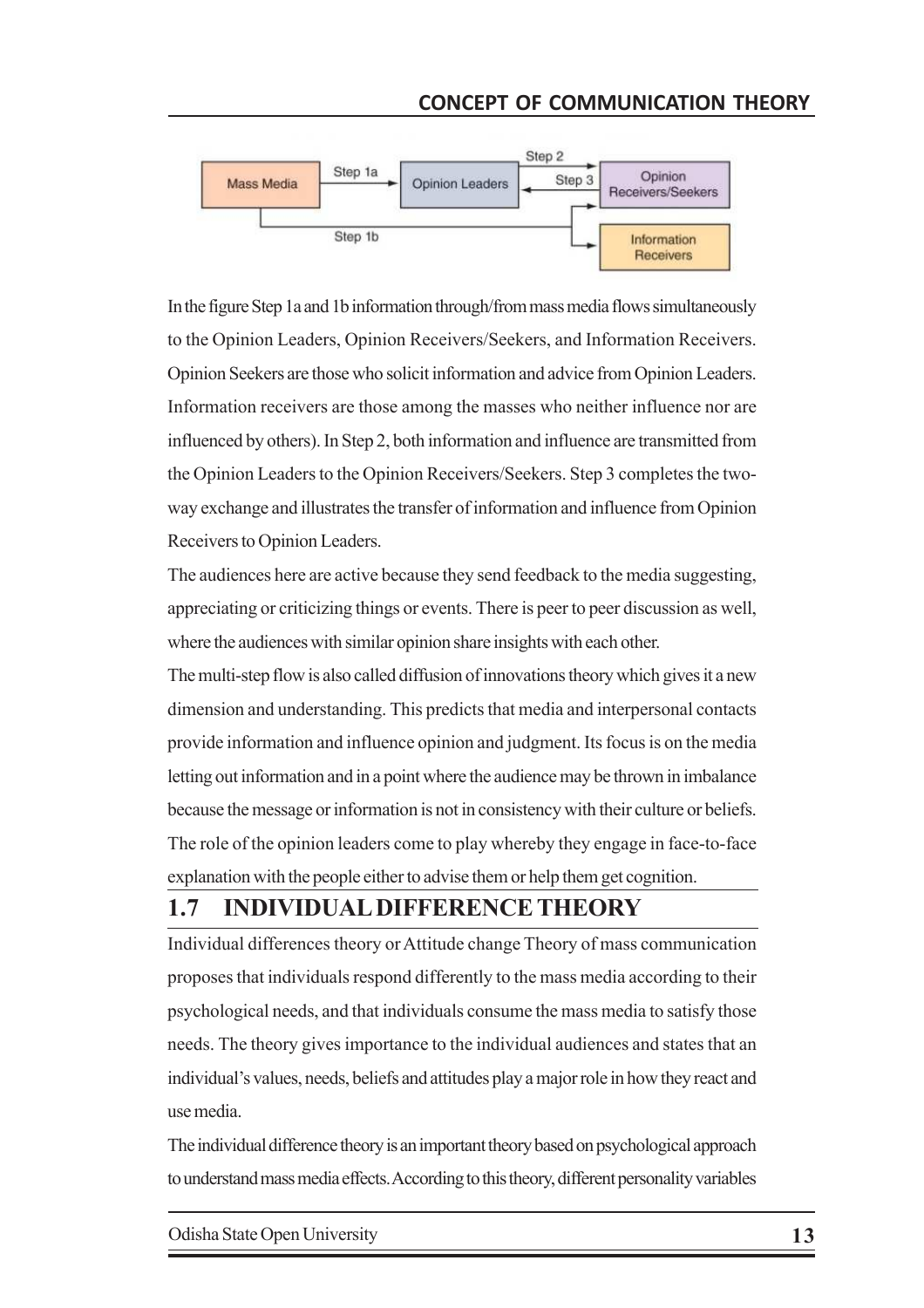In the figure Step 1a and 1b information through/from mass media flows simultaneously to the Opinion Leaders, Opinion Receivers/Seekers, and Information Receivers. Opinion Seekers are those who solicit information and advice from Opinion Leaders. Information receivers are those among the masses who neither influence nor are influenced by others). In Step 2, both information and influence are transmitted from the Opinion Leaders to the Opinion Receivers/Seekers. Step 3 completes the two-way exchange and illustrates the transfer of information and influence from Opinion Receivers to Opinion Leaders.

The audiences here are active because they send feedback to the media suggesting, appreciating or criticizing things or events. There is peer to peer discussion as well, where the audiences with similar opinion share insights with each other.

The multi-step flow is also called diffusion of innovations theory which gives it a new dimension and understanding. This predicts that media and interpersonal contacts provide information and influence opinion and judgment. Its focus is on the media letting out information and in a point where the audience may be thrown in imbalance because the message or information is not in consistency with their culture or beliefs. The role of the opinion leaders come to play whereby they engage in face-to-face explanation with the people either to advise them or help them get cognition.

## 1.7 INDIVIDUAL DIFFERENCE THEORY

Individual differences theory or Attitude change Theory of mass communication proposes that individuals respond differently to the mass media according to their psychological needs, and that individuals consume the mass media to satisfy those needs. The theory gives importance to the individual audiences and states that an individual's values, needs, beliefs and attitudes play a major role in how they react and use media.

The individual difference theory is an important theory based on psychological approach to understand mass media effects. According to this theory, different personality variables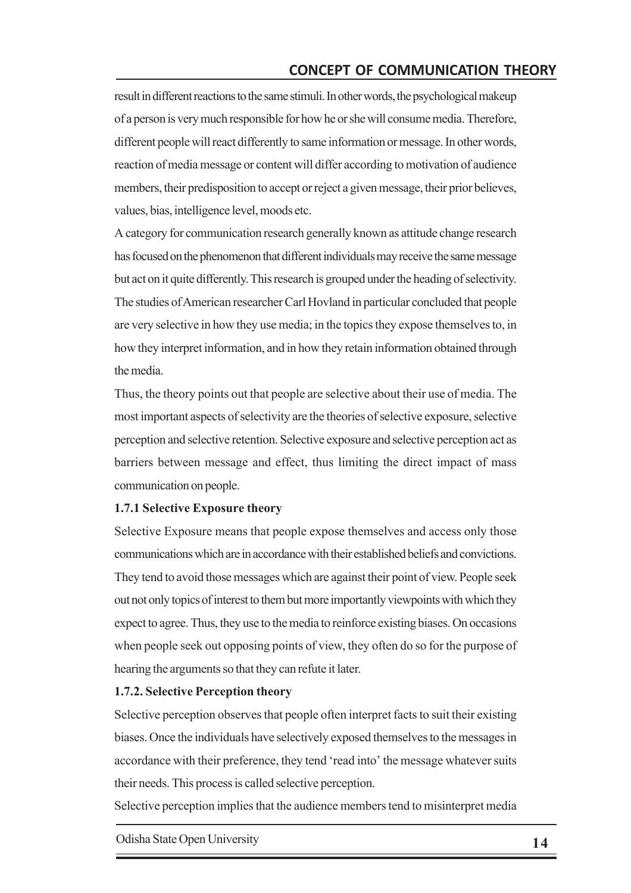result in different reactions to the same stimuli. In other words, the psychological makeup of a person is very much responsible for how he or she will consume media. Therefore, different people will react differently to same information or message. In other words, reaction of media message or content will differ according to motivation of audience members, their predisposition to accept or reject a given message, their prior believes, values, bias, intelligence level, moods etc.

A category for communication research generally known as attitude change research has focused on the phenomenon that different individuals may receive the same message but act on it quite differently. This research is grouped under the heading of selectivity. The studies of American researcher Carl Hovland in particular concluded that people are very selective in how they use media; in the topics they expose themselves to, in how they interpret information, and in how they retain information obtained through the media.

Thus, the theory points out that people are selective about their use of media. The most important aspects of selectivity are the theories of selective exposure, selective perception and selective retention. Selective exposure and selective perception act as barriers between message and effect, thus limiting the direct impact of mass communication on people.

**1.7.1 Selective Exposure theory**

Selective Exposure means that people expose themselves and access only those communications which are in accordance with their established beliefs and convictions. They tend to avoid those messages which are against their point of view. People seek out not only topics of interest to them but more importantly viewpoints with which they expect to agree. Thus, they use to the media to reinforce existing biases. On occasions when people seek out opposing points of view, they often do so for the purpose of hearing the arguments so that they can refute it later.

**1.7.2. Selective Perception theory**

Selective perception observes that people often interpret facts to suit their existing biases. Once the individuals have selectively exposed themselves to the messages in accordance with their preference, they tend 'read into' the message whatever suits their needs. This process is called selective perception.

Selective perception implies that the audience members tend to misinterpret media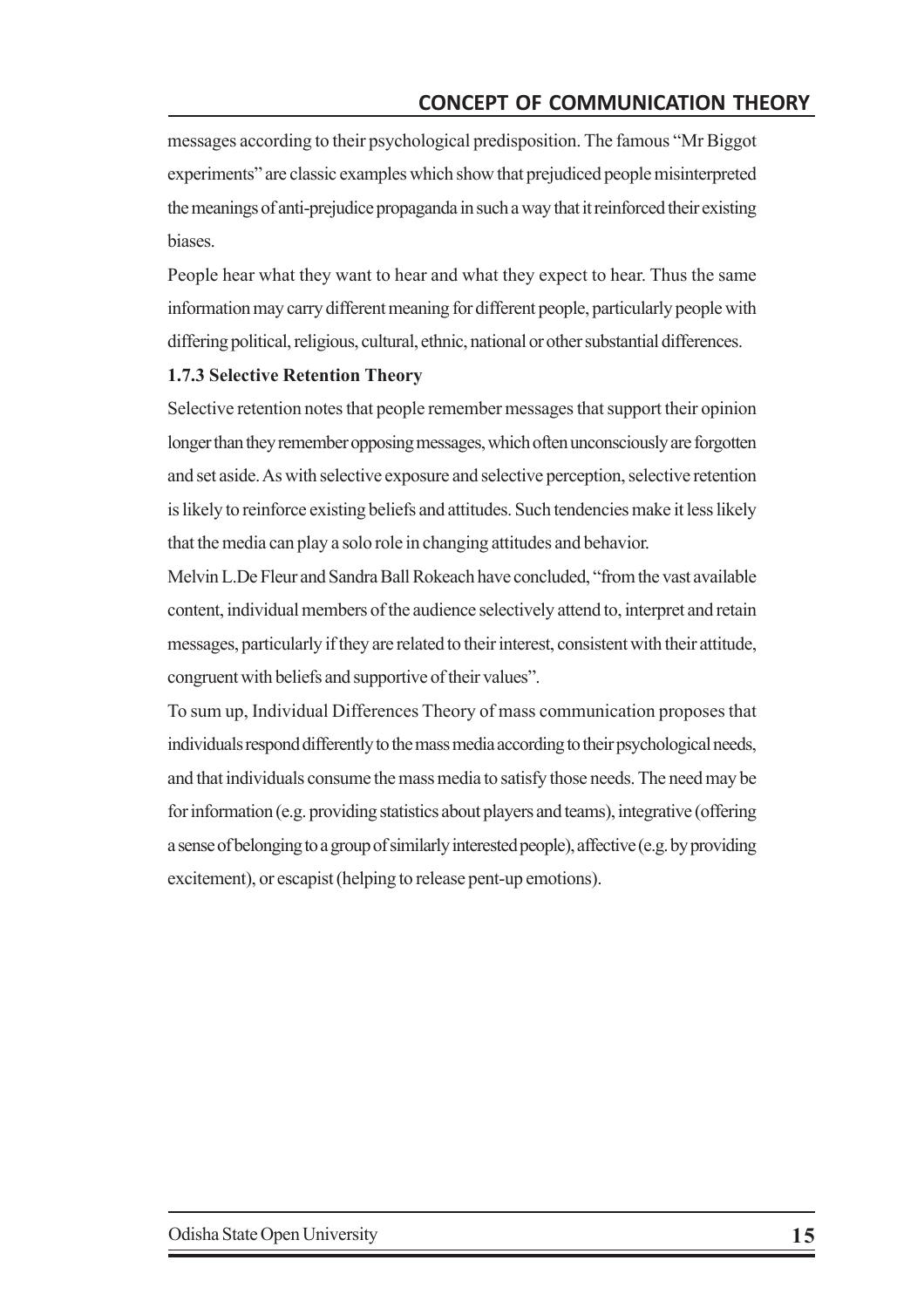messages according to their psychological predisposition. The famous "Mr Biggot experiments" are classic examples which show that prejudiced people misinterpreted the meanings of anti-prejudice propaganda in such a way that it reinforced their existing biases.

People hear what they want to hear and what they expect to hear. Thus the same information may carry different meaning for different people, particularly people with differing political, religious, cultural, ethnic, national or other substantial differences.

### 1.7.3 Selective Retention Theory

Selective retention notes that people remember messages that support their opinion longer than they remember opposing messages, which often unconsciously are forgotten and set aside. As with selective exposure and selective perception, selective retention is likely to reinforce existing beliefs and attitudes. Such tendencies make it less likely that the media can play a solo role in changing attitudes and behavior.

Melvin L.De Fleur and Sandra Ball Rokeach have concluded, "from the vast available content, individual members of the audience selectively attend to, interpret and retain messages, particularly if they are related to their interest, consistent with their attitude, congruent with beliefs and supportive of their values".

To sum up, Individual Differences Theory of mass communication proposes that individuals respond differently to the mass media according to their psychological needs, and that individuals consume the mass media to satisfy those needs. The need may be for information (e.g. providing statistics about players and teams), integrative (offering a sense of belonging to a group of similarly interested people), affective (e.g. by providing excitement), or escapist (helping to release pent-up emotions).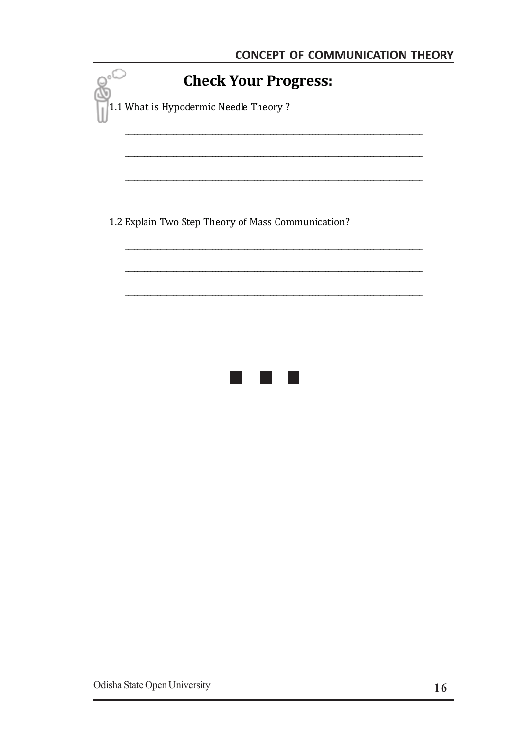## Check Your Progress:

1.1 What is Hypodermic Needle Theory ?

\_\_\_\_\_\_\_\_\_\_\_\_\_\_\_\_\_\_\_\_\_\_\_\_\_\_\_\_\_\_\_\_\_\_\_\_\_\_\_\_\_\_\_\_\_\_\_\_\_\_\_\_\_\_\_\_\_\_\_\_\_\_\_\_\_\_\_\_\_\_

\_\_\_\_\_\_\_\_\_\_\_\_\_\_\_\_\_\_\_\_\_\_\_\_\_\_\_\_\_\_\_\_\_\_\_\_\_\_\_\_\_\_\_\_\_\_\_\_\_\_\_\_\_\_\_\_\_\_\_\_\_\_\_\_\_\_\_\_\_\_

\_\_\_\_\_\_\_\_\_\_\_\_\_\_\_\_\_\_\_\_\_\_\_\_\_\_\_\_\_\_\_\_\_\_\_\_\_\_\_\_\_\_\_\_\_\_\_\_\_\_\_\_\_\_\_\_\_\_\_\_\_\_\_\_\_\_\_\_\_\_

1.2 Explain Two Step Theory of Mass Communication?

\_\_\_\_\_\_\_\_\_\_\_\_\_\_\_\_\_\_\_\_\_\_\_\_\_\_\_\_\_\_\_\_\_\_\_\_\_\_\_\_\_\_\_\_\_\_\_\_\_\_\_\_\_\_\_\_\_\_\_\_\_\_\_\_\_\_\_\_\_\_

\_\_\_\_\_\_\_\_\_\_\_\_\_\_\_\_\_\_\_\_\_\_\_\_\_\_\_\_\_\_\_\_\_\_\_\_\_\_\_\_\_\_\_\_\_\_\_\_\_\_\_\_\_\_\_\_\_\_\_\_\_\_\_\_\_\_\_\_\_\_

\_\_\_\_\_\_\_\_\_\_\_\_\_\_\_\_\_\_\_\_\_\_\_\_\_\_\_\_\_\_\_\_\_\_\_\_\_\_\_\_\_\_\_\_\_\_\_\_\_\_\_\_\_\_\_\_\_\_\_\_\_\_\_\_\_\_\_\_\_\_

■ ■ ■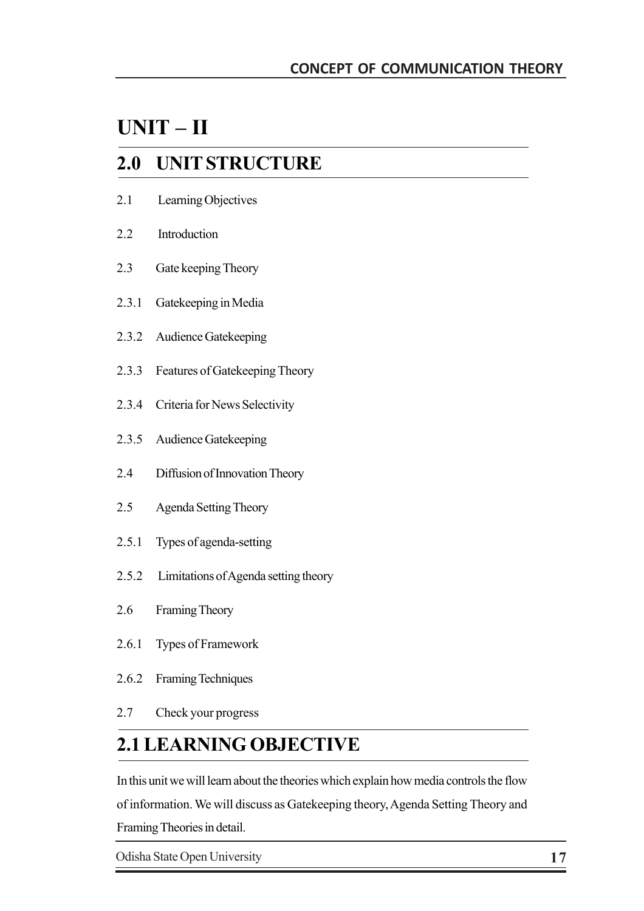# UNIT – II

## 2.0 UNIT STRUCTURE

2.1 Learning Objectives

2.2 Introduction

2.3 Gate keeping Theory

2.3.1 Gatekeeping in Media

2.3.2 Audience Gatekeeping

2.3.3 Features of Gatekeeping Theory

2.3.4 Criteria for News Selectivity

2.3.5 Audience Gatekeeping

2.4 Diffusion of Innovation Theory

2.5 Agenda Setting Theory

2.5.1 Types of agenda-setting

2.5.2 Limitations of Agenda setting theory

2.6 Framing Theory

2.6.1 Types of Framework

2.6.2 Framing Techniques

2.7 Check your progress

## 2.1 LEARNING OBJECTIVE

In this unit we will learn about the theories which explain how media controls the flow of information. We will discuss as Gatekeeping theory, Agenda Setting Theory and Framing Theories in detail.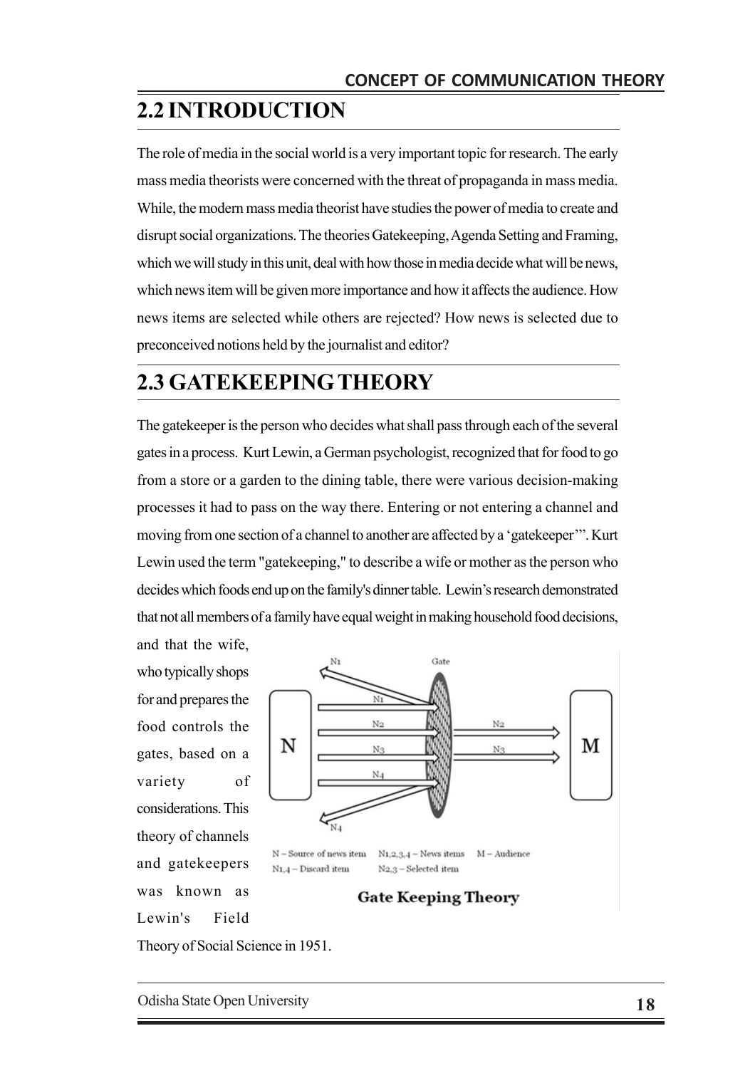## 2.2 INTRODUCTION

The role of media in the social world is a very important topic for research. The early mass media theorists were concerned with the threat of propaganda in mass media. While, the modern mass media theorist have studies the power of media to create and disrupt social organizations. The theories Gatekeeping, Agenda Setting and Framing, which we will study in this unit, deal with how those in media decide what will be news, which news item will be given more importance and how it affects the audience. How news items are selected while others are rejected? How news is selected due to preconceived notions held by the journalist and editor?

## 2.3 GATEKEEPING THEORY

The gatekeeper is the person who decides what shall pass through each of the several gates in a process. Kurt Lewin, a German psychologist, recognized that for food to go from a store or a garden to the dining table, there were various decision-making processes it had to pass on the way there. Entering or not entering a channel and moving from one section of a channel to another are affected by a 'gatekeeper'". Kurt Lewin used the term "gatekeeping," to describe a wife or mother as the person who decides which foods end up on the family's dinner table. Lewin's research demonstrated that not all members of a family have equal weight in making household food decisions, and that the wife, who typically shops for and prepares the food controls the gates, based on a variety of considerations. This theory of channels and gatekeepers was known as Lewin's Field Theory of Social Science in 1951.

N – Source of news item   N1,2,3,4 – News items   M – Audience
N1,4 – Discard item   N2,3 – Selected item

**Gate Keeping Theory**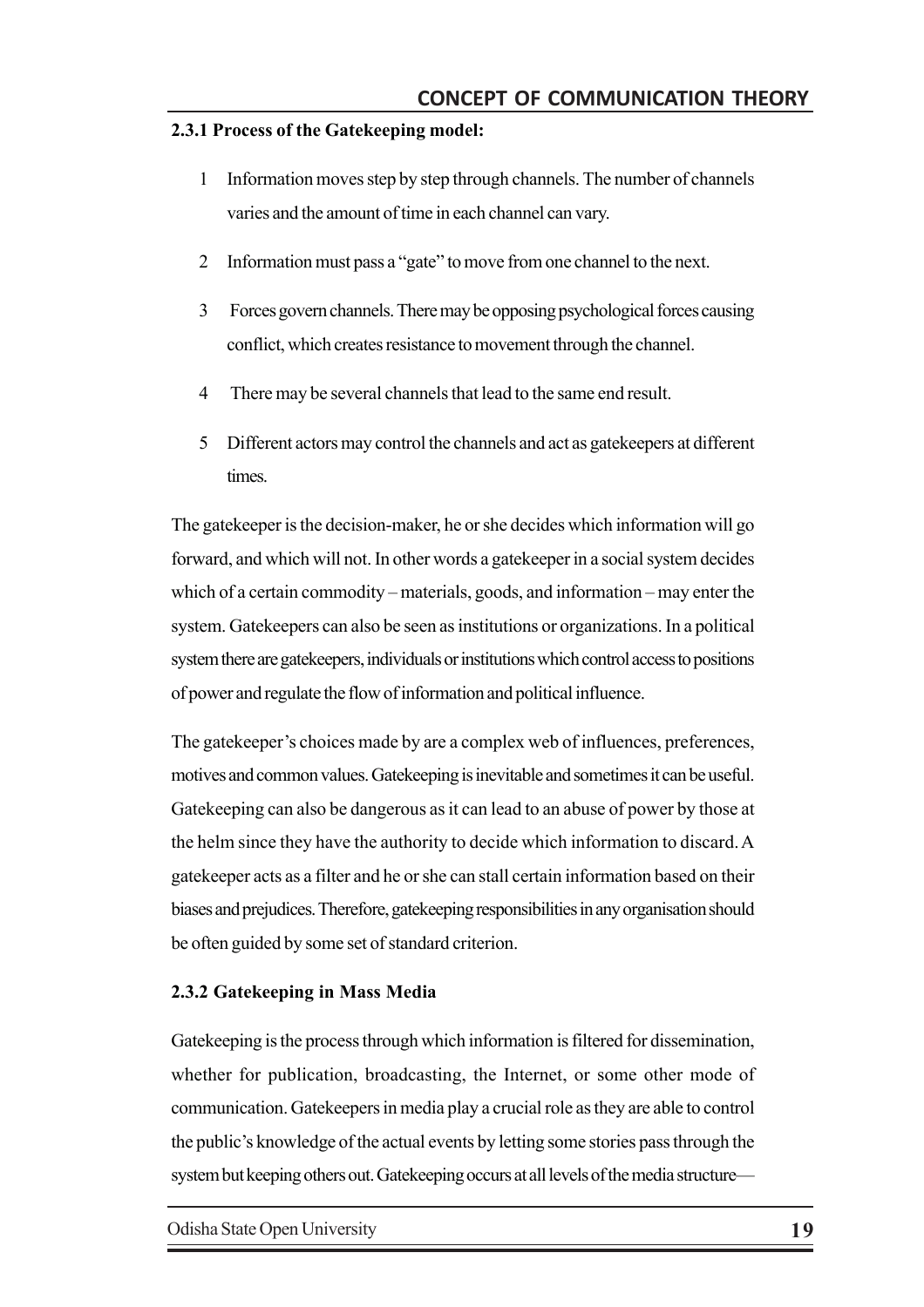### 2.3.1 Process of the Gatekeeping model:

1. Information moves step by step through channels. The number of channels varies and the amount of time in each channel can vary.
2. Information must pass a "gate" to move from one channel to the next.
3. Forces govern channels. There may be opposing psychological forces causing conflict, which creates resistance to movement through the channel.
4. There may be several channels that lead to the same end result.
5. Different actors may control the channels and act as gatekeepers at different times.

The gatekeeper is the decision-maker, he or she decides which information will go forward, and which will not. In other words a gatekeeper in a social system decides which of a certain commodity – materials, goods, and information – may enter the system. Gatekeepers can also be seen as institutions or organizations. In a political system there are gatekeepers, individuals or institutions which control access to positions of power and regulate the flow of information and political influence.

The gatekeeper's choices made by are a complex web of influences, preferences, motives and common values. Gatekeeping is inevitable and sometimes it can be useful. Gatekeeping can also be dangerous as it can lead to an abuse of power by those at the helm since they have the authority to decide which information to discard. A gatekeeper acts as a filter and he or she can stall certain information based on their biases and prejudices. Therefore, gatekeeping responsibilities in any organisation should be often guided by some set of standard criterion.

### 2.3.2 Gatekeeping in Mass Media

Gatekeeping is the process through which information is filtered for dissemination, whether for publication, broadcasting, the Internet, or some other mode of communication. Gatekeepers in media play a crucial role as they are able to control the public's knowledge of the actual events by letting some stories pass through the system but keeping others out. Gatekeeping occurs at all levels of the media structure—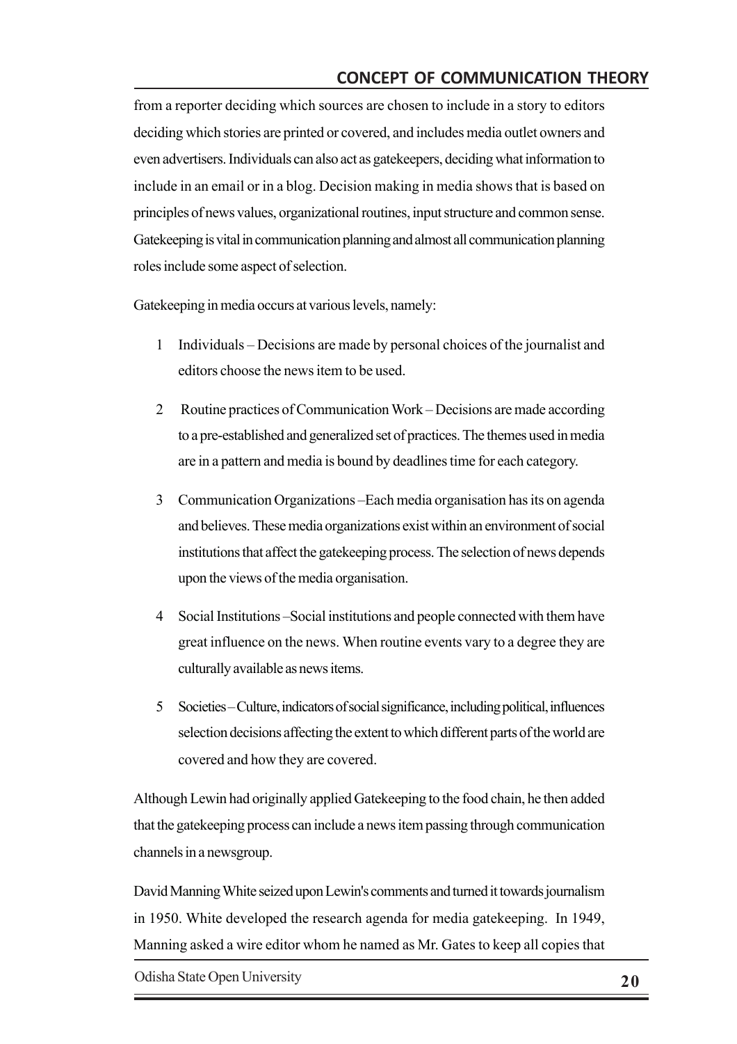from a reporter deciding which sources are chosen to include in a story to editors deciding which stories are printed or covered, and includes media outlet owners and even advertisers. Individuals can also act as gatekeepers, deciding what information to include in an email or in a blog. Decision making in media shows that is based on principles of news values, organizational routines, input structure and common sense. Gatekeeping is vital in communication planning and almost all communication planning roles include some aspect of selection.

Gatekeeping in media occurs at various levels, namely:

1. Individuals – Decisions are made by personal choices of the journalist and editors choose the news item to be used.
2. Routine practices of Communication Work – Decisions are made according to a pre-established and generalized set of practices. The themes used in media are in a pattern and media is bound by deadlines time for each category.
3. Communication Organizations –Each media organisation has its on agenda and believes. These media organizations exist within an environment of social institutions that affect the gatekeeping process. The selection of news depends upon the views of the media organisation.
4. Social Institutions –Social institutions and people connected with them have great influence on the news. When routine events vary to a degree they are culturally available as news items.
5. Societies – Culture, indicators of social significance, including political, influences selection decisions affecting the extent to which different parts of the world are covered and how they are covered.

Although Lewin had originally applied Gatekeeping to the food chain, he then added that the gatekeeping process can include a news item passing through communication channels in a newsgroup.

David Manning White seized upon Lewin's comments and turned it towards journalism in 1950. White developed the research agenda for media gatekeeping. In 1949, Manning asked a wire editor whom he named as Mr. Gates to keep all copies that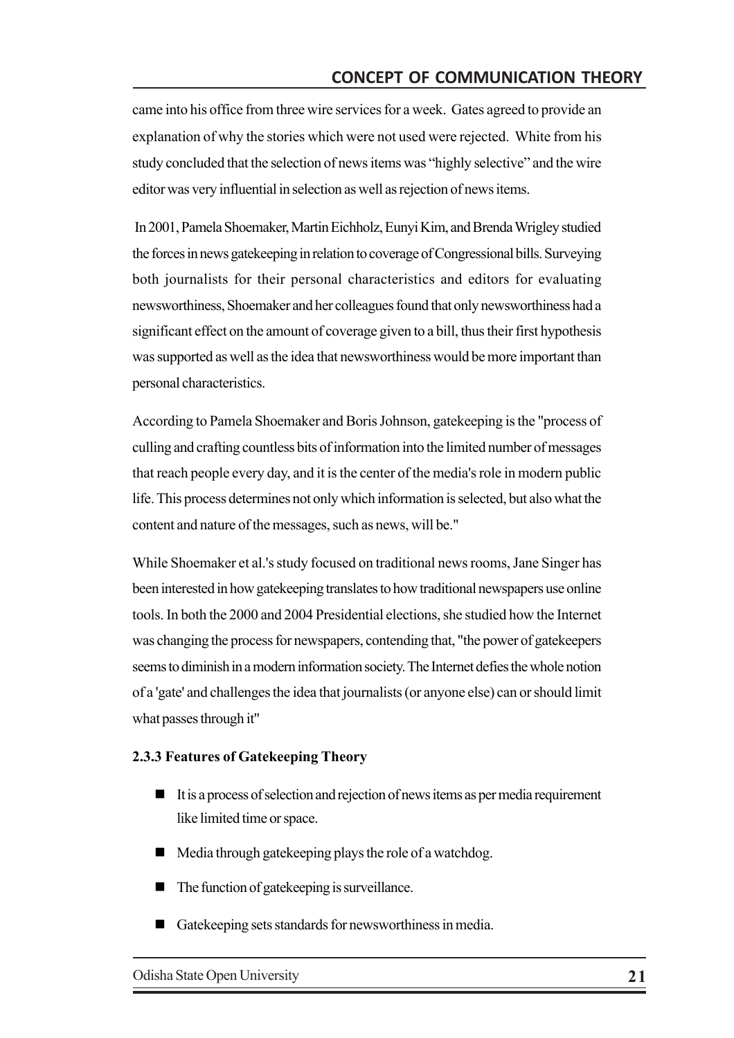came into his office from three wire services for a week. Gates agreed to provide an explanation of why the stories which were not used were rejected. White from his study concluded that the selection of news items was "highly selective" and the wire editor was very influential in selection as well as rejection of news items.

In 2001, Pamela Shoemaker, Martin Eichholz, Eunyi Kim, and Brenda Wrigley studied the forces in news gatekeeping in relation to coverage of Congressional bills. Surveying both journalists for their personal characteristics and editors for evaluating newsworthiness, Shoemaker and her colleagues found that only newsworthiness had a significant effect on the amount of coverage given to a bill, thus their first hypothesis was supported as well as the idea that newsworthiness would be more important than personal characteristics.

According to Pamela Shoemaker and Boris Johnson, gatekeeping is the "process of culling and crafting countless bits of information into the limited number of messages that reach people every day, and it is the center of the media's role in modern public life. This process determines not only which information is selected, but also what the content and nature of the messages, such as news, will be."

While Shoemaker et al.'s study focused on traditional news rooms, Jane Singer has been interested in how gatekeeping translates to how traditional newspapers use online tools. In both the 2000 and 2004 Presidential elections, she studied how the Internet was changing the process for newspapers, contending that, "the power of gatekeepers seems to diminish in a modern information society. The Internet defies the whole notion of a 'gate' and challenges the idea that journalists (or anyone else) can or should limit what passes through it"

**2.3.3 Features of Gatekeeping Theory**

- It is a process of selection and rejection of news items as per media requirement like limited time or space.
- Media through gatekeeping plays the role of a watchdog.
- The function of gatekeeping is surveillance.
- Gatekeeping sets standards for newsworthiness in media.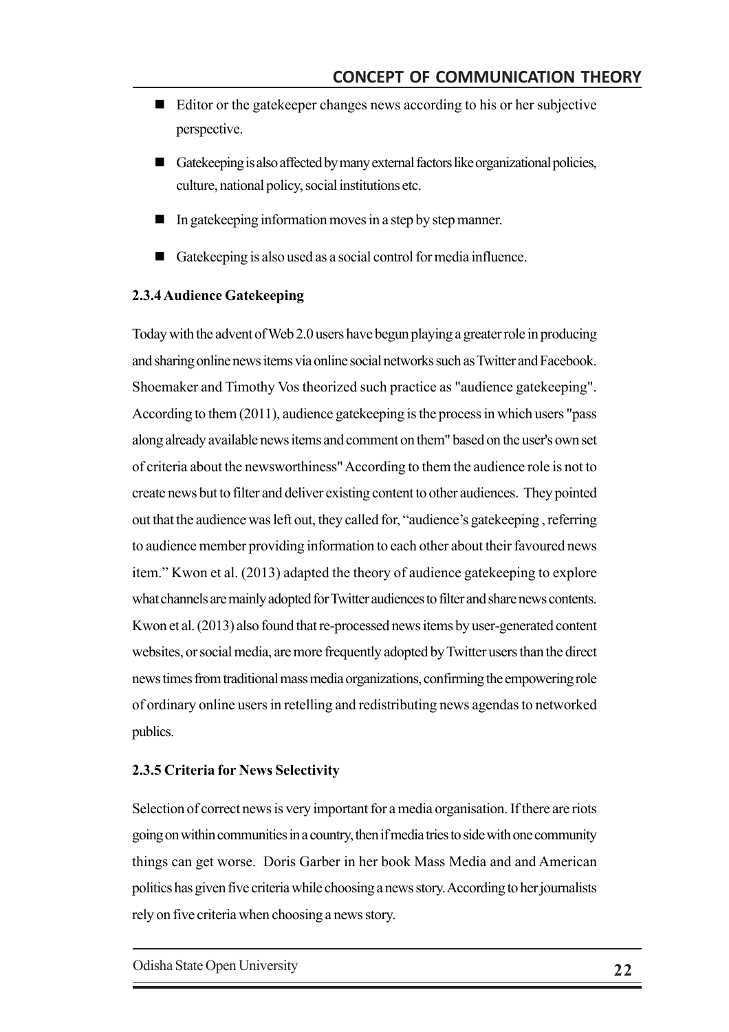- Editor or the gatekeeper changes news according to his or her subjective perspective.
- Gatekeeping is also affected by many external factors like organizational policies, culture, national policy, social institutions etc.
- In gatekeeping information moves in a step by step manner.
- Gatekeeping is also used as a social control for media influence.

### 2.3.4 Audience Gatekeeping

Today with the advent of Web 2.0 users have begun playing a greater role in producing and sharing online news items via online social networks such as Twitter and Facebook. Shoemaker and Timothy Vos theorized such practice as "audience gatekeeping". According to them (2011), audience gatekeeping is the process in which users "pass along already available news items and comment on them" based on the user's own set of criteria about the newsworthiness" According to them the audience role is not to create news but to filter and deliver existing content to other audiences. They pointed out that the audience was left out, they called for, "audience's gatekeeping , referring to audience member providing information to each other about their favoured news item." Kwon et al. (2013) adapted the theory of audience gatekeeping to explore what channels are mainly adopted for Twitter audiences to filter and share news contents. Kwon et al. (2013) also found that re-processed news items by user-generated content websites, or social media, are more frequently adopted by Twitter users than the direct news times from traditional mass media organizations, confirming the empowering role of ordinary online users in retelling and redistributing news agendas to networked publics.

### 2.3.5 Criteria for News Selectivity

Selection of correct news is very important for a media organisation. If there are riots going on within communities in a country, then if media tries to side with one community things can get worse. Doris Garber in her book Mass Media and and American politics has given five criteria while choosing a news story. According to her journalists rely on five criteria when choosing a news story.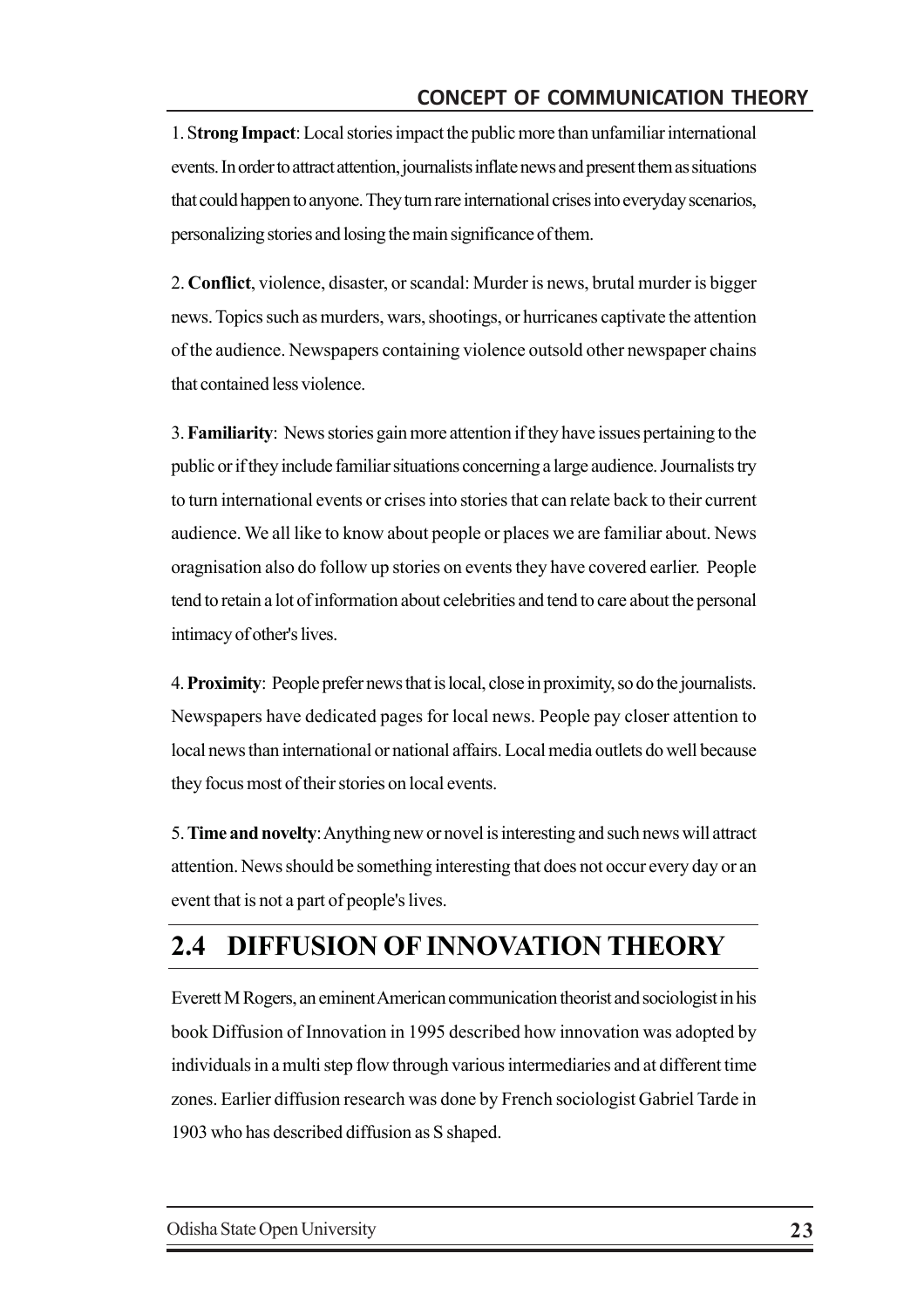1. **Strong Impact**: Local stories impact the public more than unfamiliar international events. In order to attract attention, journalists inflate news and present them as situations that could happen to anyone. They turn rare international crises into everyday scenarios, personalizing stories and losing the main significance of them.

2. **Conflict**, violence, disaster, or scandal: Murder is news, brutal murder is bigger news. Topics such as murders, wars, shootings, or hurricanes captivate the attention of the audience. Newspapers containing violence outsold other newspaper chains that contained less violence.

3. **Familiarity**: News stories gain more attention if they have issues pertaining to the public or if they include familiar situations concerning a large audience. Journalists try to turn international events or crises into stories that can relate back to their current audience. We all like to know about people or places we are familiar about. News oragnisation also do follow up stories on events they have covered earlier. People tend to retain a lot of information about celebrities and tend to care about the personal intimacy of other's lives.

4. **Proximity**: People prefer news that is local, close in proximity, so do the journalists. Newspapers have dedicated pages for local news. People pay closer attention to local news than international or national affairs. Local media outlets do well because they focus most of their stories on local events.

5. **Time and novelty**: Anything new or novel is interesting and such news will attract attention. News should be something interesting that does not occur every day or an event that is not a part of people's lives.

## 2.4 DIFFUSION OF INNOVATION THEORY

Everett M Rogers, an eminent American communication theorist and sociologist in his book Diffusion of Innovation in 1995 described how innovation was adopted by individuals in a multi step flow through various intermediaries and at different time zones. Earlier diffusion research was done by French sociologist Gabriel Tarde in 1903 who has described diffusion as S shaped.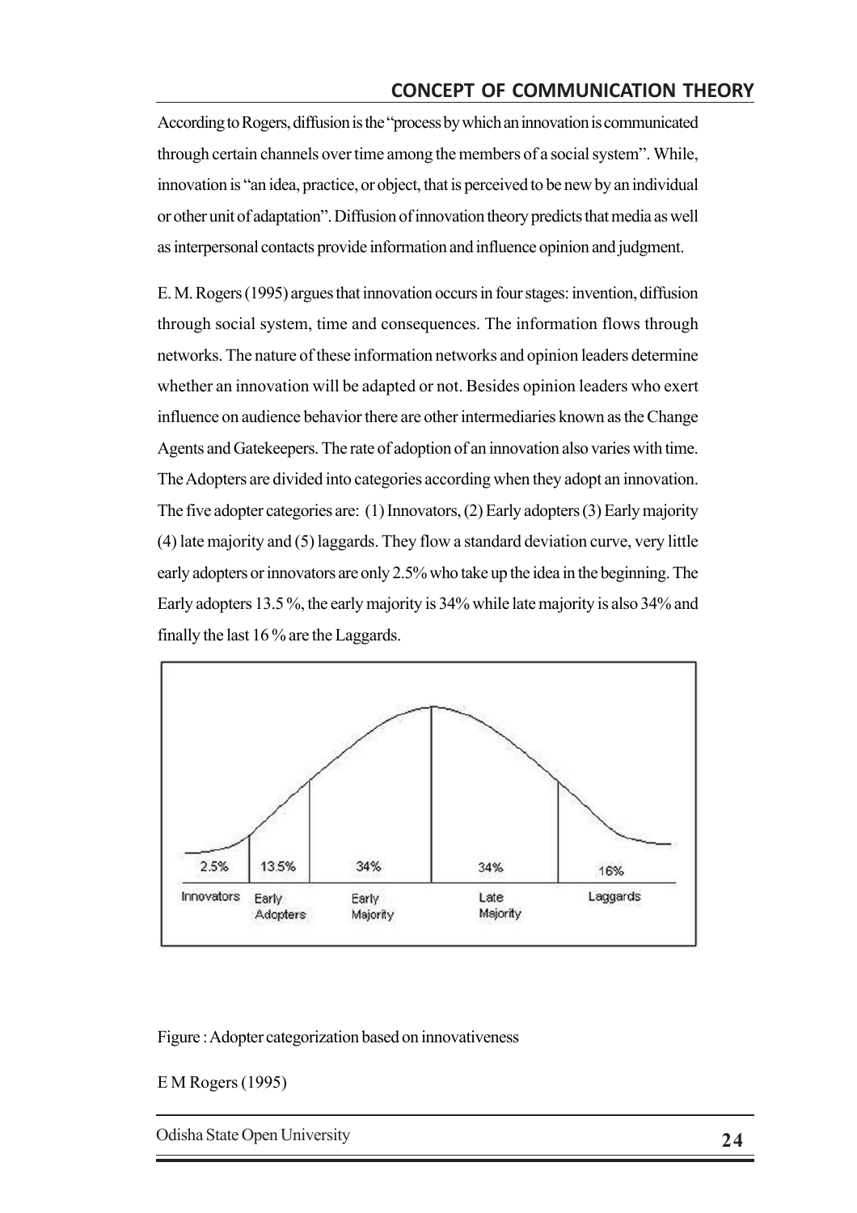According to Rogers, diffusion is the "process by which an innovation is communicated through certain channels over time among the members of a social system". While, innovation is "an idea, practice, or object, that is perceived to be new by an individual or other unit of adaptation". Diffusion of innovation theory predicts that media as well as interpersonal contacts provide information and influence opinion and judgment.

E. M. Rogers (1995) argues that innovation occurs in four stages: invention, diffusion through social system, time and consequences. The information flows through networks. The nature of these information networks and opinion leaders determine whether an innovation will be adapted or not. Besides opinion leaders who exert influence on audience behavior there are other intermediaries known as the Change Agents and Gatekeepers. The rate of adoption of an innovation also varies with time. The Adopters are divided into categories according when they adopt an innovation. The five adopter categories are: (1) Innovators, (2) Early adopters (3) Early majority (4) late majority and (5) laggards. They flow a standard deviation curve, very little early adopters or innovators are only 2.5% who take up the idea in the beginning. The Early adopters 13.5 %, the early majority is 34% while late majority is also 34% and finally the last 16 % are the Laggards.

Figure : Adopter categorization based on innovativeness

E M Rogers (1995)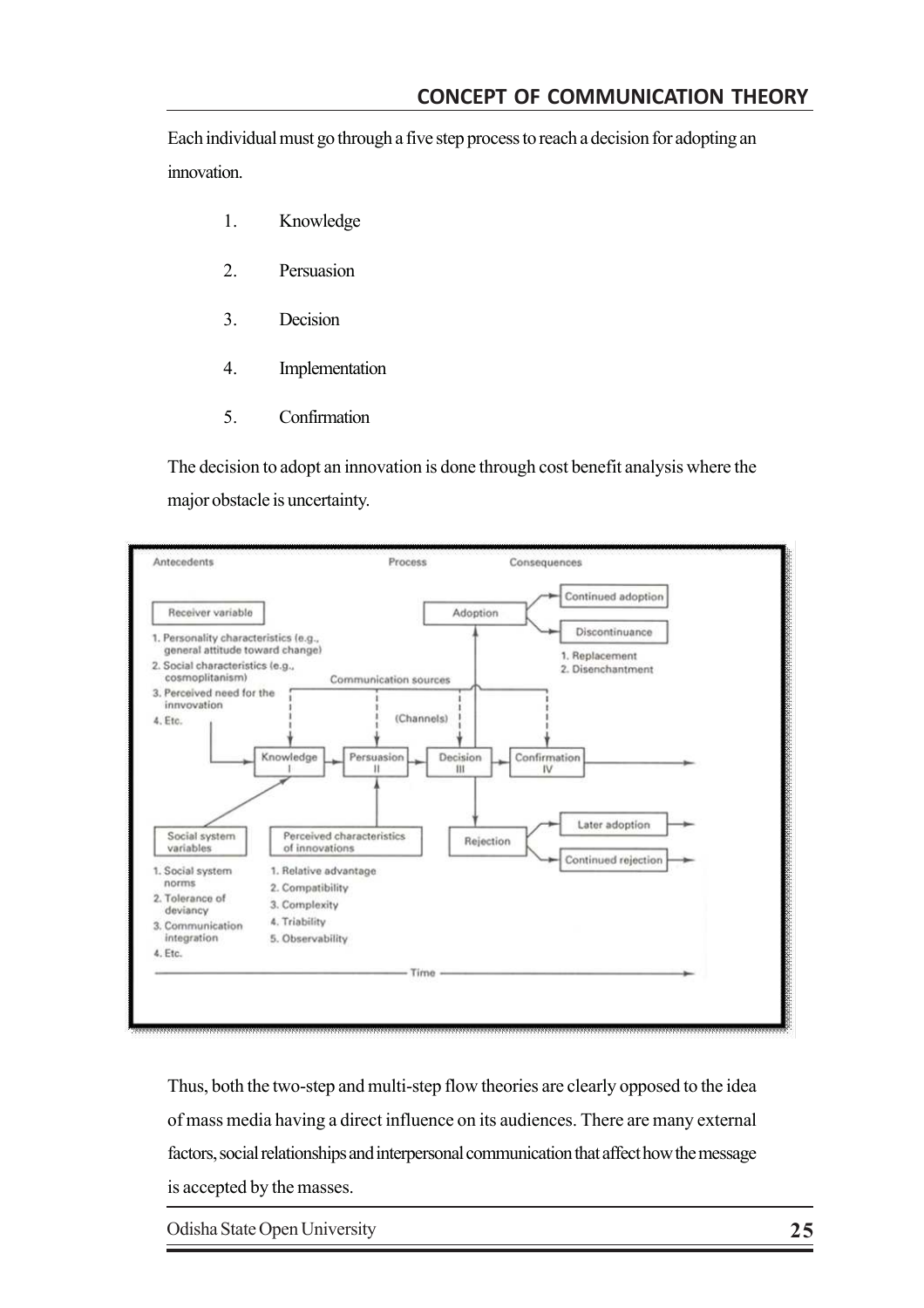Each individual must go through a five step process to reach a decision for adopting an innovation.

1. Knowledge
2. Persuasion
3. Decision
4. Implementation
5. Confirmation

The decision to adopt an innovation is done through cost benefit analysis where the major obstacle is uncertainty.

Thus, both the two-step and multi-step flow theories are clearly opposed to the idea of mass media having a direct influence on its audiences. There are many external factors, social relationships and interpersonal communication that affect how the message is accepted by the masses.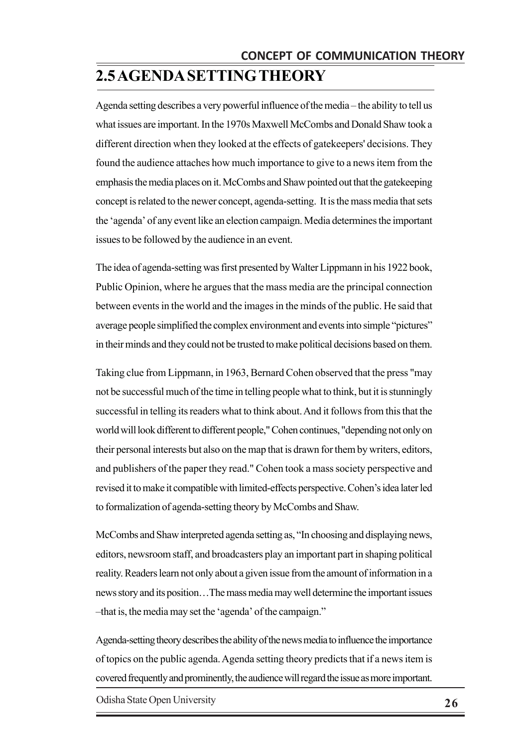## 2.5 AGENDA SETTING THEORY

Agenda setting describes a very powerful influence of the media – the ability to tell us what issues are important. In the 1970s Maxwell McCombs and Donald Shaw took a different direction when they looked at the effects of gatekeepers' decisions. They found the audience attaches how much importance to give to a news item from the emphasis the media places on it. McCombs and Shaw pointed out that the gatekeeping concept is related to the newer concept, agenda-setting. It is the mass media that sets the 'agenda' of any event like an election campaign. Media determines the important issues to be followed by the audience in an event.

The idea of agenda-setting was first presented by Walter Lippmann in his 1922 book, Public Opinion, where he argues that the mass media are the principal connection between events in the world and the images in the minds of the public. He said that average people simplified the complex environment and events into simple "pictures" in their minds and they could not be trusted to make political decisions based on them.

Taking clue from Lippmann, in 1963, Bernard Cohen observed that the press "may not be successful much of the time in telling people what to think, but it is stunningly successful in telling its readers what to think about. And it follows from this that the world will look different to different people," Cohen continues, "depending not only on their personal interests but also on the map that is drawn for them by writers, editors, and publishers of the paper they read." Cohen took a mass society perspective and revised it to make it compatible with limited-effects perspective. Cohen's idea later led to formalization of agenda-setting theory by McCombs and Shaw.

McCombs and Shaw interpreted agenda setting as, "In choosing and displaying news, editors, newsroom staff, and broadcasters play an important part in shaping political reality. Readers learn not only about a given issue from the amount of information in a news story and its position…The mass media may well determine the important issues –that is, the media may set the 'agenda' of the campaign."

Agenda-setting theory describes the ability of the news media to influence the importance of topics on the public agenda. Agenda setting theory predicts that if a news item is covered frequently and prominently, the audience will regard the issue as more important.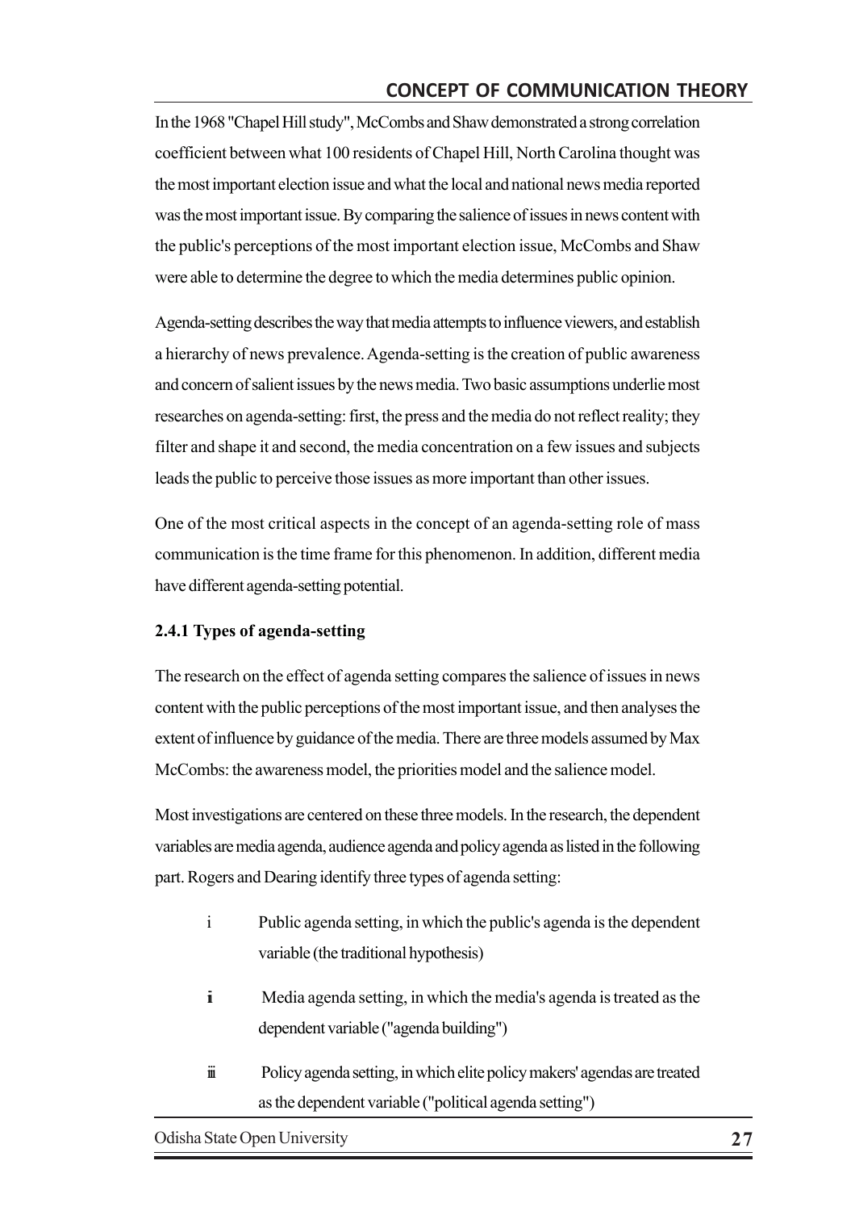In the 1968 "Chapel Hill study", McCombs and Shaw demonstrated a strong correlation coefficient between what 100 residents of Chapel Hill, North Carolina thought was the most important election issue and what the local and national news media reported was the most important issue. By comparing the salience of issues in news content with the public's perceptions of the most important election issue, McCombs and Shaw were able to determine the degree to which the media determines public opinion.

Agenda-setting describes the way that media attempts to influence viewers, and establish a hierarchy of news prevalence. Agenda-setting is the creation of public awareness and concern of salient issues by the news media. Two basic assumptions underlie most researches on agenda-setting: first, the press and the media do not reflect reality; they filter and shape it and second, the media concentration on a few issues and subjects leads the public to perceive those issues as more important than other issues.

One of the most critical aspects in the concept of an agenda-setting role of mass communication is the time frame for this phenomenon. In addition, different media have different agenda-setting potential.

### 2.4.1 Types of agenda-setting

The research on the effect of agenda setting compares the salience of issues in news content with the public perceptions of the most important issue, and then analyses the extent of influence by guidance of the media. There are three models assumed by Max McCombs: the awareness model, the priorities model and the salience model.

Most investigations are centered on these three models. In the research, the dependent variables are media agenda, audience agenda and policy agenda as listed in the following part. Rogers and Dearing identify three types of agenda setting:

i Public agenda setting, in which the public's agenda is the dependent variable (the traditional hypothesis)

ii Media agenda setting, in which the media's agenda is treated as the dependent variable ("agenda building")

iii Policy agenda setting, in which elite policy makers' agendas are treated as the dependent variable ("political agenda setting")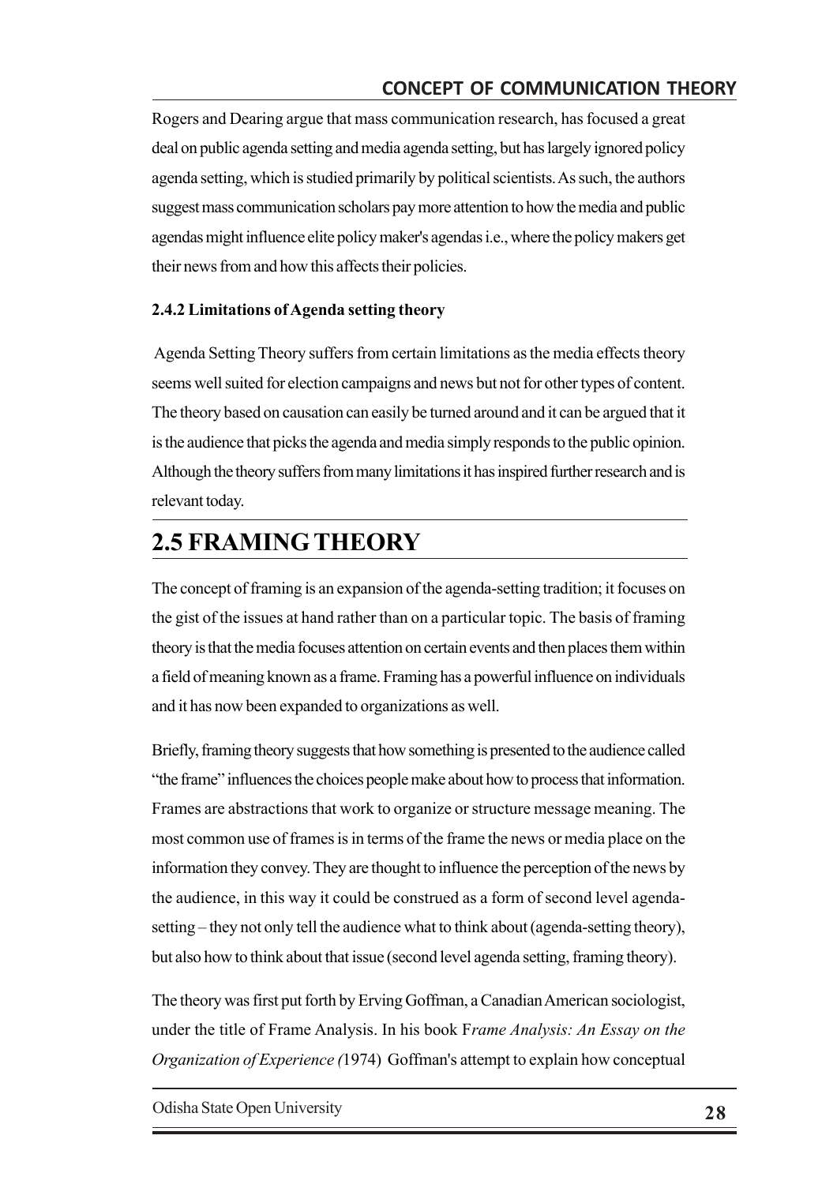Rogers and Dearing argue that mass communication research, has focused a great deal on public agenda setting and media agenda setting, but has largely ignored policy agenda setting, which is studied primarily by political scientists. As such, the authors suggest mass communication scholars pay more attention to how the media and public agendas might influence elite policy maker's agendas i.e., where the policy makers get their news from and how this affects their policies.

### 2.4.2 Limitations of Agenda setting theory

Agenda Setting Theory suffers from certain limitations as the media effects theory seems well suited for election campaigns and news but not for other types of content. The theory based on causation can easily be turned around and it can be argued that it is the audience that picks the agenda and media simply responds to the public opinion. Although the theory suffers from many limitations it has inspired further research and is relevant today.

## 2.5 FRAMING THEORY

The concept of framing is an expansion of the agenda-setting tradition; it focuses on the gist of the issues at hand rather than on a particular topic. The basis of framing theory is that the media focuses attention on certain events and then places them within a field of meaning known as a frame. Framing has a powerful influence on individuals and it has now been expanded to organizations as well.

Briefly, framing theory suggests that how something is presented to the audience called "the frame" influences the choices people make about how to process that information. Frames are abstractions that work to organize or structure message meaning. The most common use of frames is in terms of the frame the news or media place on the information they convey. They are thought to influence the perception of the news by the audience, in this way it could be construed as a form of second level agenda-setting – they not only tell the audience what to think about (agenda-setting theory), but also how to think about that issue (second level agenda setting, framing theory).

The theory was first put forth by Erving Goffman, a Canadian American sociologist, under the title of Frame Analysis. In his book F*rame Analysis: An Essay on the Organization of Experience (*1974) Goffman's attempt to explain how conceptual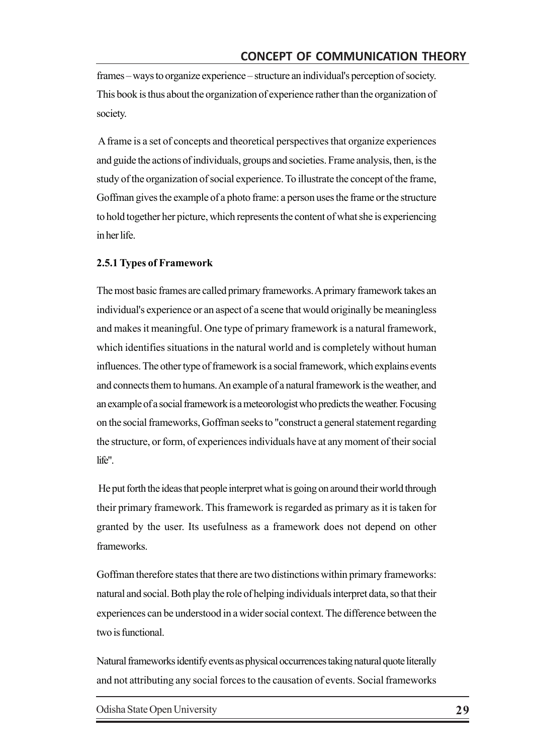frames – ways to organize experience – structure an individual's perception of society. This book is thus about the organization of experience rather than the organization of society.

A frame is a set of concepts and theoretical perspectives that organize experiences and guide the actions of individuals, groups and societies. Frame analysis, then, is the study of the organization of social experience. To illustrate the concept of the frame, Goffman gives the example of a photo frame: a person uses the frame or the structure to hold together her picture, which represents the content of what she is experiencing in her life.

### 2.5.1 Types of Framework

The most basic frames are called primary frameworks. A primary framework takes an individual's experience or an aspect of a scene that would originally be meaningless and makes it meaningful. One type of primary framework is a natural framework, which identifies situations in the natural world and is completely without human influences. The other type of framework is a social framework, which explains events and connects them to humans. An example of a natural framework is the weather, and an example of a social framework is a meteorologist who predicts the weather. Focusing on the social frameworks, Goffman seeks to "construct a general statement regarding the structure, or form, of experiences individuals have at any moment of their social life".

He put forth the ideas that people interpret what is going on around their world through their primary framework. This framework is regarded as primary as it is taken for granted by the user. Its usefulness as a framework does not depend on other frameworks.

Goffman therefore states that there are two distinctions within primary frameworks: natural and social. Both play the role of helping individuals interpret data, so that their experiences can be understood in a wider social context. The difference between the two is functional.

Natural frameworks identify events as physical occurrences taking natural quote literally and not attributing any social forces to the causation of events. Social frameworks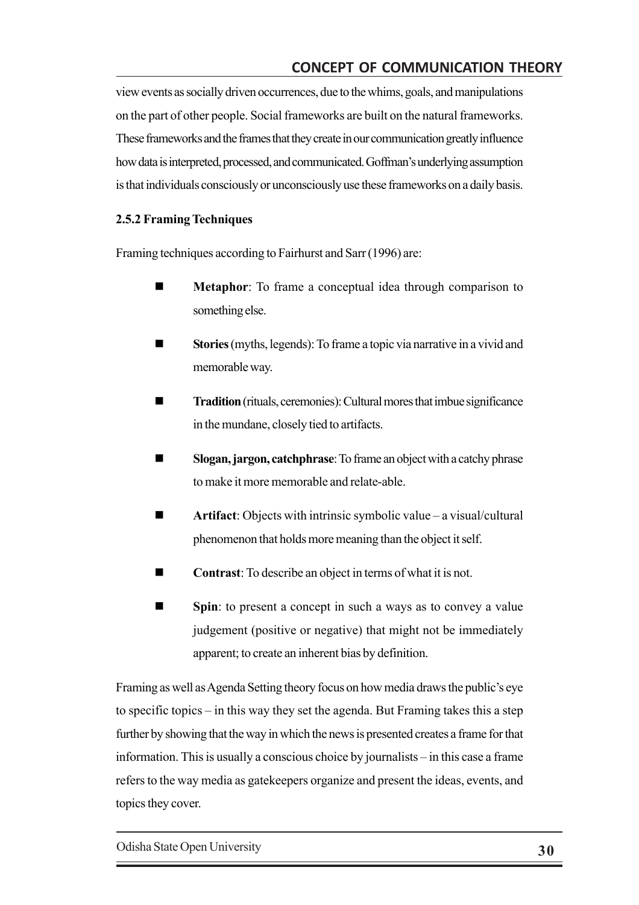view events as socially driven occurrences, due to the whims, goals, and manipulations on the part of other people. Social frameworks are built on the natural frameworks. These frameworks and the frames that they create in our communication greatly influence how data is interpreted, processed, and communicated. Goffman's underlying assumption is that individuals consciously or unconsciously use these frameworks on a daily basis.

### 2.5.2 Framing Techniques

Framing techniques according to Fairhurst and Sarr (1996) are:

- **Metaphor**: To frame a conceptual idea through comparison to something else.
- **Stories** (myths, legends): To frame a topic via narrative in a vivid and memorable way.
- **Tradition** (rituals, ceremonies): Cultural mores that imbue significance in the mundane, closely tied to artifacts.
- **Slogan, jargon, catchphrase**: To frame an object with a catchy phrase to make it more memorable and relate-able.
- **Artifact**: Objects with intrinsic symbolic value – a visual/cultural phenomenon that holds more meaning than the object it self.
- **Contrast**: To describe an object in terms of what it is not.
- **Spin**: to present a concept in such a ways as to convey a value judgement (positive or negative) that might not be immediately apparent; to create an inherent bias by definition.

Framing as well as Agenda Setting theory focus on how media draws the public's eye to specific topics – in this way they set the agenda. But Framing takes this a step further by showing that the way in which the news is presented creates a frame for that information. This is usually a conscious choice by journalists – in this case a frame refers to the way media as gatekeepers organize and present the ideas, events, and topics they cover.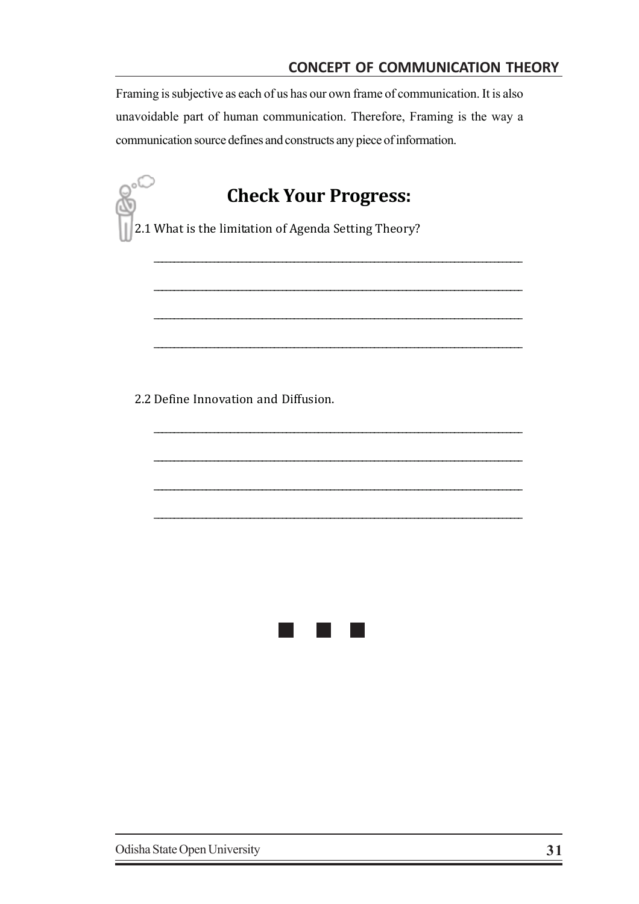Framing is subjective as each of us has our own frame of communication. It is also unavoidable part of human communication. Therefore, Framing is the way a communication source defines and constructs any piece of information.

## Check Your Progress:

2.1 What is the limitation of Agenda Setting Theory?

_______________________________________________________________________________

_______________________________________________________________________________

_______________________________________________________________________________

_______________________________________________________________________________

2.2 Define Innovation and Diffusion.

_______________________________________________________________________________

_______________________________________________________________________________

_______________________________________________________________________________

_______________________________________________________________________________

■ ■ ■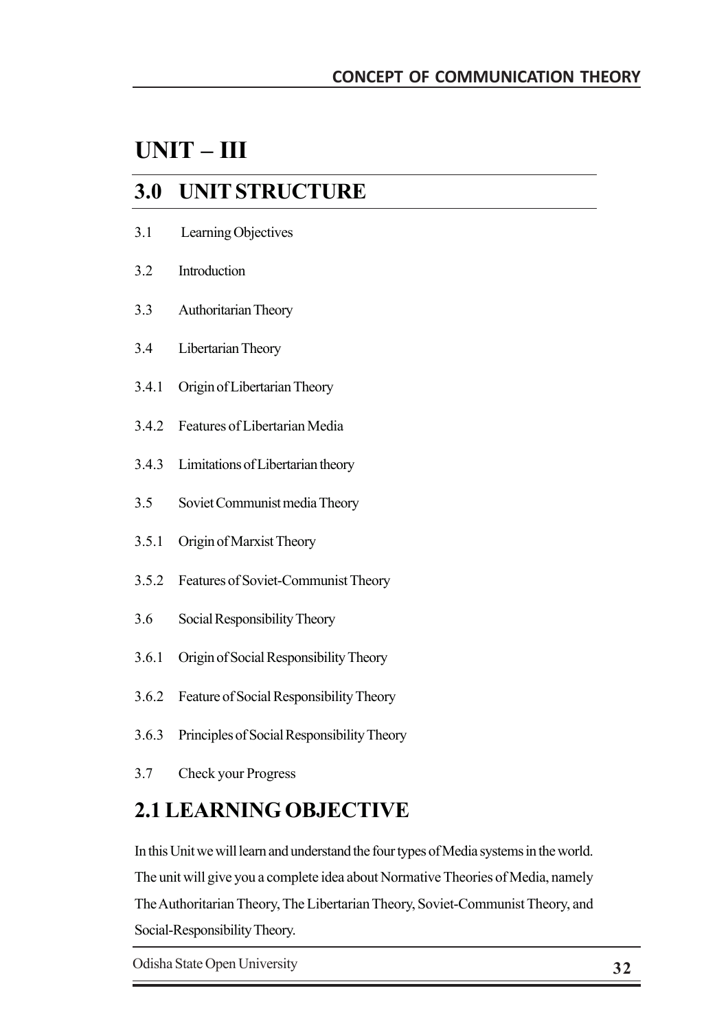# UNIT – III

## 3.0 UNIT STRUCTURE

3.1 Learning Objectives

3.2 Introduction

3.3 Authoritarian Theory

3.4 Libertarian Theory

3.4.1 Origin of Libertarian Theory

3.4.2 Features of Libertarian Media

3.4.3 Limitations of Libertarian theory

3.5 Soviet Communist media Theory

3.5.1 Origin of Marxist Theory

3.5.2 Features of Soviet-Communist Theory

3.6 Social Responsibility Theory

3.6.1 Origin of Social Responsibility Theory

3.6.2 Feature of Social Responsibility Theory

3.6.3 Principles of Social Responsibility Theory

3.7 Check your Progress

## 2.1 LEARNING OBJECTIVE

In this Unit we will learn and understand the four types of Media systems in the world. The unit will give you a complete idea about Normative Theories of Media, namely The Authoritarian Theory, The Libertarian Theory, Soviet-Communist Theory, and Social-Responsibility Theory.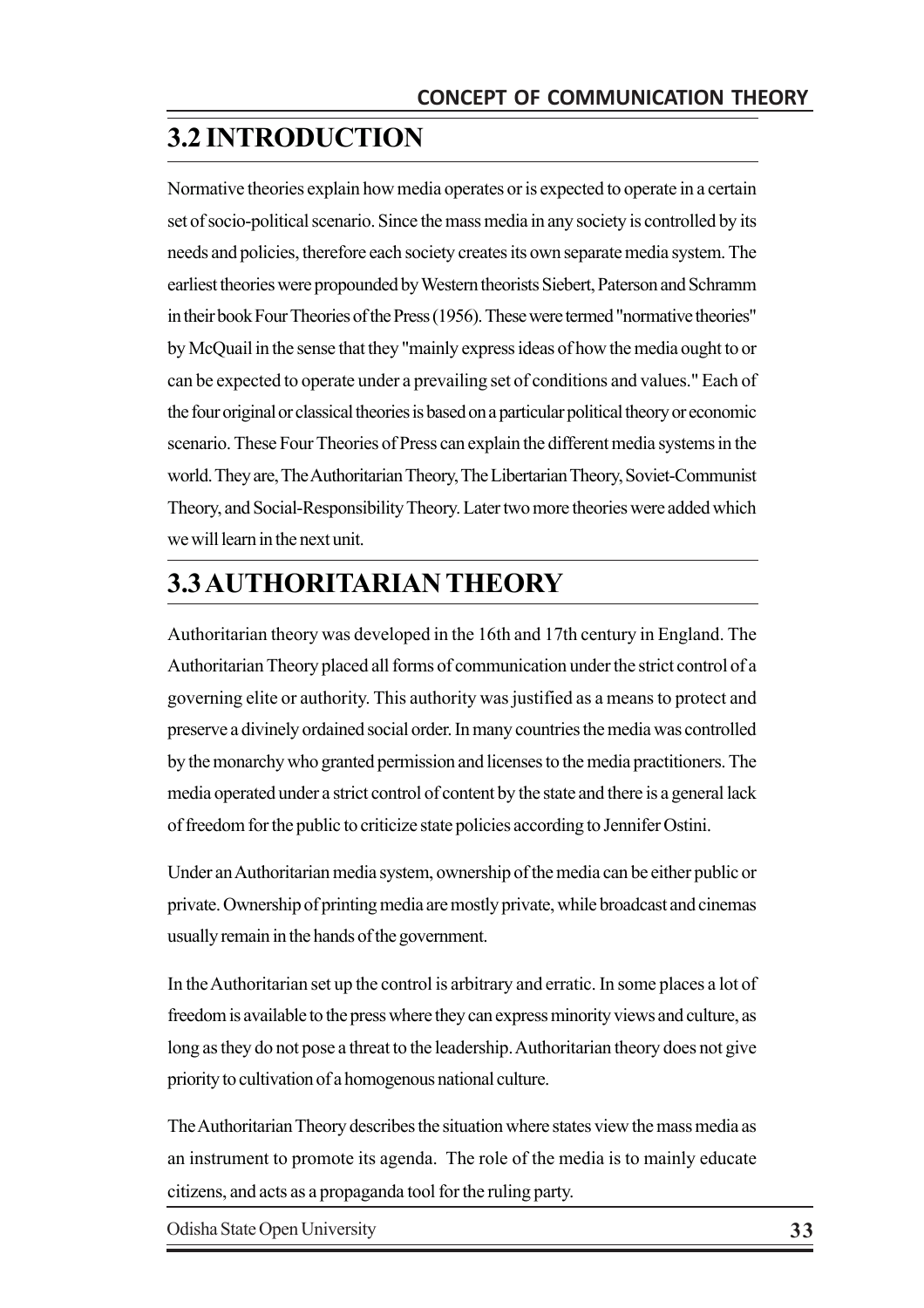## 3.2 INTRODUCTION

Normative theories explain how media operates or is expected to operate in a certain set of socio-political scenario. Since the mass media in any society is controlled by its needs and policies, therefore each society creates its own separate media system. The earliest theories were propounded by Western theorists Siebert, Paterson and Schramm in their book Four Theories of the Press (1956). These were termed "normative theories" by McQuail in the sense that they "mainly express ideas of how the media ought to or can be expected to operate under a prevailing set of conditions and values." Each of the four original or classical theories is based on a particular political theory or economic scenario. These Four Theories of Press can explain the different media systems in the world. They are, The Authoritarian Theory, The Libertarian Theory, Soviet-Communist Theory, and Social-Responsibility Theory. Later two more theories were added which we will learn in the next unit.

## 3.3 AUTHORITARIAN THEORY

Authoritarian theory was developed in the 16th and 17th century in England. The Authoritarian Theory placed all forms of communication under the strict control of a governing elite or authority. This authority was justified as a means to protect and preserve a divinely ordained social order. In many countries the media was controlled by the monarchy who granted permission and licenses to the media practitioners. The media operated under a strict control of content by the state and there is a general lack of freedom for the public to criticize state policies according to Jennifer Ostini.

Under an Authoritarian media system, ownership of the media can be either public or private. Ownership of printing media are mostly private, while broadcast and cinemas usually remain in the hands of the government.

In the Authoritarian set up the control is arbitrary and erratic. In some places a lot of freedom is available to the press where they can express minority views and culture, as long as they do not pose a threat to the leadership. Authoritarian theory does not give priority to cultivation of a homogenous national culture.

The Authoritarian Theory describes the situation where states view the mass media as an instrument to promote its agenda. The role of the media is to mainly educate citizens, and acts as a propaganda tool for the ruling party.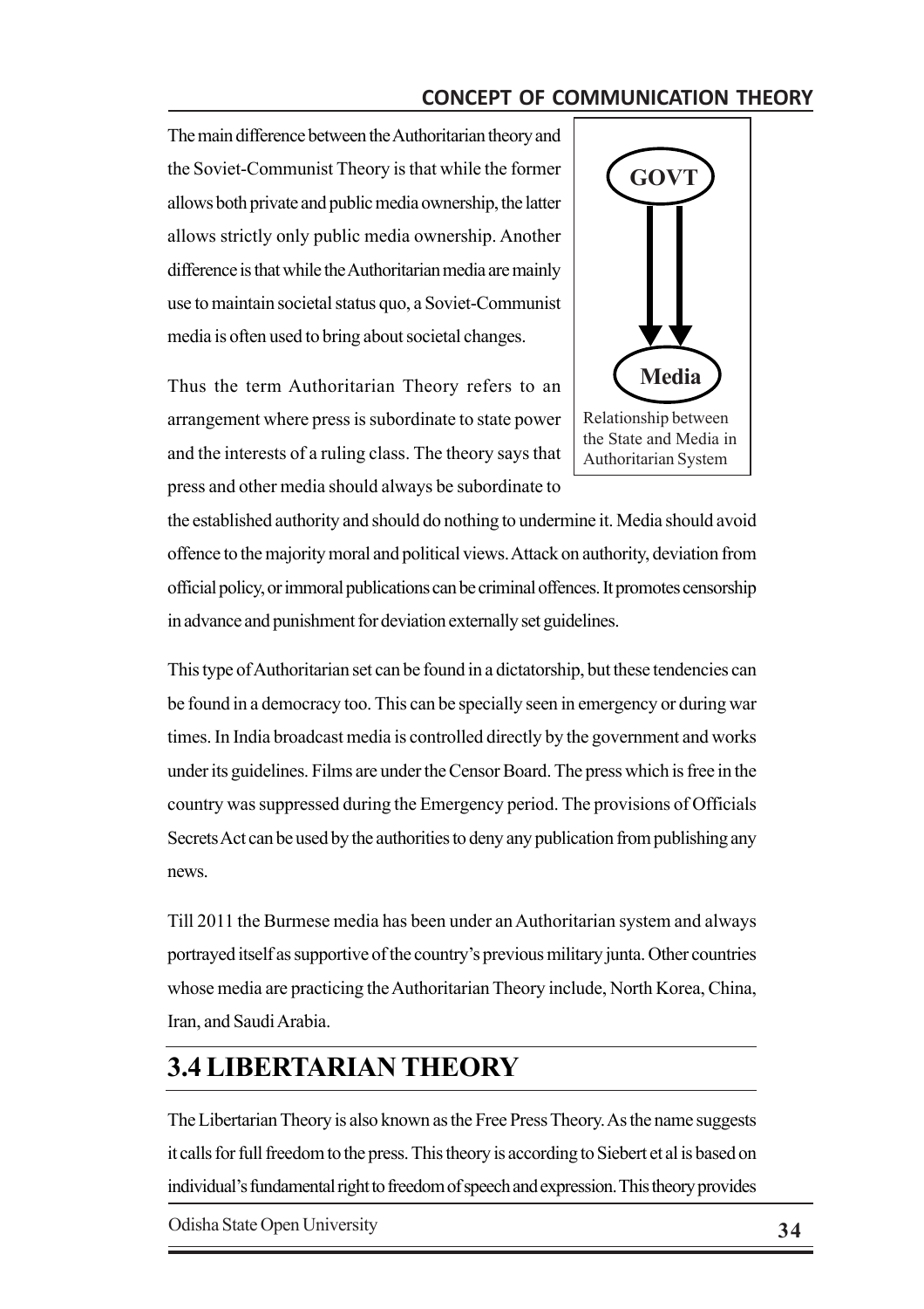The main difference between the Authoritarian theory and the Soviet-Communist Theory is that while the former allows both private and public media ownership, the latter allows strictly only public media ownership. Another difference is that while the Authoritarian media are mainly use to maintain societal status quo, a Soviet-Communist media is often used to bring about societal changes.

Thus the term Authoritarian Theory refers to an arrangement where press is subordinate to state power and the interests of a ruling class. The theory says that press and other media should always be subordinate to the established authority and should do nothing to undermine it. Media should avoid offence to the majority moral and political views. Attack on authority, deviation from official policy, or immoral publications can be criminal offences. It promotes censorship in advance and punishment for deviation externally set guidelines.

GOVT → Media

Relationship between the State and Media in Authoritarian System

This type of Authoritarian set can be found in a dictatorship, but these tendencies can be found in a democracy too. This can be specially seen in emergency or during war times. In India broadcast media is controlled directly by the government and works under its guidelines. Films are under the Censor Board. The press which is free in the country was suppressed during the Emergency period. The provisions of Officials Secrets Act can be used by the authorities to deny any publication from publishing any news.

Till 2011 the Burmese media has been under an Authoritarian system and always portrayed itself as supportive of the country's previous military junta. Other countries whose media are practicing the Authoritarian Theory include, North Korea, China, Iran, and Saudi Arabia.

## 3.4 LIBERTARIAN THEORY

The Libertarian Theory is also known as the Free Press Theory. As the name suggests it calls for full freedom to the press. This theory is according to Siebert et al is based on individual's fundamental right to freedom of speech and expression. This theory provides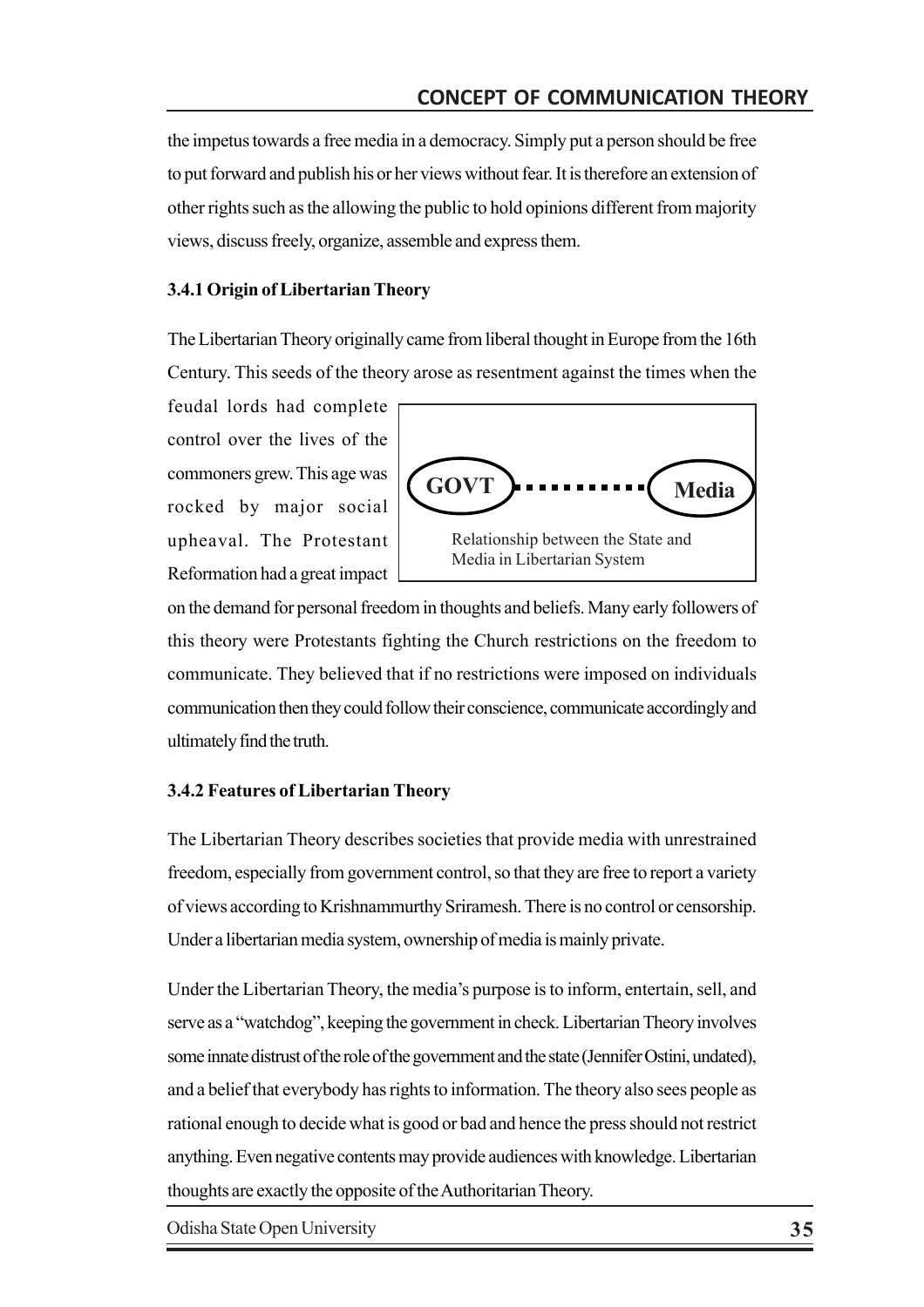the impetus towards a free media in a democracy. Simply put a person should be free to put forward and publish his or her views without fear. It is therefore an extension of other rights such as the allowing the public to hold opinions different from majority views, discuss freely, organize, assemble and express them.

### 3.4.1 Origin of Libertarian Theory

The Libertarian Theory originally came from liberal thought in Europe from the 16th Century. This seeds of the theory arose as resentment against the times when the feudal lords had complete control over the lives of the commoners grew. This age was rocked by major social upheaval. The Protestant Reformation had a great impact on the demand for personal freedom in thoughts and beliefs. Many early followers of this theory were Protestants fighting the Church restrictions on the freedom to communicate. They believed that if no restrictions were imposed on individuals communication then they could follow their conscience, communicate accordingly and ultimately find the truth.

GOVT ........... Media

Relationship between the State and Media in Libertarian System

### 3.4.2 Features of Libertarian Theory

The Libertarian Theory describes societies that provide media with unrestrained freedom, especially from government control, so that they are free to report a variety of views according to Krishnammurthy Sriramesh. There is no control or censorship. Under a libertarian media system, ownership of media is mainly private.

Under the Libertarian Theory, the media's purpose is to inform, entertain, sell, and serve as a "watchdog", keeping the government in check. Libertarian Theory involves some innate distrust of the role of the government and the state (Jennifer Ostini, undated), and a belief that everybody has rights to information. The theory also sees people as rational enough to decide what is good or bad and hence the press should not restrict anything. Even negative contents may provide audiences with knowledge. Libertarian thoughts are exactly the opposite of the Authoritarian Theory.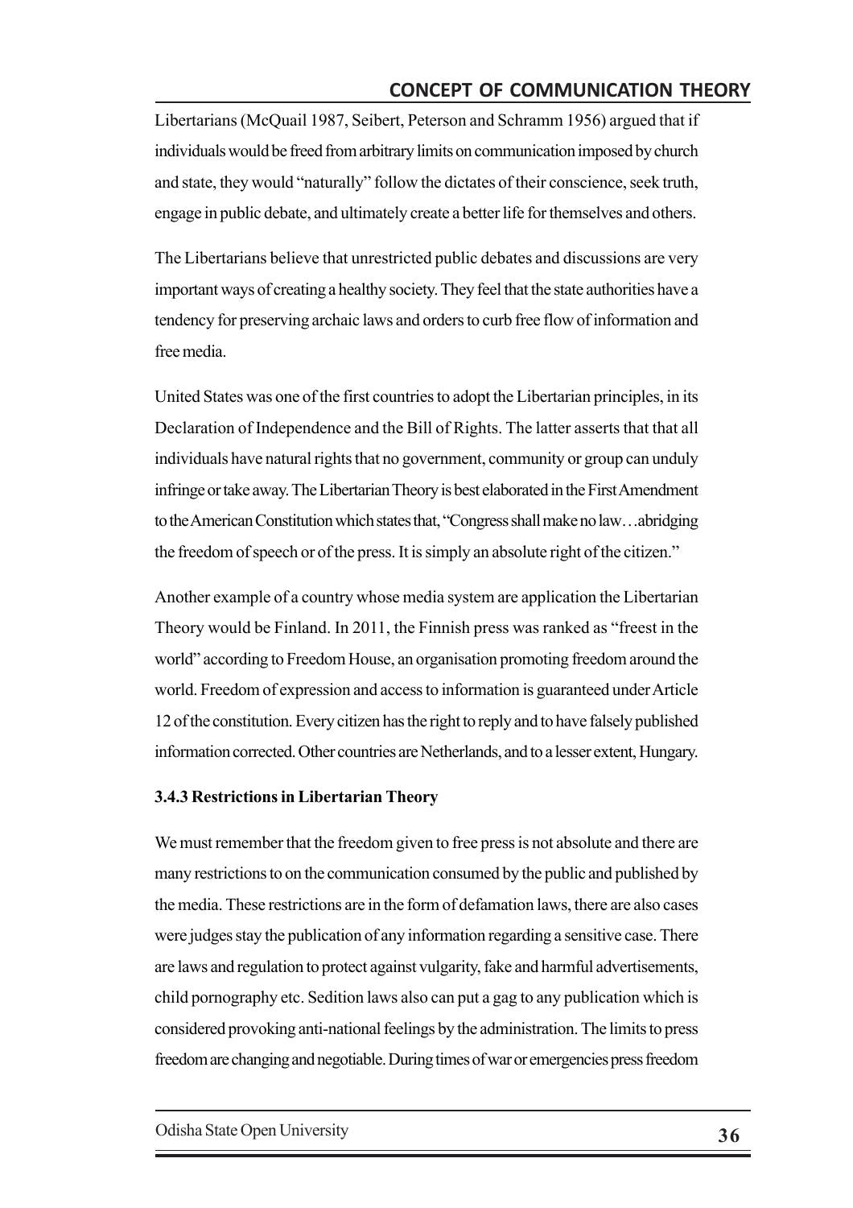Libertarians (McQuail 1987, Seibert, Peterson and Schramm 1956) argued that if individuals would be freed from arbitrary limits on communication imposed by church and state, they would "naturally" follow the dictates of their conscience, seek truth, engage in public debate, and ultimately create a better life for themselves and others.

The Libertarians believe that unrestricted public debates and discussions are very important ways of creating a healthy society. They feel that the state authorities have a tendency for preserving archaic laws and orders to curb free flow of information and free media.

United States was one of the first countries to adopt the Libertarian principles, in its Declaration of Independence and the Bill of Rights. The latter asserts that that all individuals have natural rights that no government, community or group can unduly infringe or take away. The Libertarian Theory is best elaborated in the First Amendment to the American Constitution which states that, "Congress shall make no law…abridging the freedom of speech or of the press. It is simply an absolute right of the citizen."

Another example of a country whose media system are application the Libertarian Theory would be Finland. In 2011, the Finnish press was ranked as "freest in the world" according to Freedom House, an organisation promoting freedom around the world. Freedom of expression and access to information is guaranteed under Article 12 of the constitution. Every citizen has the right to reply and to have falsely published information corrected. Other countries are Netherlands, and to a lesser extent, Hungary.

### 3.4.3 Restrictions in Libertarian Theory

We must remember that the freedom given to free press is not absolute and there are many restrictions to on the communication consumed by the public and published by the media. These restrictions are in the form of defamation laws, there are also cases were judges stay the publication of any information regarding a sensitive case. There are laws and regulation to protect against vulgarity, fake and harmful advertisements, child pornography etc. Sedition laws also can put a gag to any publication which is considered provoking anti-national feelings by the administration. The limits to press freedom are changing and negotiable. During times of war or emergencies press freedom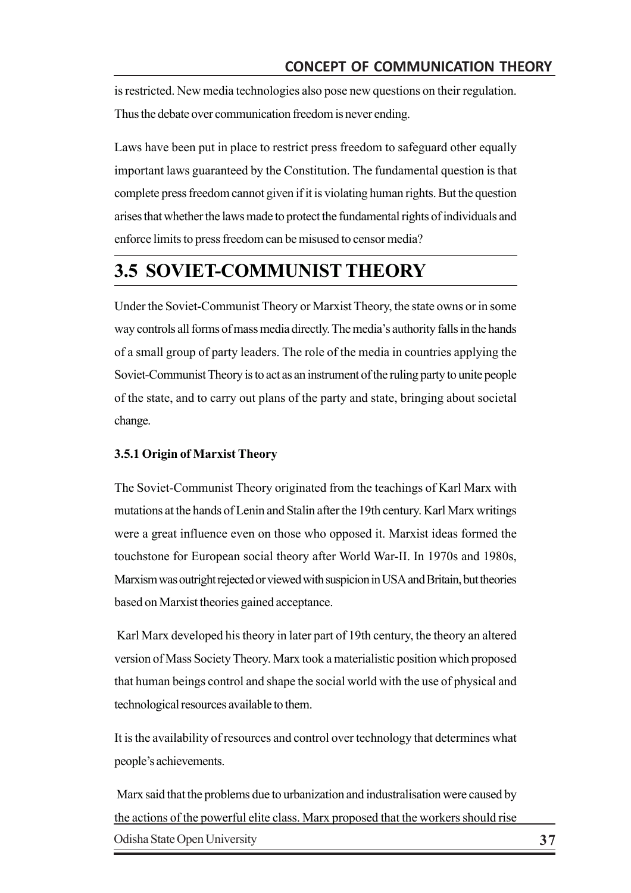is restricted. New media technologies also pose new questions on their regulation. Thus the debate over communication freedom is never ending.

Laws have been put in place to restrict press freedom to safeguard other equally important laws guaranteed by the Constitution. The fundamental question is that complete press freedom cannot given if it is violating human rights. But the question arises that whether the laws made to protect the fundamental rights of individuals and enforce limits to press freedom can be misused to censor media?

# 3.5 SOVIET-COMMUNIST THEORY

Under the Soviet-Communist Theory or Marxist Theory, the state owns or in some way controls all forms of mass media directly. The media's authority falls in the hands of a small group of party leaders. The role of the media in countries applying the Soviet-Communist Theory is to act as an instrument of the ruling party to unite people of the state, and to carry out plans of the party and state, bringing about societal change.

### 3.5.1 Origin of Marxist Theory

The Soviet-Communist Theory originated from the teachings of Karl Marx with mutations at the hands of Lenin and Stalin after the 19th century. Karl Marx writings were a great influence even on those who opposed it. Marxist ideas formed the touchstone for European social theory after World War-II. In 1970s and 1980s, Marxism was outright rejected or viewed with suspicion in USA and Britain, but theories based on Marxist theories gained acceptance.

Karl Marx developed his theory in later part of 19th century, the theory an altered version of Mass Society Theory. Marx took a materialistic position which proposed that human beings control and shape the social world with the use of physical and technological resources available to them.

It is the availability of resources and control over technology that determines what people's achievements.

Marx said that the problems due to urbanization and industralisation were caused by the actions of the powerful elite class. Marx proposed that the workers should rise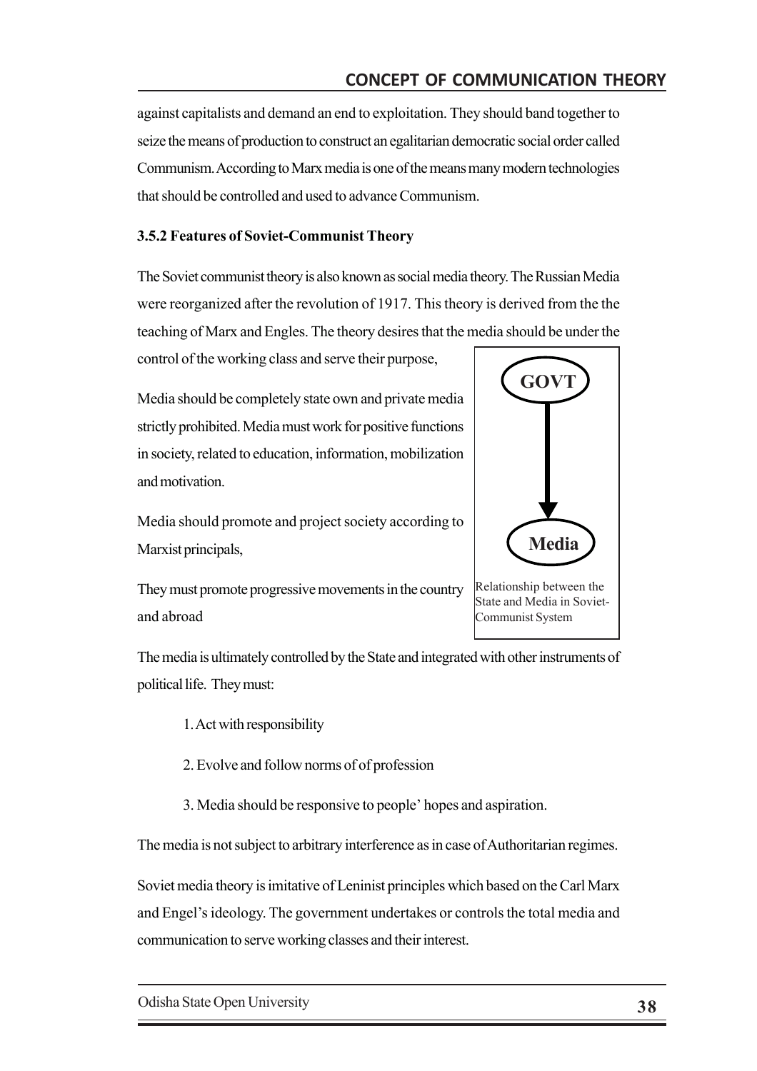against capitalists and demand an end to exploitation. They should band together to seize the means of production to construct an egalitarian democratic social order called Communism. According to Marx media is one of the means many modern technologies that should be controlled and used to advance Communism.

### 3.5.2 Features of Soviet-Communist Theory

The Soviet communist theory is also known as social media theory. The Russian Media were reorganized after the revolution of 1917. This theory is derived from the the teaching of Marx and Engles. The theory desires that the media should be under the control of the working class and serve their purpose,

Media should be completely state own and private media strictly prohibited. Media must work for positive functions in society, related to education, information, mobilization and motivation.

Media should promote and project society according to Marxist principals,

They must promote progressive movements in the country and abroad

GOVT → Media

Relationship between the State and Media in Soviet-Communist System

The media is ultimately controlled by the State and integrated with other instruments of political life. They must:

1. Act with responsibility
2. Evolve and follow norms of of profession
3. Media should be responsive to people' hopes and aspiration.

The media is not subject to arbitrary interference as in case of Authoritarian regimes.

Soviet media theory is imitative of Leninist principles which based on the Carl Marx and Engel's ideology. The government undertakes or controls the total media and communication to serve working classes and their interest.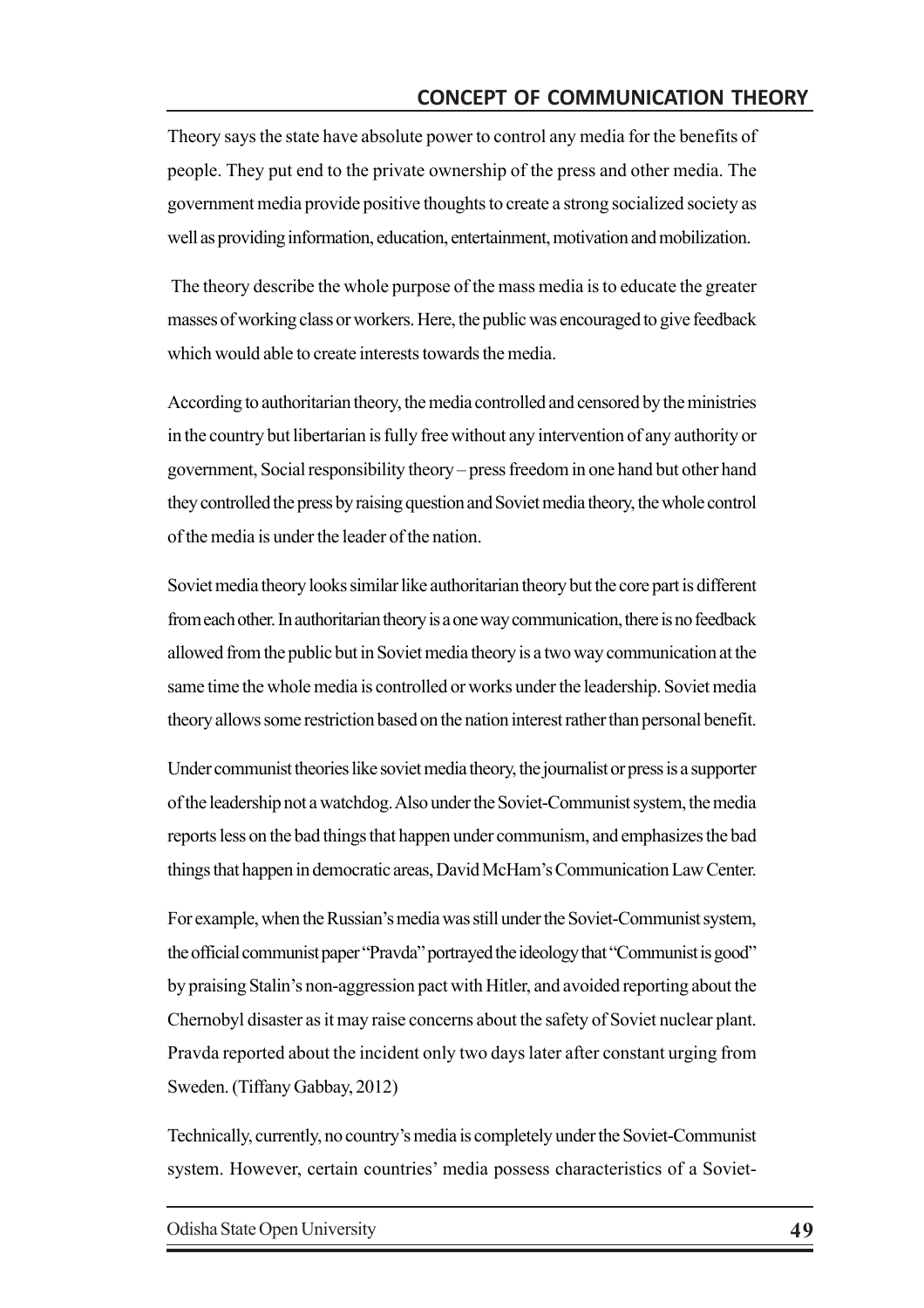Theory says the state have absolute power to control any media for the benefits of people. They put end to the private ownership of the press and other media. The government media provide positive thoughts to create a strong socialized society as well as providing information, education, entertainment, motivation and mobilization.

The theory describe the whole purpose of the mass media is to educate the greater masses of working class or workers. Here, the public was encouraged to give feedback which would able to create interests towards the media.

According to authoritarian theory, the media controlled and censored by the ministries in the country but libertarian is fully free without any intervention of any authority or government, Social responsibility theory – press freedom in one hand but other hand they controlled the press by raising question and Soviet media theory, the whole control of the media is under the leader of the nation.

Soviet media theory looks similar like authoritarian theory but the core part is different from each other. In authoritarian theory is a one way communication, there is no feedback allowed from the public but in Soviet media theory is a two way communication at the same time the whole media is controlled or works under the leadership. Soviet media theory allows some restriction based on the nation interest rather than personal benefit.

Under communist theories like soviet media theory, the journalist or press is a supporter of the leadership not a watchdog. Also under the Soviet-Communist system, the media reports less on the bad things that happen under communism, and emphasizes the bad things that happen in democratic areas, David McHam's Communication Law Center.

For example, when the Russian's media was still under the Soviet-Communist system, the official communist paper "Pravda" portrayed the ideology that "Communist is good" by praising Stalin's non-aggression pact with Hitler, and avoided reporting about the Chernobyl disaster as it may raise concerns about the safety of Soviet nuclear plant. Pravda reported about the incident only two days later after constant urging from Sweden. (Tiffany Gabbay, 2012)

Technically, currently, no country's media is completely under the Soviet-Communist system. However, certain countries' media possess characteristics of a Soviet-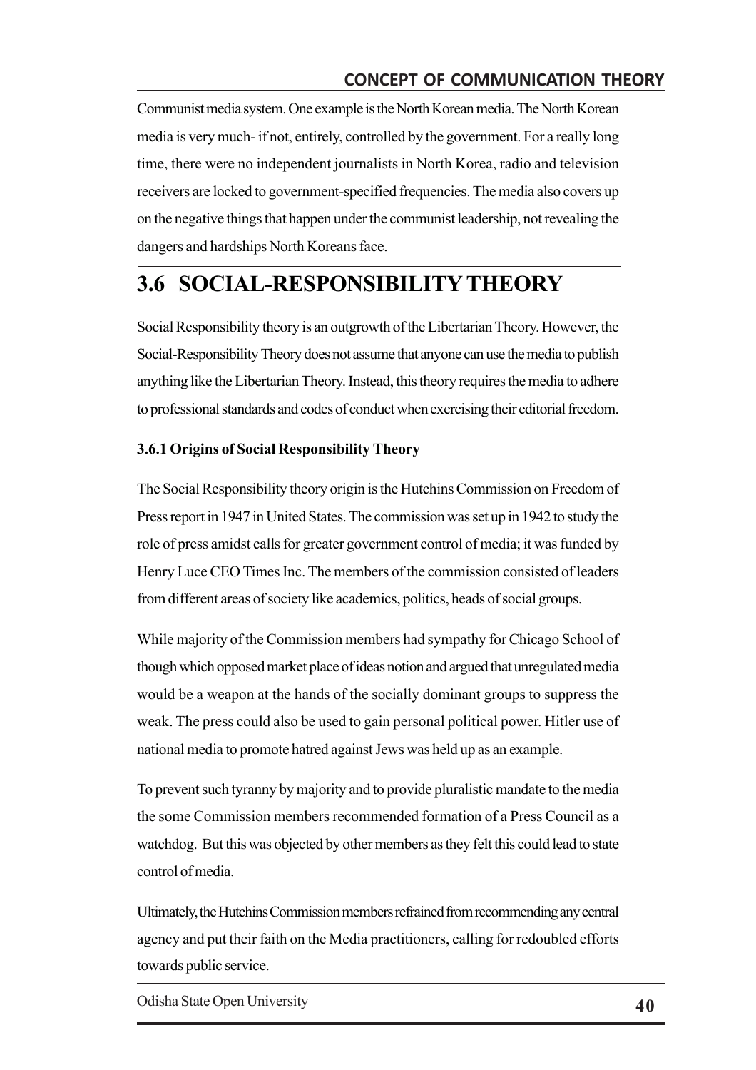Communist media system. One example is the North Korean media. The North Korean media is very much- if not, entirely, controlled by the government. For a really long time, there were no independent journalists in North Korea, radio and television receivers are locked to government-specified frequencies. The media also covers up on the negative things that happen under the communist leadership, not revealing the dangers and hardships North Koreans face.

# 3.6 SOCIAL-RESPONSIBILITY THEORY

Social Responsibility theory is an outgrowth of the Libertarian Theory. However, the Social-Responsibility Theory does not assume that anyone can use the media to publish anything like the Libertarian Theory. Instead, this theory requires the media to adhere to professional standards and codes of conduct when exercising their editorial freedom.

### 3.6.1 Origins of Social Responsibility Theory

The Social Responsibility theory origin is the Hutchins Commission on Freedom of Press report in 1947 in United States. The commission was set up in 1942 to study the role of press amidst calls for greater government control of media; it was funded by Henry Luce CEO Times Inc. The members of the commission consisted of leaders from different areas of society like academics, politics, heads of social groups.

While majority of the Commission members had sympathy for Chicago School of though which opposed market place of ideas notion and argued that unregulated media would be a weapon at the hands of the socially dominant groups to suppress the weak. The press could also be used to gain personal political power. Hitler use of national media to promote hatred against Jews was held up as an example.

To prevent such tyranny by majority and to provide pluralistic mandate to the media the some Commission members recommended formation of a Press Council as a watchdog. But this was objected by other members as they felt this could lead to state control of media.

Ultimately, the Hutchins Commission members refrained from recommending any central agency and put their faith on the Media practitioners, calling for redoubled efforts towards public service.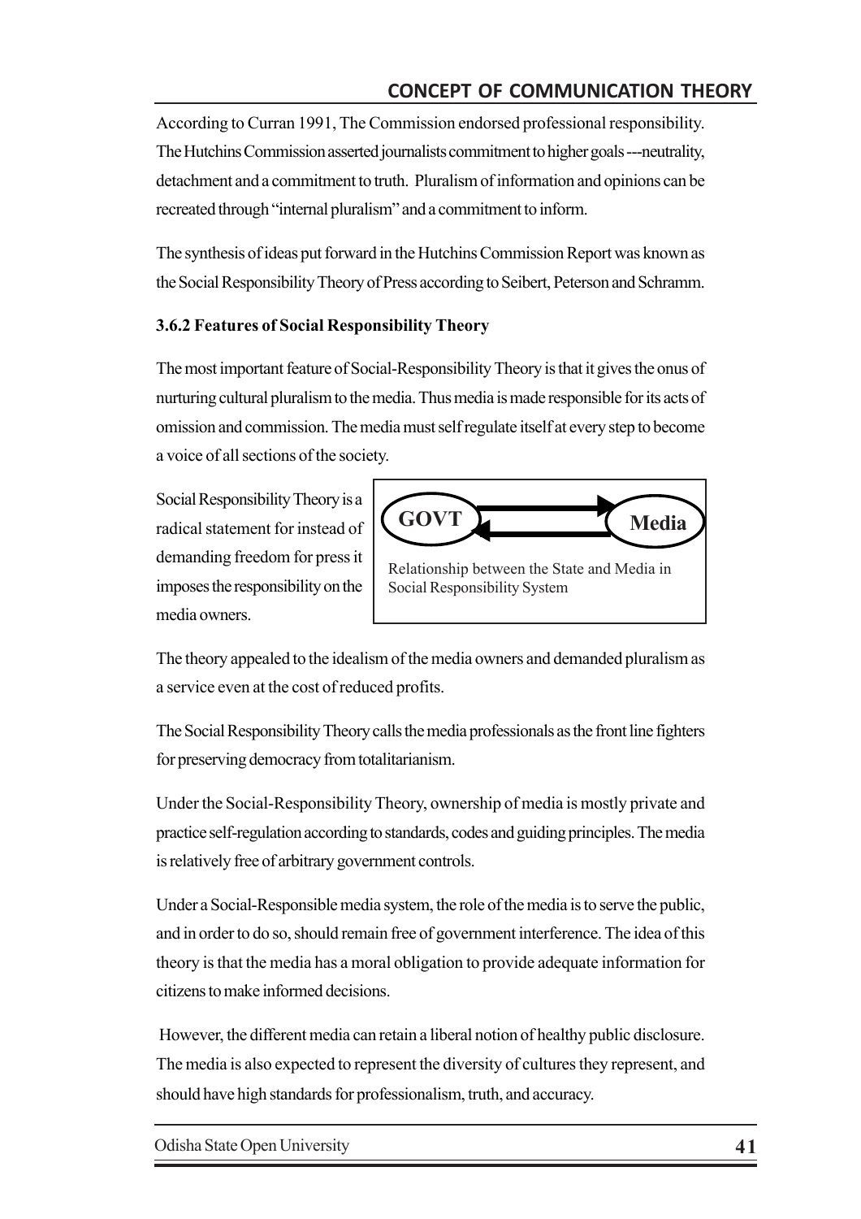According to Curran 1991, The Commission endorsed professional responsibility. The Hutchins Commission asserted journalists commitment to higher goals ---neutrality, detachment and a commitment to truth. Pluralism of information and opinions can be recreated through "internal pluralism" and a commitment to inform.

The synthesis of ideas put forward in the Hutchins Commission Report was known as the Social Responsibility Theory of Press according to Seibert, Peterson and Schramm.

### 3.6.2 Features of Social Responsibility Theory

The most important feature of Social-Responsibility Theory is that it gives the onus of nurturing cultural pluralism to the media. Thus media is made responsible for its acts of omission and commission. The media must self regulate itself at every step to become a voice of all sections of the society.

Social Responsibility Theory is a radical statement for instead of demanding freedom for press it imposes the responsibility on the media owners.

GOVT ⇄ Media

Relationship between the State and Media in Social Responsibility System

The theory appealed to the idealism of the media owners and demanded pluralism as a service even at the cost of reduced profits.

The Social Responsibility Theory calls the media professionals as the front line fighters for preserving democracy from totalitarianism.

Under the Social-Responsibility Theory, ownership of media is mostly private and practice self-regulation according to standards, codes and guiding principles. The media is relatively free of arbitrary government controls.

Under a Social-Responsible media system, the role of the media is to serve the public, and in order to do so, should remain free of government interference. The idea of this theory is that the media has a moral obligation to provide adequate information for citizens to make informed decisions.

However, the different media can retain a liberal notion of healthy public disclosure. The media is also expected to represent the diversity of cultures they represent, and should have high standards for professionalism, truth, and accuracy.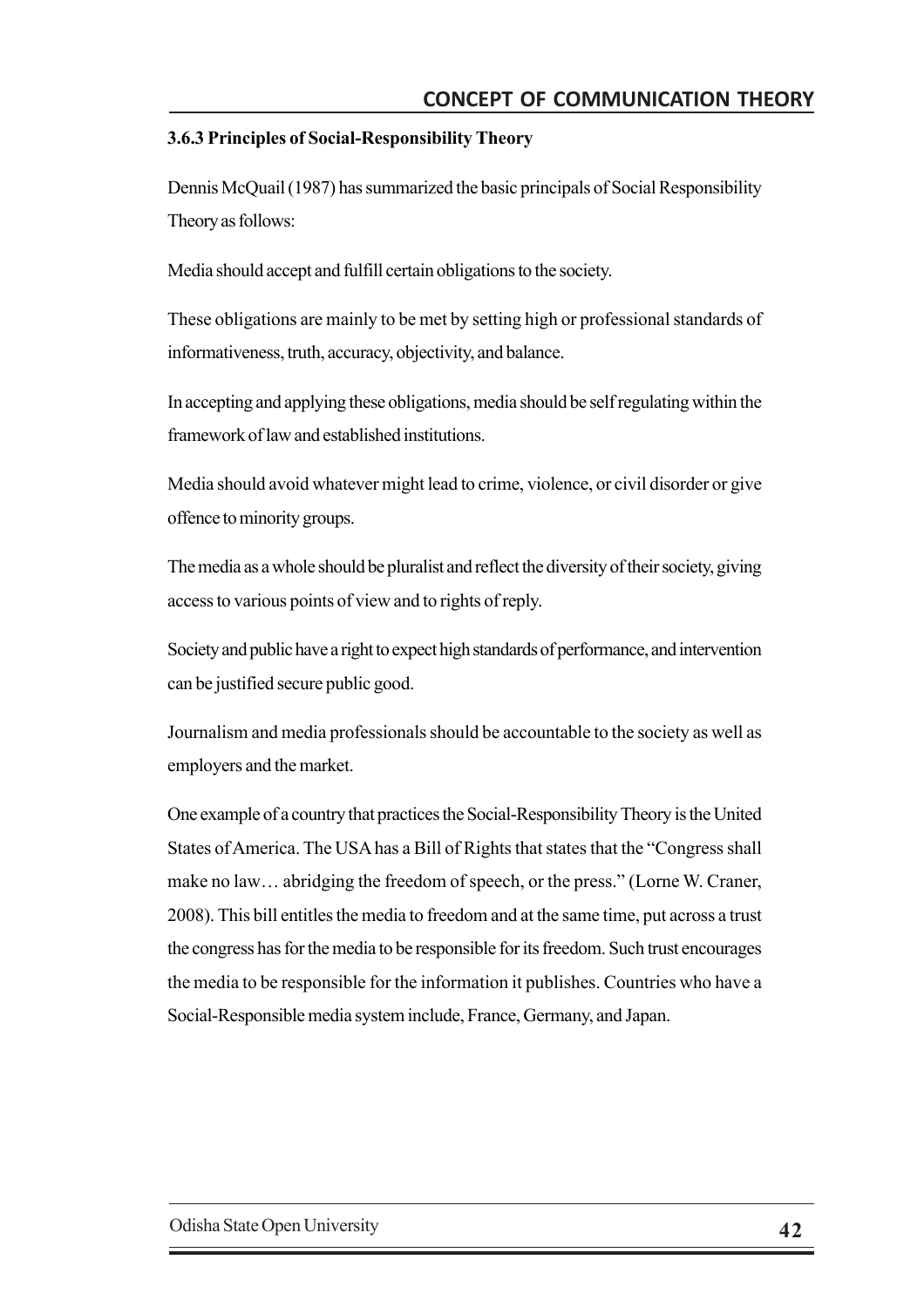### 3.6.3 Principles of Social-Responsibility Theory

Dennis McQuail (1987) has summarized the basic principals of Social Responsibility Theory as follows:

Media should accept and fulfill certain obligations to the society.

These obligations are mainly to be met by setting high or professional standards of informativeness, truth, accuracy, objectivity, and balance.

In accepting and applying these obligations, media should be self regulating within the framework of law and established institutions.

Media should avoid whatever might lead to crime, violence, or civil disorder or give offence to minority groups.

The media as a whole should be pluralist and reflect the diversity of their society, giving access to various points of view and to rights of reply.

Society and public have a right to expect high standards of performance, and intervention can be justified secure public good.

Journalism and media professionals should be accountable to the society as well as employers and the market.

One example of a country that practices the Social-Responsibility Theory is the United States of America. The USA has a Bill of Rights that states that the "Congress shall make no law… abridging the freedom of speech, or the press." (Lorne W. Craner, 2008). This bill entitles the media to freedom and at the same time, put across a trust the congress has for the media to be responsible for its freedom. Such trust encourages the media to be responsible for the information it publishes. Countries who have a Social-Responsible media system include, France, Germany, and Japan.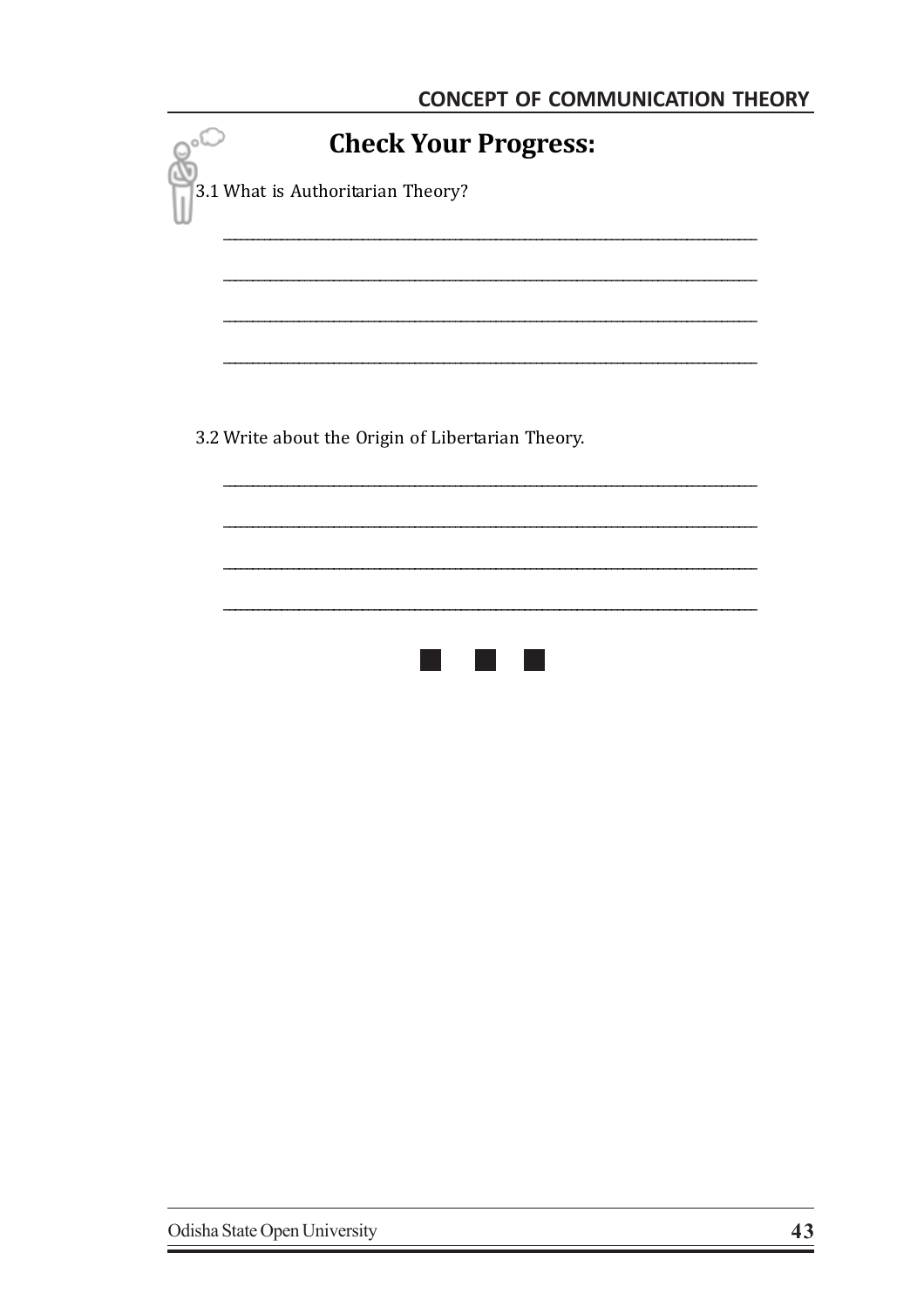## Check Your Progress:

3.1 What is Authoritarian Theory?

________________________________________________________________________

________________________________________________________________________

________________________________________________________________________

________________________________________________________________________

3.2 Write about the Origin of Libertarian Theory.

________________________________________________________________________

________________________________________________________________________

________________________________________________________________________

________________________________________________________________________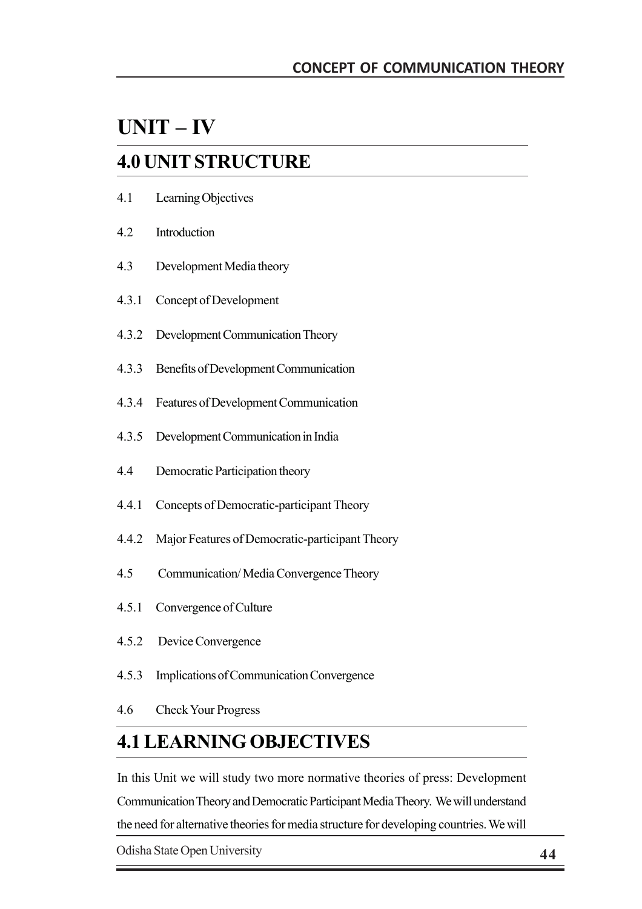# UNIT – IV

## 4.0 UNIT STRUCTURE

4.1 Learning Objectives

4.2 Introduction

4.3 Development Media theory

4.3.1 Concept of Development

4.3.2 Development Communication Theory

4.3.3 Benefits of Development Communication

4.3.4 Features of Development Communication

4.3.5 Development Communication in India

4.4 Democratic Participation theory

4.4.1 Concepts of Democratic-participant Theory

4.4.2 Major Features of Democratic-participant Theory

4.5 Communication/ Media Convergence Theory

4.5.1 Convergence of Culture

4.5.2 Device Convergence

4.5.3 Implications of Communication Convergence

4.6 Check Your Progress

## 4.1 LEARNING OBJECTIVES

In this Unit we will study two more normative theories of press: Development Communication Theory and Democratic Participant Media Theory. We will understand the need for alternative theories for media structure for developing countries. We will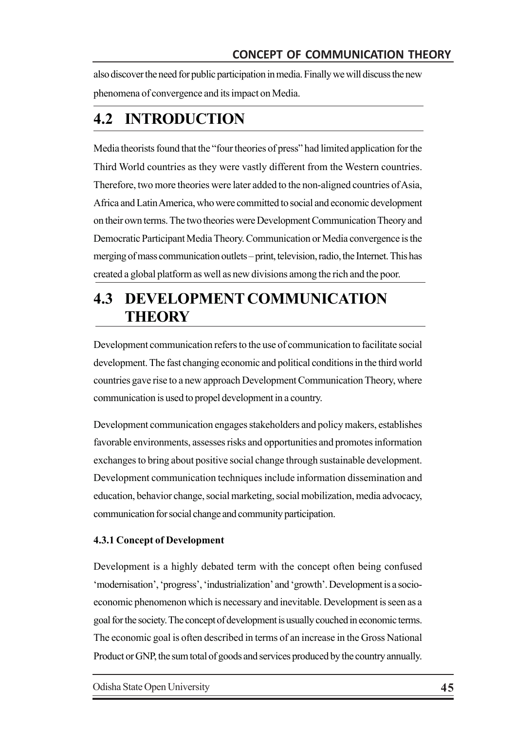also discover the need for public participation in media. Finally we will discuss the new phenomena of convergence and its impact on Media.

## 4.2 INTRODUCTION

Media theorists found that the "four theories of press" had limited application for the Third World countries as they were vastly different from the Western countries. Therefore, two more theories were later added to the non-aligned countries of Asia, Africa and Latin America, who were committed to social and economic development on their own terms. The two theories were Development Communication Theory and Democratic Participant Media Theory. Communication or Media convergence is the merging of mass communication outlets – print, television, radio, the Internet. This has created a global platform as well as new divisions among the rich and the poor.

## 4.3 DEVELOPMENT COMMUNICATION THEORY

Development communication refers to the use of communication to facilitate social development. The fast changing economic and political conditions in the third world countries gave rise to a new approach Development Communication Theory, where communication is used to propel development in a country.

Development communication engages stakeholders and policy makers, establishes favorable environments, assesses risks and opportunities and promotes information exchanges to bring about positive social change through sustainable development. Development communication techniques include information dissemination and education, behavior change, social marketing, social mobilization, media advocacy, communication for social change and community participation.

### 4.3.1 Concept of Development

Development is a highly debated term with the concept often being confused 'modernisation', 'progress', 'industrialization' and 'growth'. Development is a socio-economic phenomenon which is necessary and inevitable. Development is seen as a goal for the society. The concept of development is usually couched in economic terms. The economic goal is often described in terms of an increase in the Gross National Product or GNP, the sum total of goods and services produced by the country annually.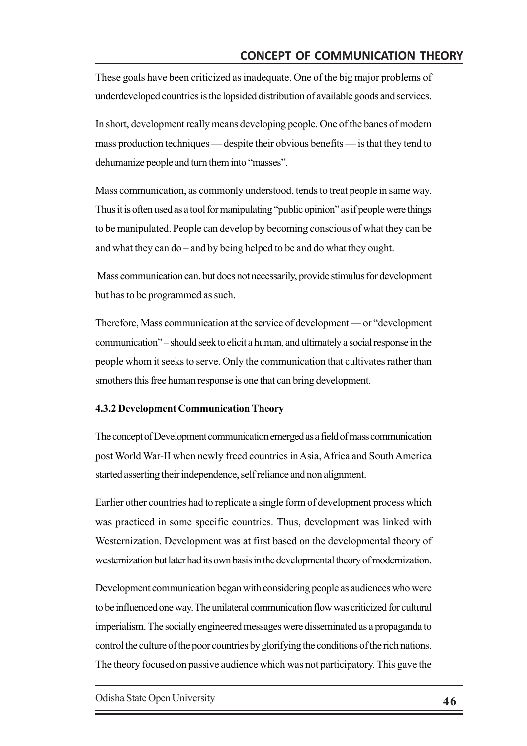These goals have been criticized as inadequate. One of the big major problems of underdeveloped countries is the lopsided distribution of available goods and services.

In short, development really means developing people. One of the banes of modern mass production techniques — despite their obvious benefits — is that they tend to dehumanize people and turn them into "masses".

Mass communication, as commonly understood, tends to treat people in same way. Thus it is often used as a tool for manipulating "public opinion" as if people were things to be manipulated. People can develop by becoming conscious of what they can be and what they can do – and by being helped to be and do what they ought.

Mass communication can, but does not necessarily, provide stimulus for development but has to be programmed as such.

Therefore, Mass communication at the service of development — or "development communication" – should seek to elicit a human, and ultimately a social response in the people whom it seeks to serve. Only the communication that cultivates rather than smothers this free human response is one that can bring development.

### 4.3.2 Development Communication Theory

The concept of Development communication emerged as a field of mass communication post World War-II when newly freed countries in Asia, Africa and South America started asserting their independence, self reliance and non alignment.

Earlier other countries had to replicate a single form of development process which was practiced in some specific countries. Thus, development was linked with Westernization. Development was at first based on the developmental theory of westernization but later had its own basis in the developmental theory of modernization.

Development communication began with considering people as audiences who were to be influenced one way. The unilateral communication flow was criticized for cultural imperialism. The socially engineered messages were disseminated as a propaganda to control the culture of the poor countries by glorifying the conditions of the rich nations. The theory focused on passive audience which was not participatory. This gave the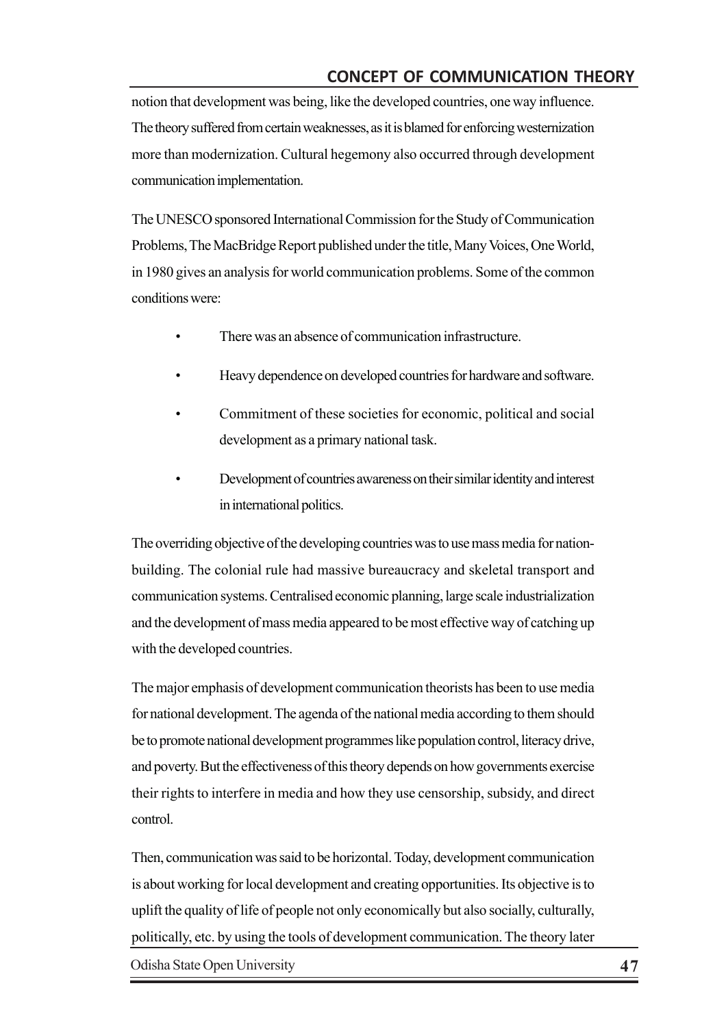notion that development was being, like the developed countries, one way influence. The theory suffered from certain weaknesses, as it is blamed for enforcing westernization more than modernization. Cultural hegemony also occurred through development communication implementation.

The UNESCO sponsored International Commission for the Study of Communication Problems, The MacBridge Report published under the title, Many Voices, One World, in 1980 gives an analysis for world communication problems. Some of the common conditions were:

- There was an absence of communication infrastructure.
- Heavy dependence on developed countries for hardware and software.
- Commitment of these societies for economic, political and social development as a primary national task.
- Development of countries awareness on their similar identity and interest in international politics.

The overriding objective of the developing countries was to use mass media for nation-building. The colonial rule had massive bureaucracy and skeletal transport and communication systems. Centralised economic planning, large scale industrialization and the development of mass media appeared to be most effective way of catching up with the developed countries.

The major emphasis of development communication theorists has been to use media for national development. The agenda of the national media according to them should be to promote national development programmes like population control, literacy drive, and poverty. But the effectiveness of this theory depends on how governments exercise their rights to interfere in media and how they use censorship, subsidy, and direct control.

Then, communication was said to be horizontal. Today, development communication is about working for local development and creating opportunities. Its objective is to uplift the quality of life of people not only economically but also socially, culturally, politically, etc. by using the tools of development communication. The theory later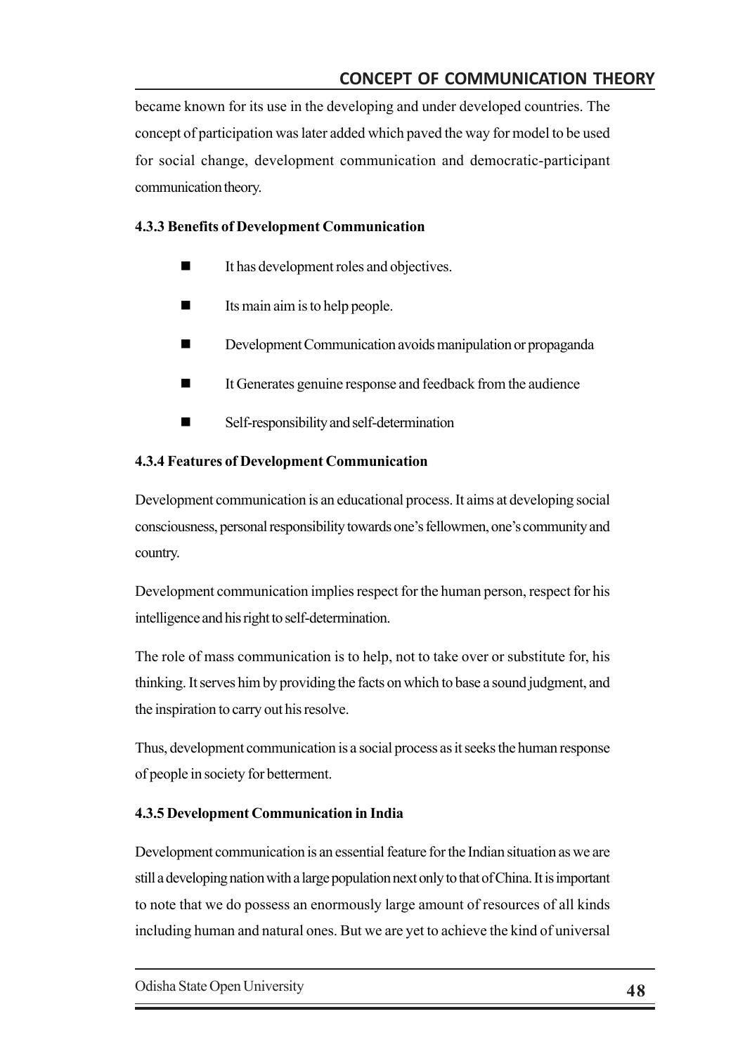became known for its use in the developing and under developed countries. The concept of participation was later added which paved the way for model to be used for social change, development communication and democratic-participant communication theory.

### 4.3.3 Benefits of Development Communication

- It has development roles and objectives.
- Its main aim is to help people.
- Development Communication avoids manipulation or propaganda
- It Generates genuine response and feedback from the audience
- Self-responsibility and self-determination

### 4.3.4 Features of Development Communication

Development communication is an educational process. It aims at developing social consciousness, personal responsibility towards one's fellowmen, one's community and country.

Development communication implies respect for the human person, respect for his intelligence and his right to self-determination.

The role of mass communication is to help, not to take over or substitute for, his thinking. It serves him by providing the facts on which to base a sound judgment, and the inspiration to carry out his resolve.

Thus, development communication is a social process as it seeks the human response of people in society for betterment.

### 4.3.5 Development Communication in India

Development communication is an essential feature for the Indian situation as we are still a developing nation with a large population next only to that of China. It is important to note that we do possess an enormously large amount of resources of all kinds including human and natural ones. But we are yet to achieve the kind of universal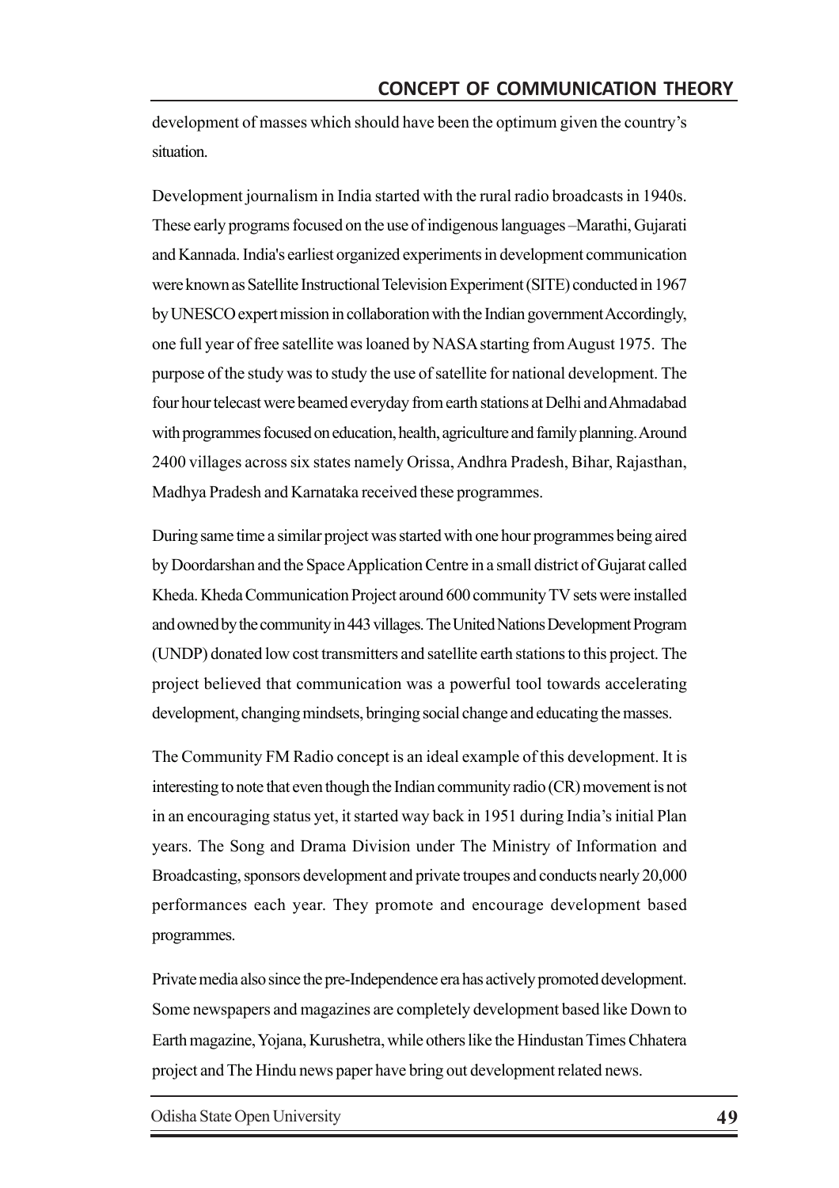development of masses which should have been the optimum given the country's situation.

Development journalism in India started with the rural radio broadcasts in 1940s. These early programs focused on the use of indigenous languages –Marathi, Gujarati and Kannada. India's earliest organized experiments in development communication were known as Satellite Instructional Television Experiment (SITE) conducted in 1967 by UNESCO expert mission in collaboration with the Indian government Accordingly, one full year of free satellite was loaned by NASA starting from August 1975. The purpose of the study was to study the use of satellite for national development. The four hour telecast were beamed everyday from earth stations at Delhi and Ahmadabad with programmes focused on education, health, agriculture and family planning. Around 2400 villages across six states namely Orissa, Andhra Pradesh, Bihar, Rajasthan, Madhya Pradesh and Karnataka received these programmes.

During same time a similar project was started with one hour programmes being aired by Doordarshan and the Space Application Centre in a small district of Gujarat called Kheda. Kheda Communication Project around 600 community TV sets were installed and owned by the community in 443 villages. The United Nations Development Program (UNDP) donated low cost transmitters and satellite earth stations to this project. The project believed that communication was a powerful tool towards accelerating development, changing mindsets, bringing social change and educating the masses.

The Community FM Radio concept is an ideal example of this development. It is interesting to note that even though the Indian community radio (CR) movement is not in an encouraging status yet, it started way back in 1951 during India's initial Plan years. The Song and Drama Division under The Ministry of Information and Broadcasting, sponsors development and private troupes and conducts nearly 20,000 performances each year. They promote and encourage development based programmes.

Private media also since the pre-Independence era has actively promoted development. Some newspapers and magazines are completely development based like Down to Earth magazine, Yojana, Kurushetra, while others like the Hindustan Times Chhatera project and The Hindu news paper have bring out development related news.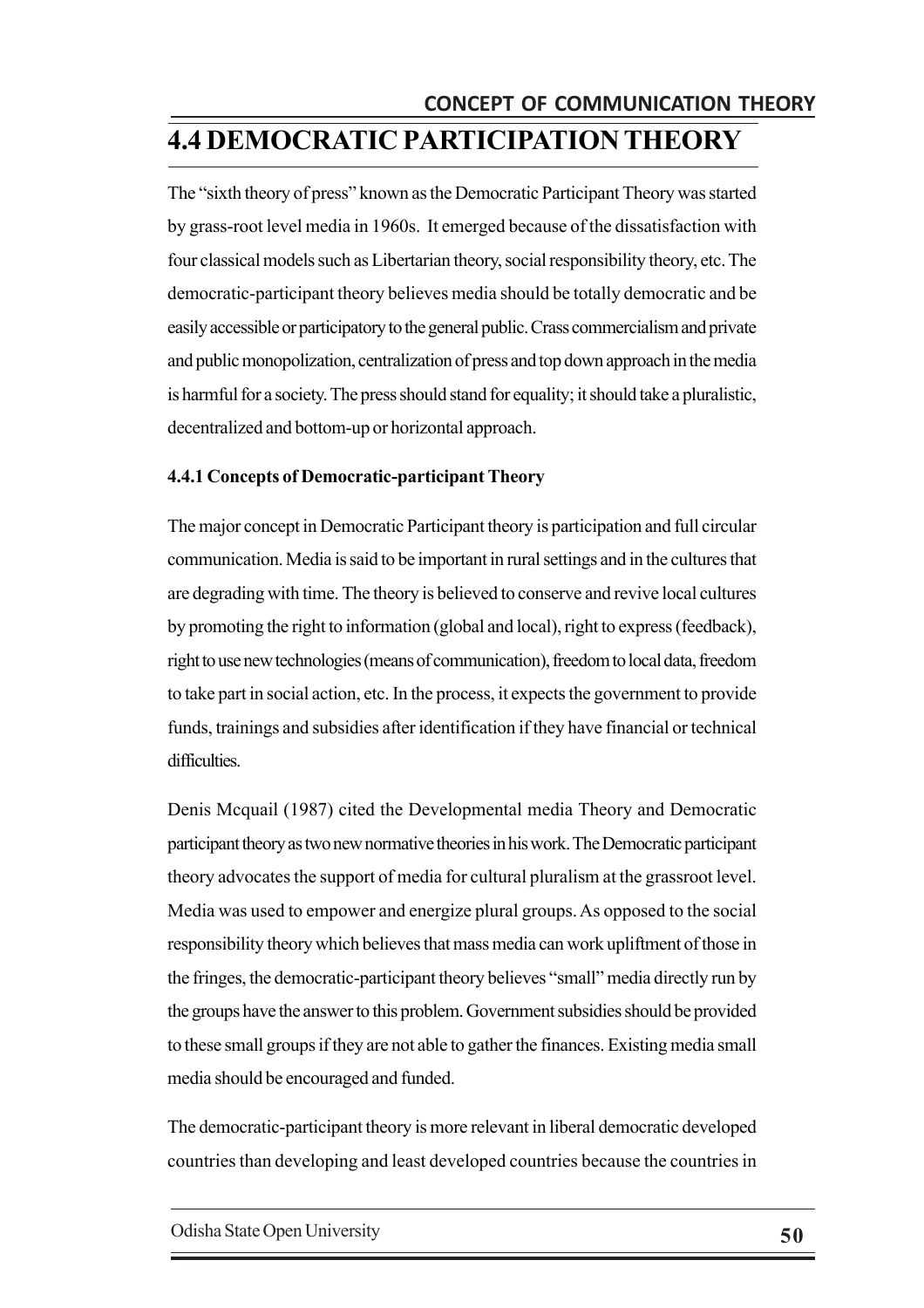## 4.4 DEMOCRATIC PARTICIPATION THEORY

The "sixth theory of press" known as the Democratic Participant Theory was started by grass-root level media in 1960s. It emerged because of the dissatisfaction with four classical models such as Libertarian theory, social responsibility theory, etc. The democratic-participant theory believes media should be totally democratic and be easily accessible or participatory to the general public. Crass commercialism and private and public monopolization, centralization of press and top down approach in the media is harmful for a society. The press should stand for equality; it should take a pluralistic, decentralized and bottom-up or horizontal approach.

### 4.4.1 Concepts of Democratic-participant Theory

The major concept in Democratic Participant theory is participation and full circular communication. Media is said to be important in rural settings and in the cultures that are degrading with time. The theory is believed to conserve and revive local cultures by promoting the right to information (global and local), right to express (feedback), right to use new technologies (means of communication), freedom to local data, freedom to take part in social action, etc. In the process, it expects the government to provide funds, trainings and subsidies after identification if they have financial or technical difficulties.

Denis Mcquail (1987) cited the Developmental media Theory and Democratic participant theory as two new normative theories in his work. The Democratic participant theory advocates the support of media for cultural pluralism at the grassroot level. Media was used to empower and energize plural groups. As opposed to the social responsibility theory which believes that mass media can work upliftment of those in the fringes, the democratic-participant theory believes "small" media directly run by the groups have the answer to this problem. Government subsidies should be provided to these small groups if they are not able to gather the finances. Existing media small media should be encouraged and funded.

The democratic-participant theory is more relevant in liberal democratic developed countries than developing and least developed countries because the countries in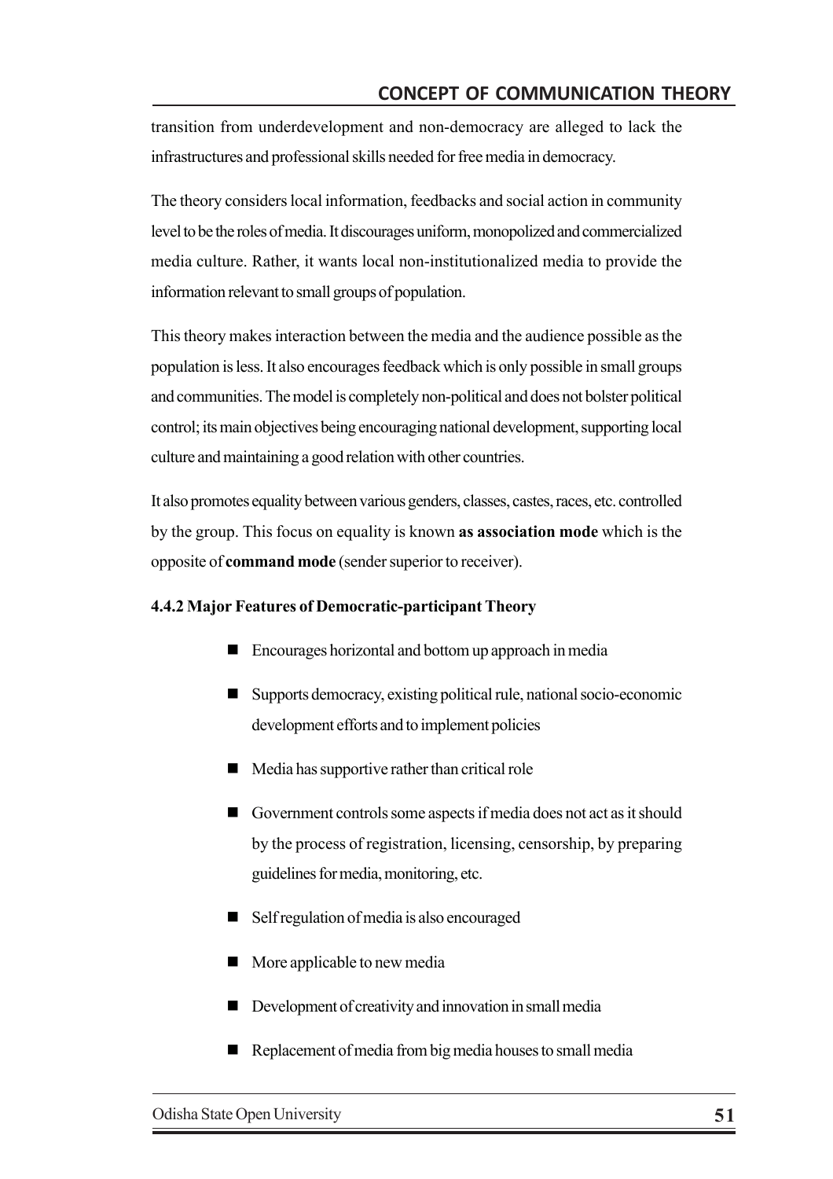transition from underdevelopment and non-democracy are alleged to lack the infrastructures and professional skills needed for free media in democracy.

The theory considers local information, feedbacks and social action in community level to be the roles of media. It discourages uniform, monopolized and commercialized media culture. Rather, it wants local non-institutionalized media to provide the information relevant to small groups of population.

This theory makes interaction between the media and the audience possible as the population is less. It also encourages feedback which is only possible in small groups and communities. The model is completely non-political and does not bolster political control; its main objectives being encouraging national development, supporting local culture and maintaining a good relation with other countries.

It also promotes equality between various genders, classes, castes, races, etc. controlled by the group. This focus on equality is known **as association mode** which is the opposite of **command mode** (sender superior to receiver).

**4.4.2 Major Features of Democratic-participant Theory**

- Encourages horizontal and bottom up approach in media
- Supports democracy, existing political rule, national socio-economic development efforts and to implement policies
- Media has supportive rather than critical role
- Government controls some aspects if media does not act as it should by the process of registration, licensing, censorship, by preparing guidelines for media, monitoring, etc.
- Self regulation of media is also encouraged
- More applicable to new media
- Development of creativity and innovation in small media
- Replacement of media from big media houses to small media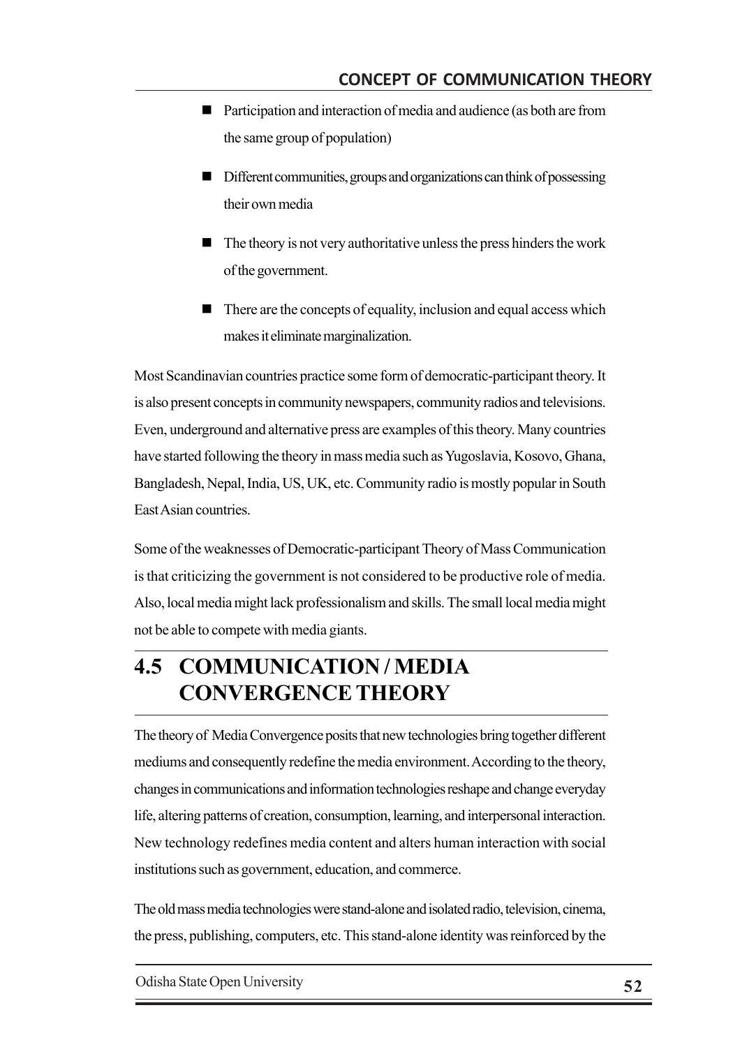- Participation and interaction of media and audience (as both are from the same group of population)
- Different communities, groups and organizations can think of possessing their own media
- The theory is not very authoritative unless the press hinders the work of the government.
- There are the concepts of equality, inclusion and equal access which makes it eliminate marginalization.

Most Scandinavian countries practice some form of democratic-participant theory. It is also present concepts in community newspapers, community radios and televisions. Even, underground and alternative press are examples of this theory. Many countries have started following the theory in mass media such as Yugoslavia, Kosovo, Ghana, Bangladesh, Nepal, India, US, UK, etc. Community radio is mostly popular in South East Asian countries.

Some of the weaknesses of Democratic-participant Theory of Mass Communication is that criticizing the government is not considered to be productive role of media. Also, local media might lack professionalism and skills. The small local media might not be able to compete with media giants.

## 4.5 COMMUNICATION / MEDIA CONVERGENCE THEORY

The theory of Media Convergence posits that new technologies bring together different mediums and consequently redefine the media environment. According to the theory, changes in communications and information technologies reshape and change everyday life, altering patterns of creation, consumption, learning, and interpersonal interaction. New technology redefines media content and alters human interaction with social institutions such as government, education, and commerce.

The old mass media technologies were stand-alone and isolated radio, television, cinema, the press, publishing, computers, etc. This stand-alone identity was reinforced by the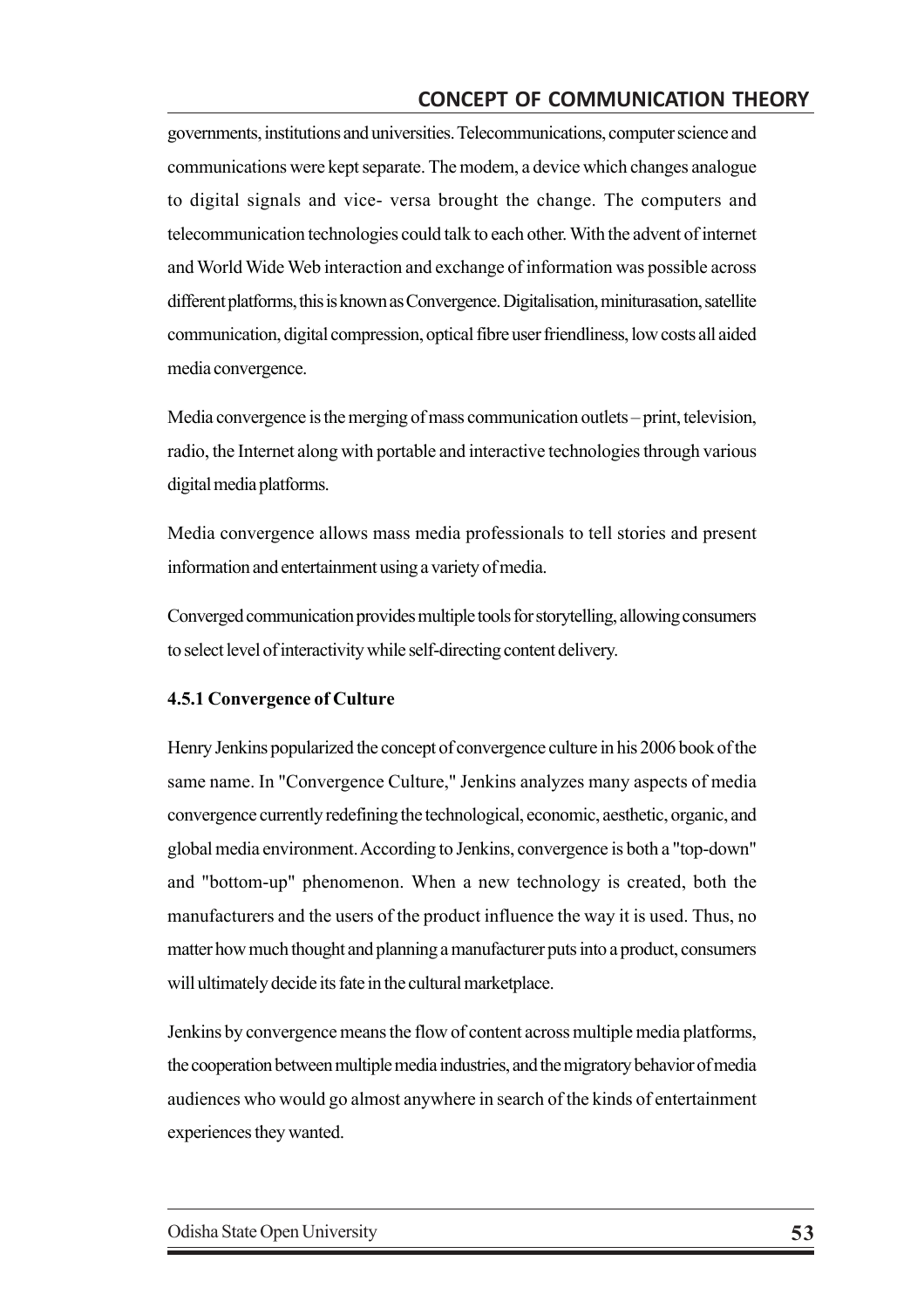governments, institutions and universities. Telecommunications, computer science and communications were kept separate. The modem, a device which changes analogue to digital signals and vice- versa brought the change. The computers and telecommunication technologies could talk to each other. With the advent of internet and World Wide Web interaction and exchange of information was possible across different platforms, this is known as Convergence. Digitalisation, miniturasation, satellite communication, digital compression, optical fibre user friendliness, low costs all aided media convergence.

Media convergence is the merging of mass communication outlets – print, television, radio, the Internet along with portable and interactive technologies through various digital media platforms.

Media convergence allows mass media professionals to tell stories and present information and entertainment using a variety of media.

Converged communication provides multiple tools for storytelling, allowing consumers to select level of interactivity while self-directing content delivery.

### 4.5.1 Convergence of Culture

Henry Jenkins popularized the concept of convergence culture in his 2006 book of the same name. In "Convergence Culture," Jenkins analyzes many aspects of media convergence currently redefining the technological, economic, aesthetic, organic, and global media environment. According to Jenkins, convergence is both a "top-down" and "bottom-up" phenomenon. When a new technology is created, both the manufacturers and the users of the product influence the way it is used. Thus, no matter how much thought and planning a manufacturer puts into a product, consumers will ultimately decide its fate in the cultural marketplace.

Jenkins by convergence means the flow of content across multiple media platforms, the cooperation between multiple media industries, and the migratory behavior of media audiences who would go almost anywhere in search of the kinds of entertainment experiences they wanted.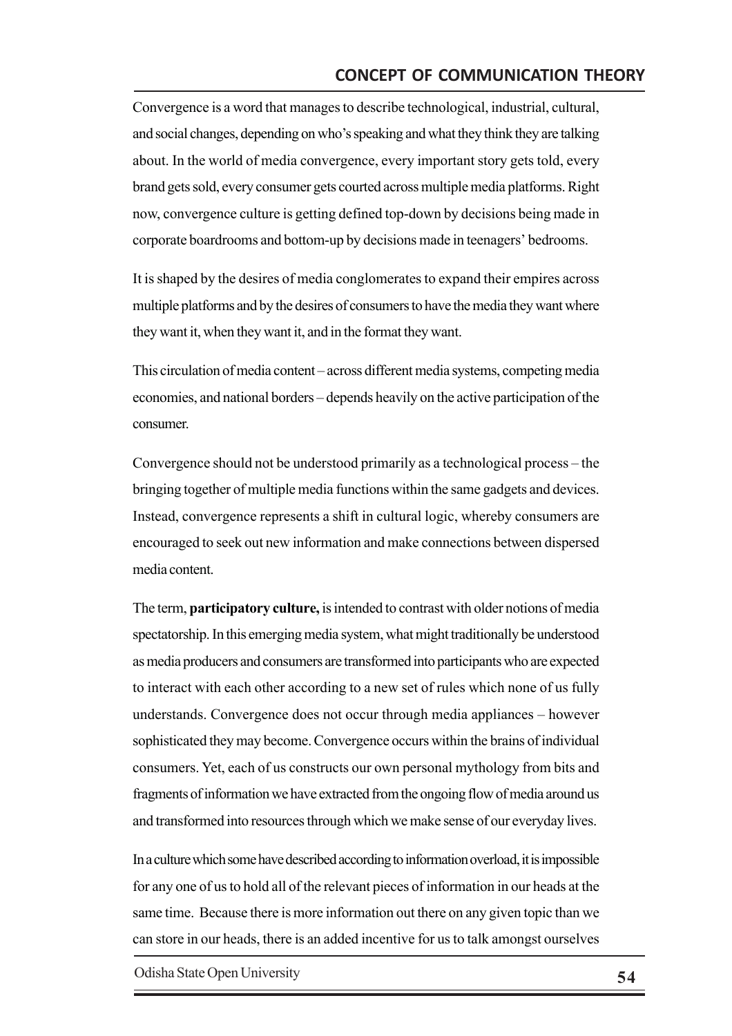Convergence is a word that manages to describe technological, industrial, cultural, and social changes, depending on who's speaking and what they think they are talking about. In the world of media convergence, every important story gets told, every brand gets sold, every consumer gets courted across multiple media platforms. Right now, convergence culture is getting defined top-down by decisions being made in corporate boardrooms and bottom-up by decisions made in teenagers' bedrooms.

It is shaped by the desires of media conglomerates to expand their empires across multiple platforms and by the desires of consumers to have the media they want where they want it, when they want it, and in the format they want.

This circulation of media content – across different media systems, competing media economies, and national borders – depends heavily on the active participation of the consumer.

Convergence should not be understood primarily as a technological process – the bringing together of multiple media functions within the same gadgets and devices. Instead, convergence represents a shift in cultural logic, whereby consumers are encouraged to seek out new information and make connections between dispersed media content.

The term, **participatory culture,** is intended to contrast with older notions of media spectatorship. In this emerging media system, what might traditionally be understood as media producers and consumers are transformed into participants who are expected to interact with each other according to a new set of rules which none of us fully understands. Convergence does not occur through media appliances – however sophisticated they may become. Convergence occurs within the brains of individual consumers. Yet, each of us constructs our own personal mythology from bits and fragments of information we have extracted from the ongoing flow of media around us and transformed into resources through which we make sense of our everyday lives.

In a culture which some have described according to information overload, it is impossible for any one of us to hold all of the relevant pieces of information in our heads at the same time. Because there is more information out there on any given topic than we can store in our heads, there is an added incentive for us to talk amongst ourselves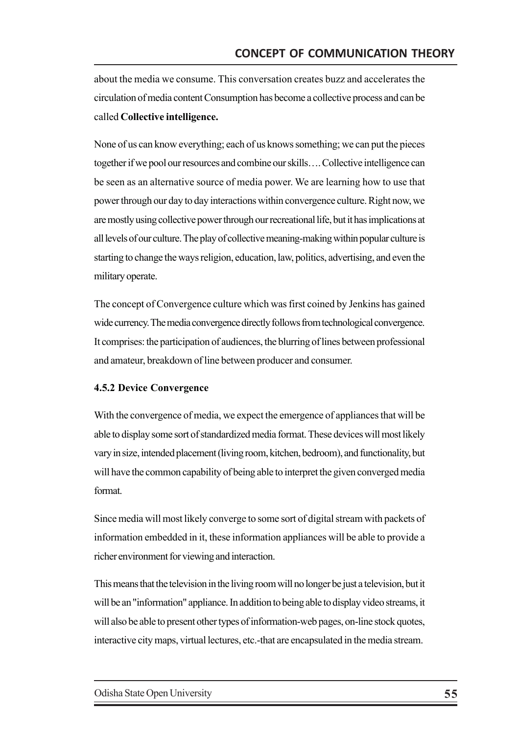about the media we consume. This conversation creates buzz and accelerates the circulation of media content Consumption has become a collective process and can be called **Collective intelligence.**

None of us can know everything; each of us knows something; we can put the pieces together if we pool our resources and combine our skills…. Collective intelligence can be seen as an alternative source of media power. We are learning how to use that power through our day to day interactions within convergence culture. Right now, we are mostly using collective power through our recreational life, but it has implications at all levels of our culture. The play of collective meaning-making within popular culture is starting to change the ways religion, education, law, politics, advertising, and even the military operate.

The concept of Convergence culture which was first coined by Jenkins has gained wide currency. The media convergence directly follows from technological convergence. It comprises: the participation of audiences, the blurring of lines between professional and amateur, breakdown of line between producer and consumer.

### 4.5.2 Device Convergence

With the convergence of media, we expect the emergence of appliances that will be able to display some sort of standardized media format. These devices will most likely vary in size, intended placement (living room, kitchen, bedroom), and functionality, but will have the common capability of being able to interpret the given converged media format.

Since media will most likely converge to some sort of digital stream with packets of information embedded in it, these information appliances will be able to provide a richer environment for viewing and interaction.

This means that the television in the living room will no longer be just a television, but it will be an "information" appliance. In addition to being able to display video streams, it will also be able to present other types of information-web pages, on-line stock quotes, interactive city maps, virtual lectures, etc.-that are encapsulated in the media stream.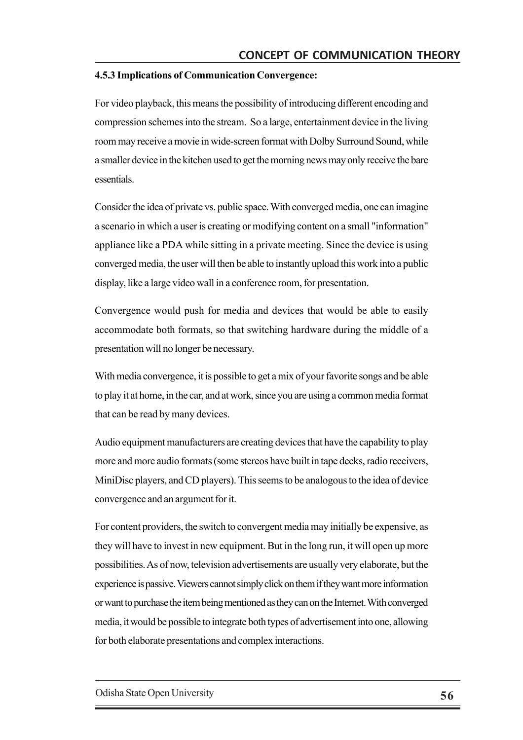#### 4.5.3 Implications of Communication Convergence:

For video playback, this means the possibility of introducing different encoding and compression schemes into the stream. So a large, entertainment device in the living room may receive a movie in wide-screen format with Dolby Surround Sound, while a smaller device in the kitchen used to get the morning news may only receive the bare essentials.

Consider the idea of private vs. public space. With converged media, one can imagine a scenario in which a user is creating or modifying content on a small "information" appliance like a PDA while sitting in a private meeting. Since the device is using converged media, the user will then be able to instantly upload this work into a public display, like a large video wall in a conference room, for presentation.

Convergence would push for media and devices that would be able to easily accommodate both formats, so that switching hardware during the middle of a presentation will no longer be necessary.

With media convergence, it is possible to get a mix of your favorite songs and be able to play it at home, in the car, and at work, since you are using a common media format that can be read by many devices.

Audio equipment manufacturers are creating devices that have the capability to play more and more audio formats (some stereos have built in tape decks, radio receivers, MiniDisc players, and CD players). This seems to be analogous to the idea of device convergence and an argument for it.

For content providers, the switch to convergent media may initially be expensive, as they will have to invest in new equipment. But in the long run, it will open up more possibilities. As of now, television advertisements are usually very elaborate, but the experience is passive. Viewers cannot simply click on them if they want more information or want to purchase the item being mentioned as they can on the Internet. With converged media, it would be possible to integrate both types of advertisement into one, allowing for both elaborate presentations and complex interactions.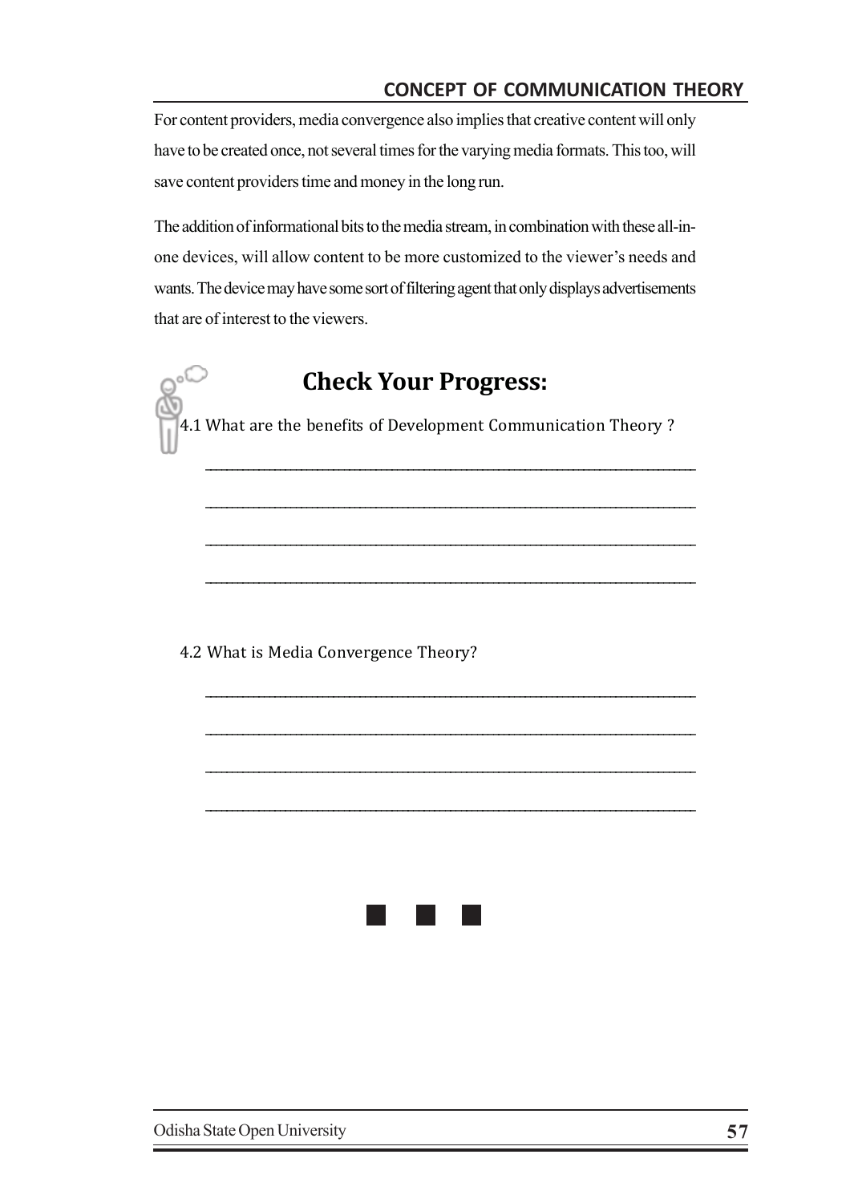For content providers, media convergence also implies that creative content will only have to be created once, not several times for the varying media formats. This too, will save content providers time and money in the long run.

The addition of informational bits to the media stream, in combination with these all-in-one devices, will allow content to be more customized to the viewer's needs and wants. The device may have some sort of filtering agent that only displays advertisements that are of interest to the viewers.

## Check Your Progress:

4.1 What are the benefits of Development Communication Theory ?

_______________________________________________________________

_______________________________________________________________

_______________________________________________________________

_______________________________________________________________

4.2 What is Media Convergence Theory?

_______________________________________________________________

_______________________________________________________________

_______________________________________________________________

_______________________________________________________________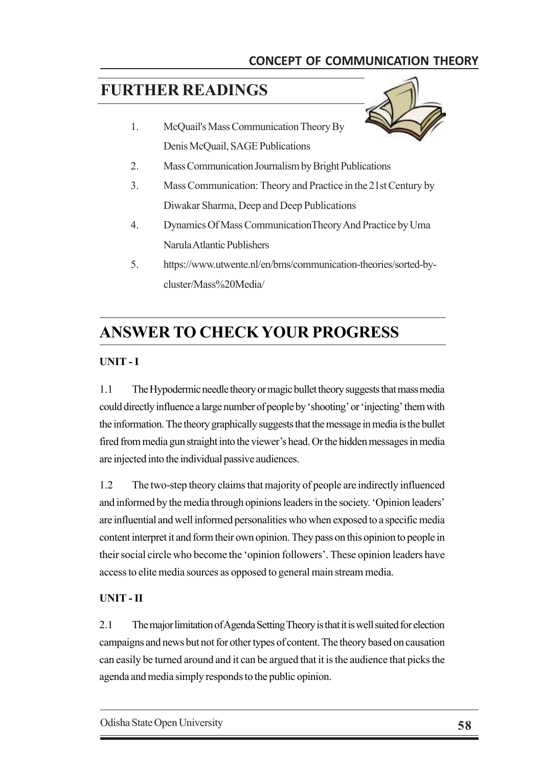## FURTHER READINGS

1. McQuail's Mass Communication Theory By Denis McQuail, SAGE Publications
2. Mass Communication Journalism by Bright Publications
3. Mass Communication: Theory and Practice in the 21st Century by Diwakar Sharma, Deep and Deep Publications
4. Dynamics Of Mass CommunicationTheory And Practice by Uma Narula Atlantic Publishers
5. https://www.utwente.nl/en/bms/communication-theories/sorted-by-cluster/Mass%20Media/

## ANSWER TO CHECK YOUR PROGRESS

**UNIT - I**

1.1 The Hypodermic needle theory or magic bullet theory suggests that mass media could directly influence a large number of people by 'shooting' or 'injecting' them with the information. The theory graphically suggests that the message in media is the bullet fired from media gun straight into the viewer's head. Or the hidden messages in media are injected into the individual passive audiences.

1.2 The two-step theory claims that majority of people are indirectly influenced and informed by the media through opinions leaders in the society. 'Opinion leaders' are influential and well informed personalities who when exposed to a specific media content interpret it and form their own opinion. They pass on this opinion to people in their social circle who become the 'opinion followers'. These opinion leaders have access to elite media sources as opposed to general main stream media.

**UNIT - II**

2.1 The major limitation of Agenda Setting Theory is that it is well suited for election campaigns and news but not for other types of content. The theory based on causation can easily be turned around and it can be argued that it is the audience that picks the agenda and media simply responds to the public opinion.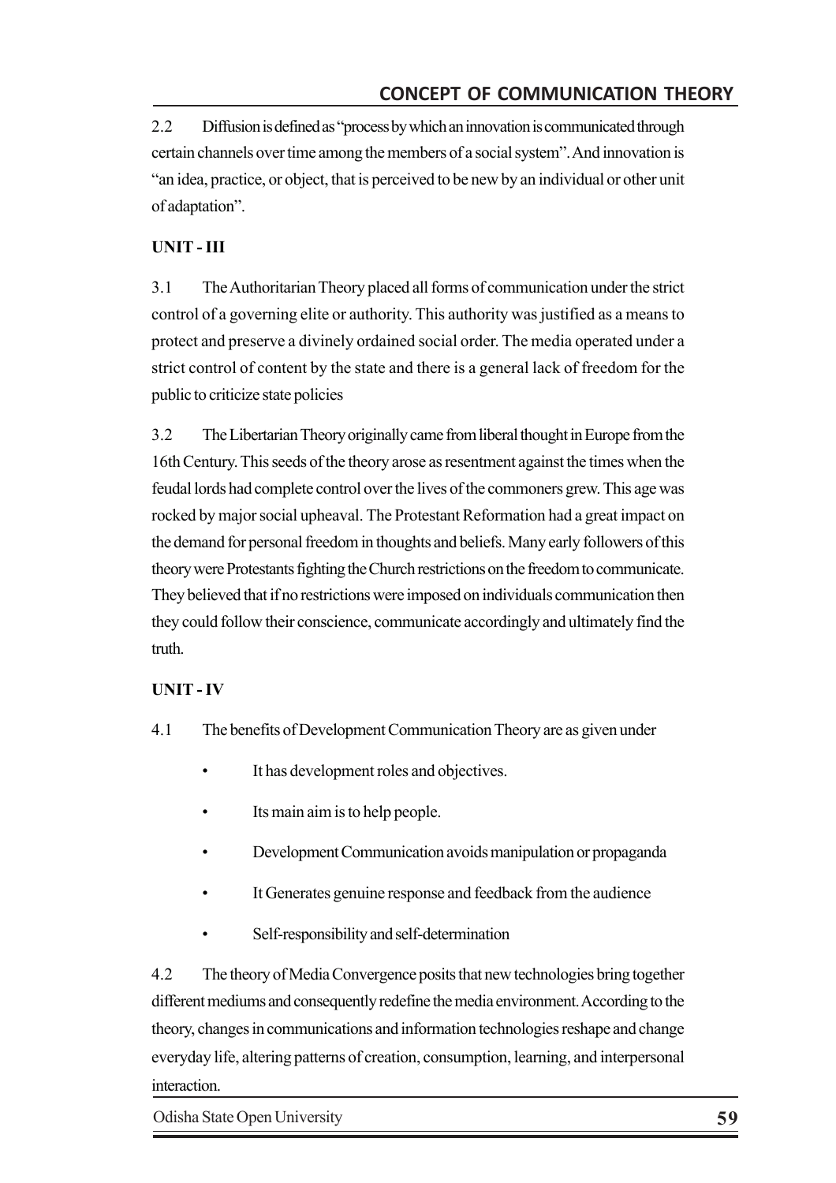2.2 Diffusion is defined as "process by which an innovation is communicated through certain channels over time among the members of a social system". And innovation is "an idea, practice, or object, that is perceived to be new by an individual or other unit of adaptation".

**UNIT - III**

3.1 The Authoritarian Theory placed all forms of communication under the strict control of a governing elite or authority. This authority was justified as a means to protect and preserve a divinely ordained social order. The media operated under a strict control of content by the state and there is a general lack of freedom for the public to criticize state policies

3.2 The Libertarian Theory originally came from liberal thought in Europe from the 16th Century. This seeds of the theory arose as resentment against the times when the feudal lords had complete control over the lives of the commoners grew. This age was rocked by major social upheaval. The Protestant Reformation had a great impact on the demand for personal freedom in thoughts and beliefs. Many early followers of this theory were Protestants fighting the Church restrictions on the freedom to communicate. They believed that if no restrictions were imposed on individuals communication then they could follow their conscience, communicate accordingly and ultimately find the truth.

**UNIT - IV**

4.1 The benefits of Development Communication Theory are as given under

- It has development roles and objectives.
- Its main aim is to help people.
- Development Communication avoids manipulation or propaganda
- It Generates genuine response and feedback from the audience
- Self-responsibility and self-determination

4.2 The theory of Media Convergence posits that new technologies bring together different mediums and consequently redefine the media environment. According to the theory, changes in communications and information technologies reshape and change everyday life, altering patterns of creation, consumption, learning, and interpersonal interaction.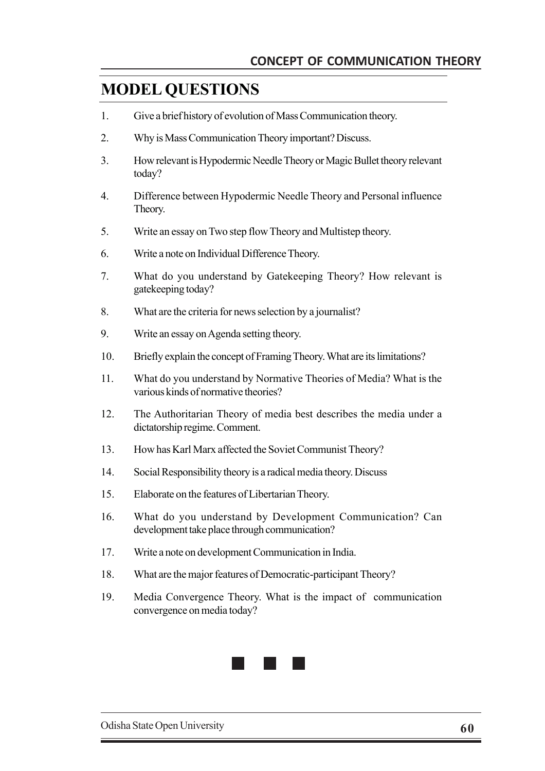## MODEL QUESTIONS

1. Give a brief history of evolution of Mass Communication theory.
2. Why is Mass Communication Theory important? Discuss.
3. How relevant is Hypodermic Needle Theory or Magic Bullet theory relevant today?
4. Difference between Hypodermic Needle Theory and Personal influence Theory.
5. Write an essay on Two step flow Theory and Multistep theory.
6. Write a note on Individual Difference Theory.
7. What do you understand by Gatekeeping Theory? How relevant is gatekeeping today?
8. What are the criteria for news selection by a journalist?
9. Write an essay on Agenda setting theory.
10. Briefly explain the concept of Framing Theory. What are its limitations?
11. What do you understand by Normative Theories of Media? What is the various kinds of normative theories?
12. The Authoritarian Theory of media best describes the media under a dictatorship regime. Comment.
13. How has Karl Marx affected the Soviet Communist Theory?
14. Social Responsibility theory is a radical media theory. Discuss
15. Elaborate on the features of Libertarian Theory.
16. What do you understand by Development Communication? Can development take place through communication?
17. Write a note on development Communication in India.
18. What are the major features of Democratic-participant Theory?
19. Media Convergence Theory. What is the impact of communication convergence on media today?

■ ■ ■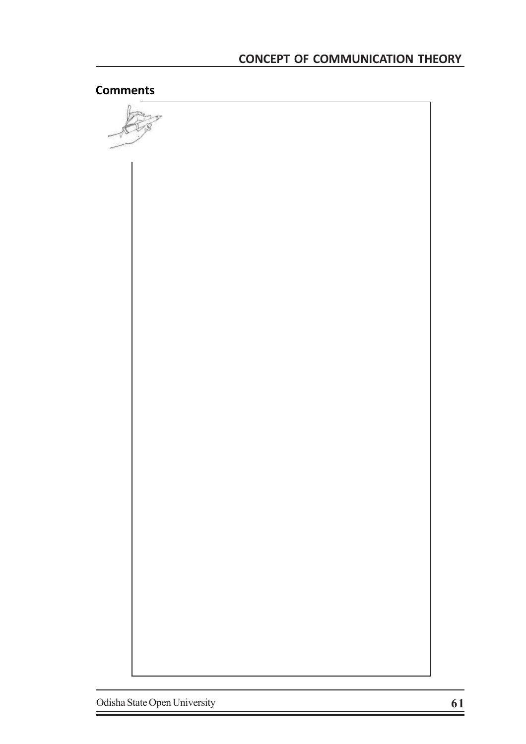**Comments**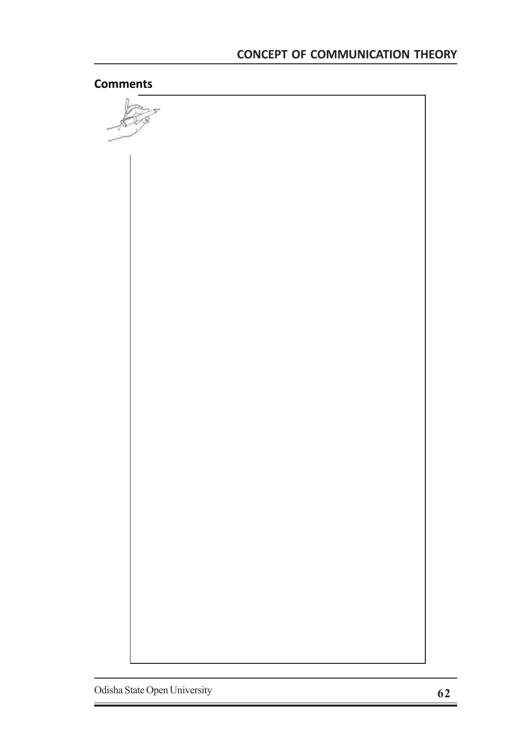**Comments**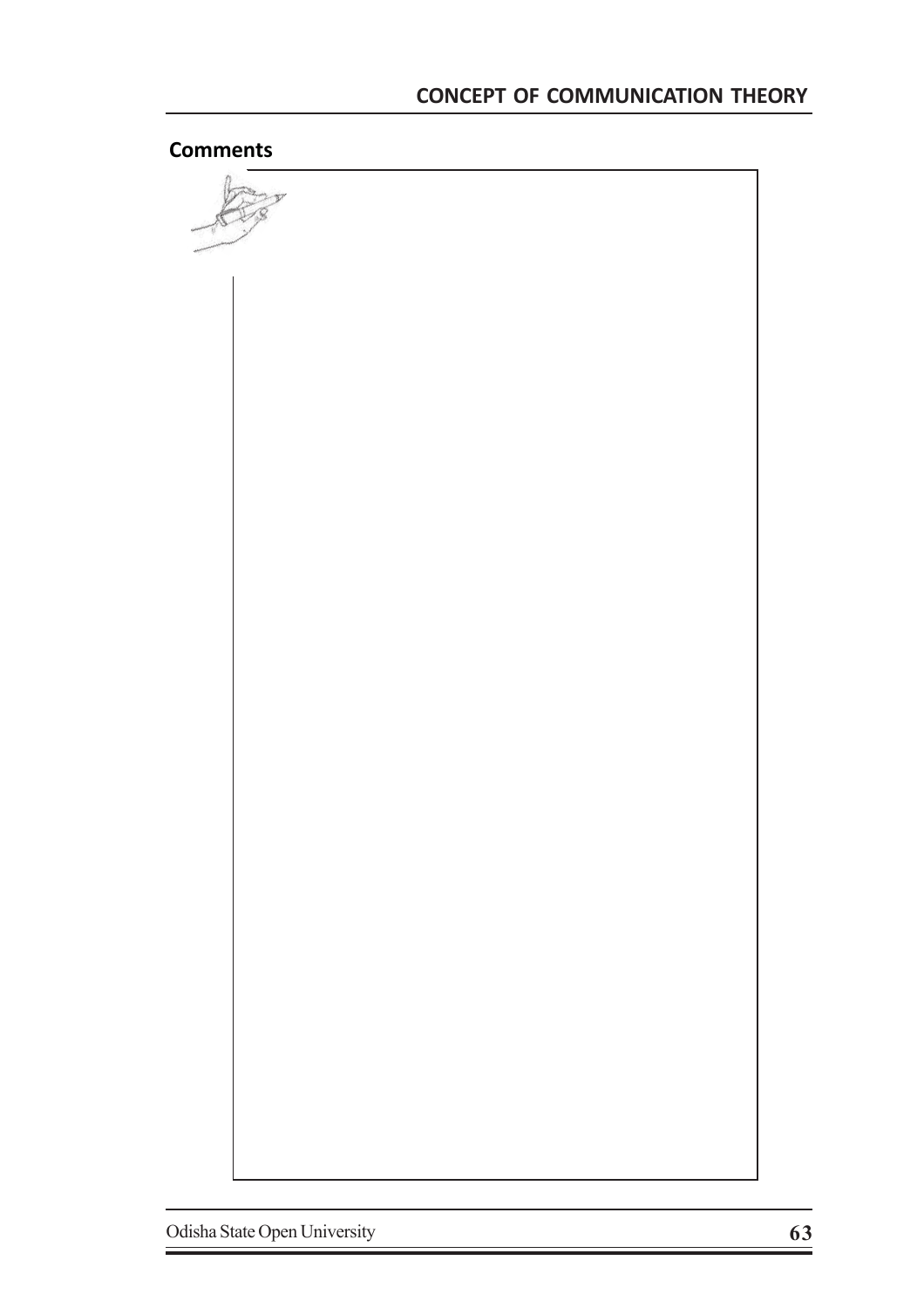**Comments**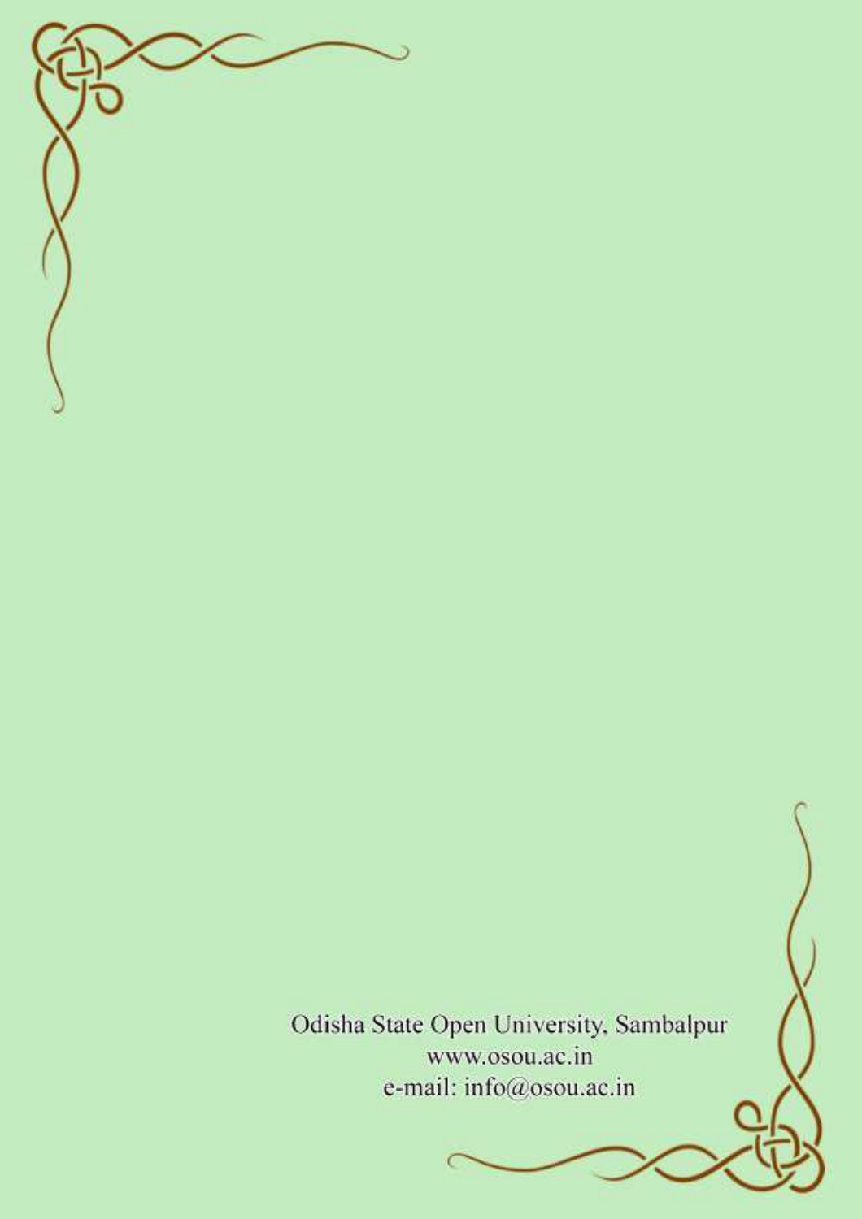Odisha State Open University, Sambalpur
www.osou.ac.in
e-mail: info@osou.ac.in